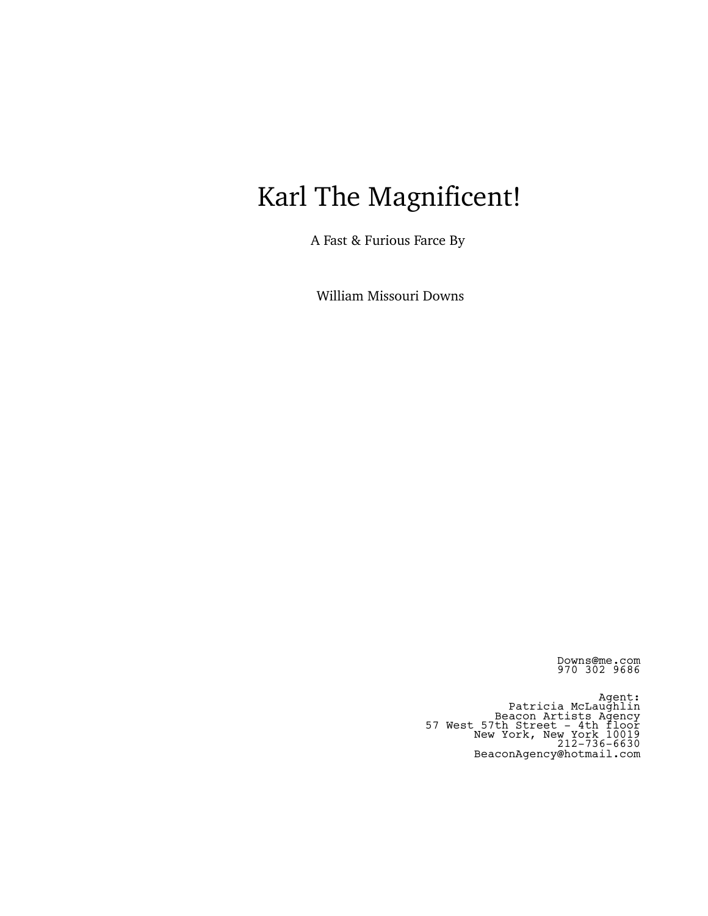# Karl The Magnificent!

A Fast & Furious Farce By

William Missouri Downs

Downs@me.com
970 302 9686

Agent:
Patricia McLaughlin
Beacon Artists Agency
57 West 57th Street - 4th floor
New York, New York 10019
212-736-6630
BeaconAgency@hotmail.com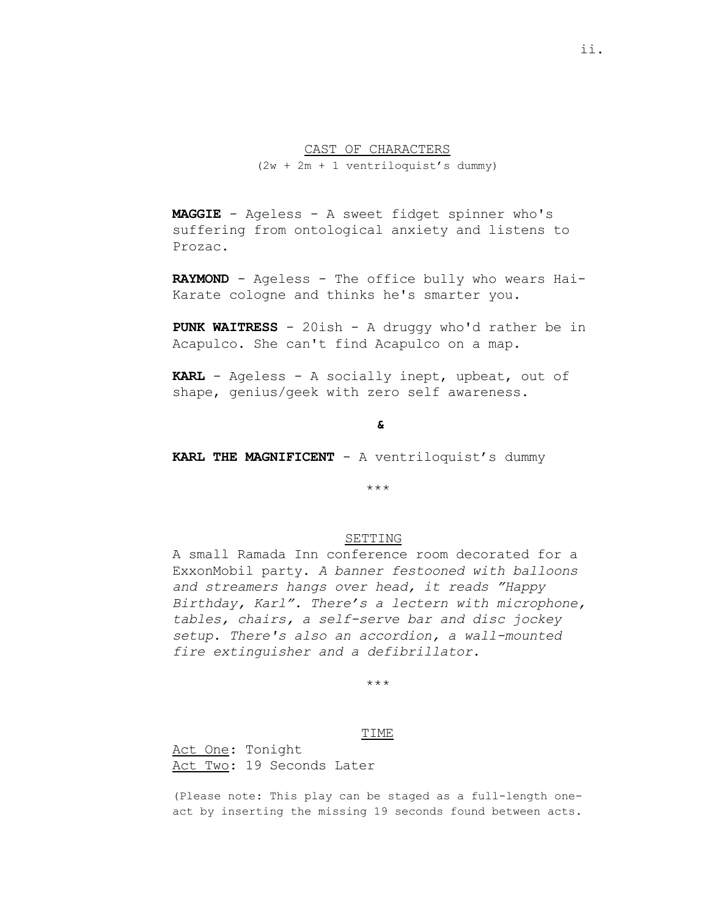## CAST OF CHARACTERS

(2w + 2m + 1 ventriloquist's dummy)

**MAGGIE** - Ageless - A sweet fidget spinner who's suffering from ontological anxiety and listens to Prozac.

**RAYMOND** - Ageless - The office bully who wears Hai-Karate cologne and thinks he's smarter you.

**PUNK WAITRESS** - 20ish - A druggy who'd rather be in Acapulco. She can't find Acapulco on a map.

**KARL** - Ageless - A socially inept, upbeat, out of shape, genius/geek with zero self awareness.

**&**

**KARL THE MAGNIFICENT** - A ventriloquist's dummy

***

## SETTING

A small Ramada Inn conference room decorated for a ExxonMobil party. *A banner festooned with balloons and streamers hangs over head, it reads "Happy Birthday, Karl". There's a lectern with microphone, tables, chairs, a self-serve bar and disc jockey setup. There's also an accordion, a wall-mounted fire extinguisher and a defibrillator.*

***

## TIME

Act One: Tonight
Act Two: 19 Seconds Later

(Please note: This play can be staged as a full-length one-act by inserting the missing 19 seconds found between acts.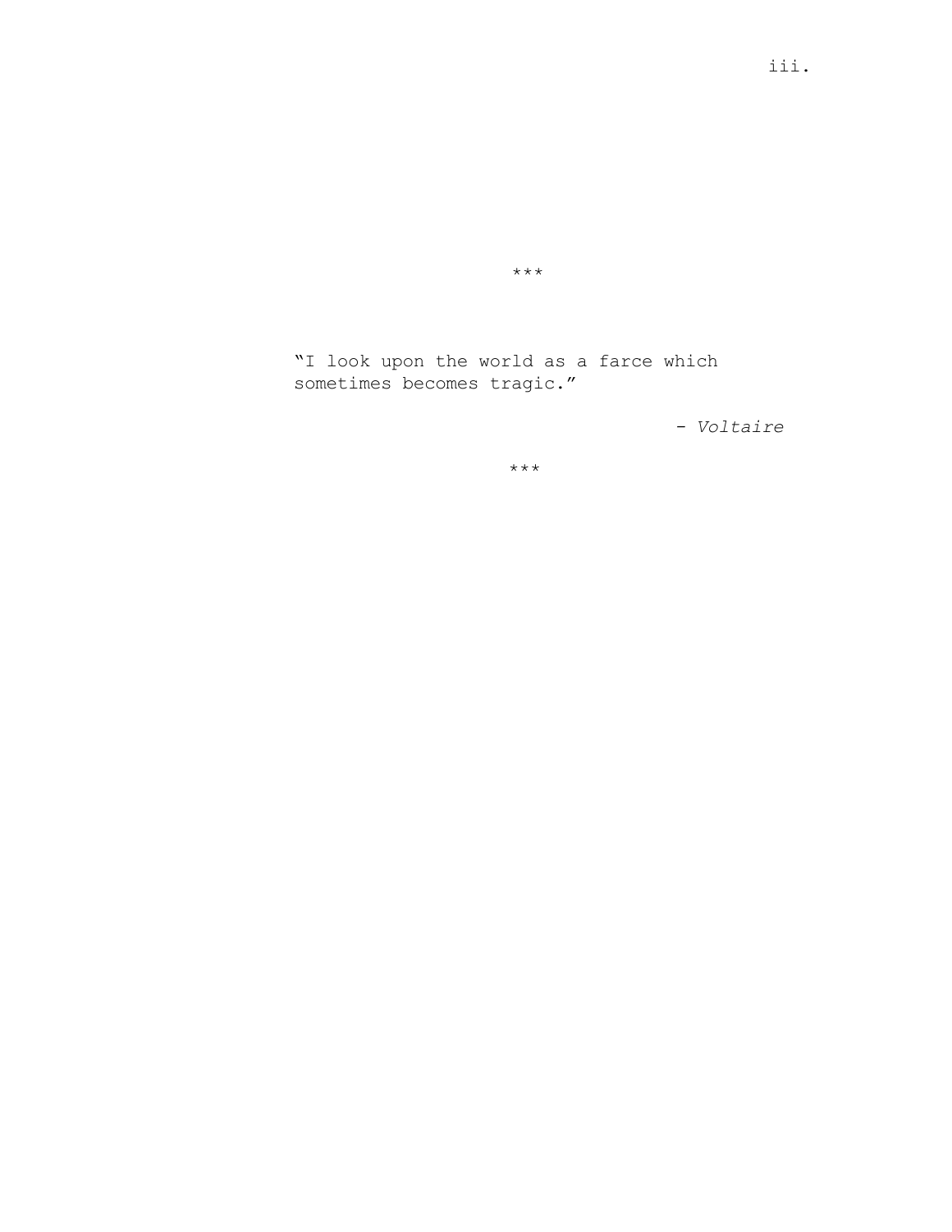***

"I look upon the world as a farce which sometimes becomes tragic."

- *Voltaire*

***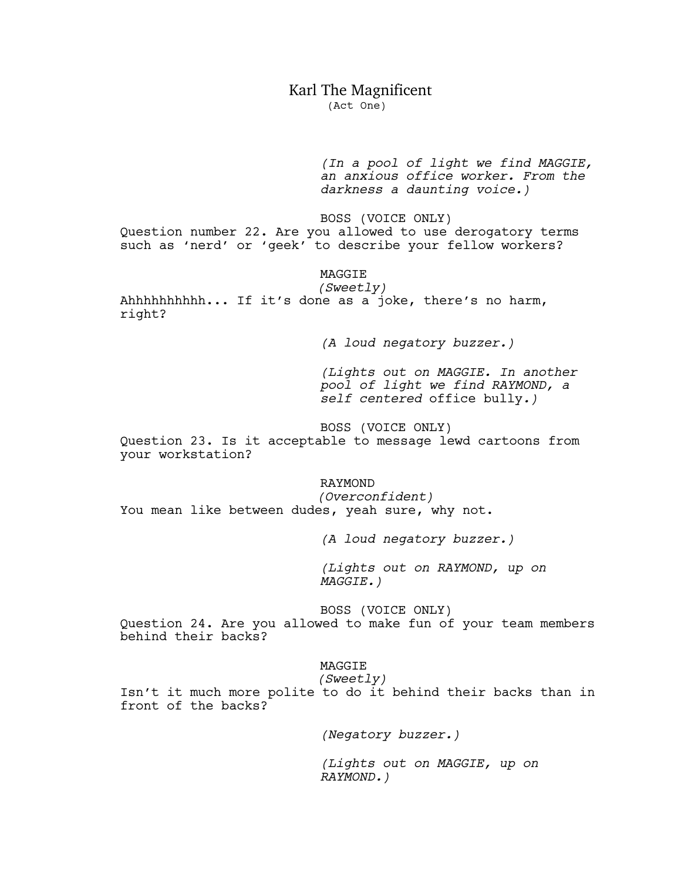# Karl The Magnificent

(Act One)

*(In a pool of light we find MAGGIE, an anxious office worker. From the darkness a daunting voice.)*

BOSS (VOICE ONLY)

Question number 22. Are you allowed to use derogatory terms such as 'nerd' or 'geek' to describe your fellow workers?

MAGGIE

*(Sweetly)*

Ahhhhhhhhhh... If it's done as a joke, there's no harm, right?

*(A loud negatory buzzer.)*

*(Lights out on MAGGIE. In another pool of light we find RAYMOND, a self centered* office bully*.)*

BOSS (VOICE ONLY)

Question 23. Is it acceptable to message lewd cartoons from your workstation?

RAYMOND

*(Overconfident)*

You mean like between dudes, yeah sure, why not.

*(A loud negatory buzzer.)*

*(Lights out on RAYMOND, up on MAGGIE.)*

BOSS (VOICE ONLY)

Question 24. Are you allowed to make fun of your team members behind their backs?

MAGGIE

*(Sweetly)*

Isn't it much more polite to do it behind their backs than in front of the backs?

*(Negatory buzzer.)*

*(Lights out on MAGGIE, up on RAYMOND.)*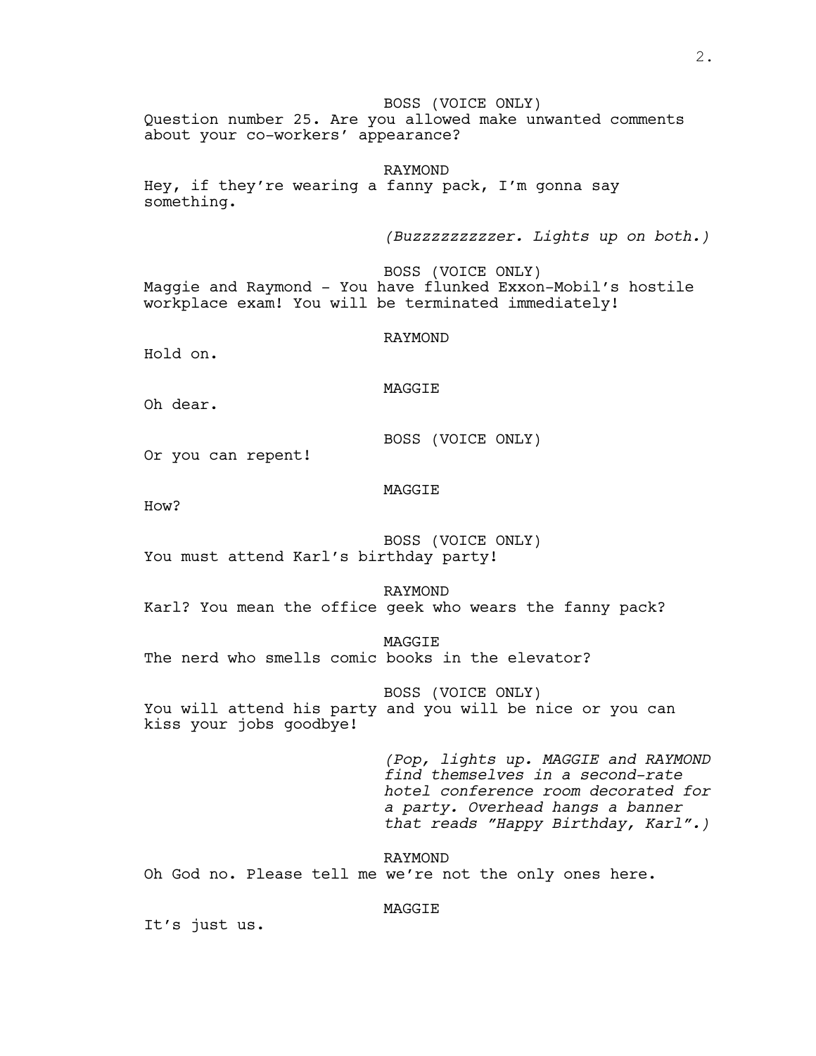BOSS (VOICE ONLY)
Question number 25. Are you allowed make unwanted comments about your co-workers' appearance?

RAYMOND
Hey, if they're wearing a fanny pack, I'm gonna say something.

*(Buzzzzzzzzzer. Lights up on both.)*

BOSS (VOICE ONLY)
Maggie and Raymond - You have flunked Exxon-Mobil's hostile workplace exam! You will be terminated immediately!

RAYMOND
Hold on.

MAGGIE
Oh dear.

BOSS (VOICE ONLY)
Or you can repent!

MAGGIE
How?

BOSS (VOICE ONLY)
You must attend Karl's birthday party!

RAYMOND
Karl? You mean the office geek who wears the fanny pack?

MAGGIE
The nerd who smells comic books in the elevator?

BOSS (VOICE ONLY)
You will attend his party and you will be nice or you can kiss your jobs goodbye!

*(Pop, lights up. MAGGIE and RAYMOND find themselves in a second-rate hotel conference room decorated for a party. Overhead hangs a banner that reads "Happy Birthday, Karl".)*

RAYMOND
Oh God no. Please tell me we're not the only ones here.

MAGGIE
It's just us.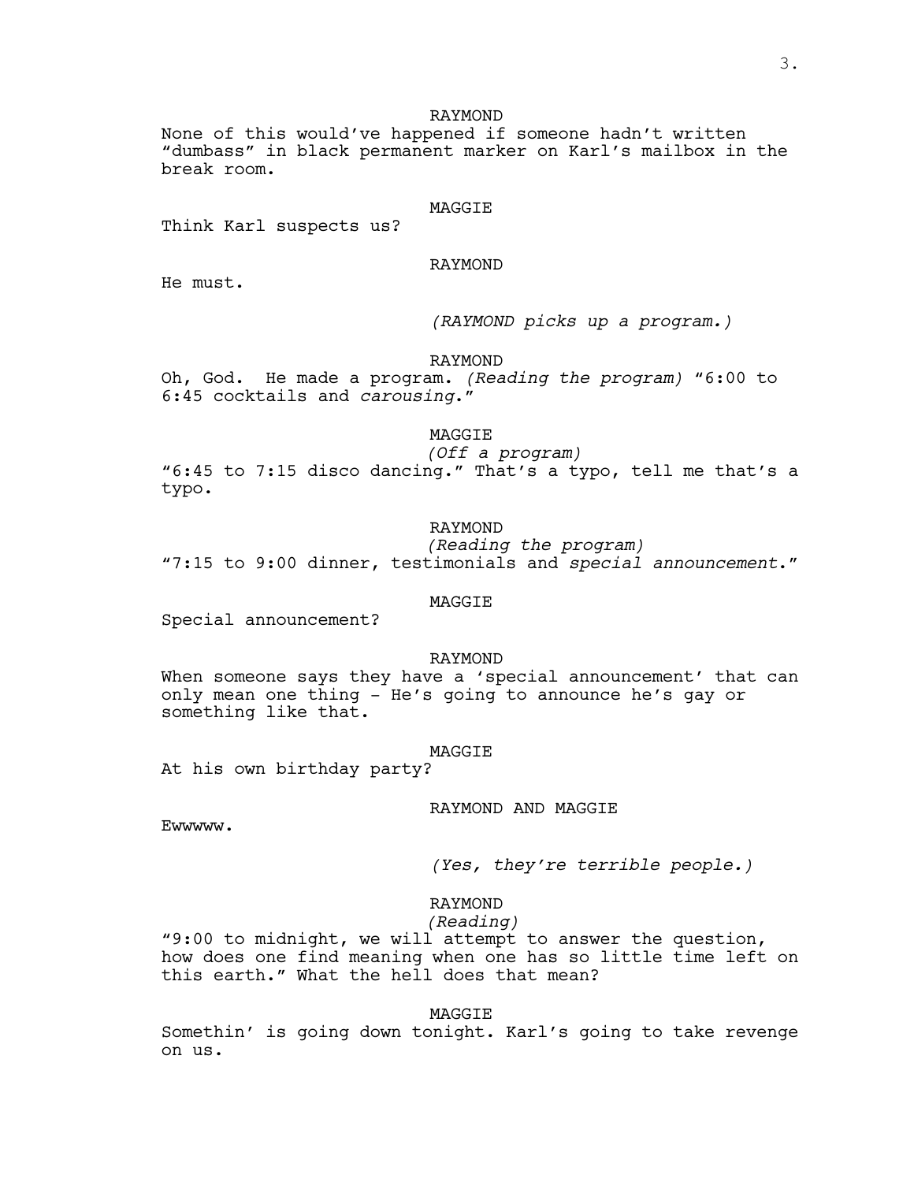RAYMOND

None of this would've happened if someone hadn't written "dumbass" in black permanent marker on Karl's mailbox in the break room.

MAGGIE

Think Karl suspects us?

RAYMOND

He must.

*(RAYMOND picks up a program.)*

RAYMOND

Oh, God. He made a program. *(Reading the program)* "6:00 to 6:45 cocktails and *carousing*."

MAGGIE

*(Off a program)*

"6:45 to 7:15 disco dancing." That's a typo, tell me that's a typo.

RAYMOND

*(Reading the program)*

"7:15 to 9:00 dinner, testimonials and *special announcement*."

MAGGIE

Special announcement?

RAYMOND

When someone says they have a 'special announcement' that can only mean one thing - He's going to announce he's gay or something like that.

MAGGIE

At his own birthday party?

RAYMOND AND MAGGIE

Ewwwww.

*(Yes, they're terrible people.)*

RAYMOND

*(Reading)*

"9:00 to midnight, we will attempt to answer the question, how does one find meaning when one has so little time left on this earth." What the hell does that mean?

MAGGIE

Somethin' is going down tonight. Karl's going to take revenge on us.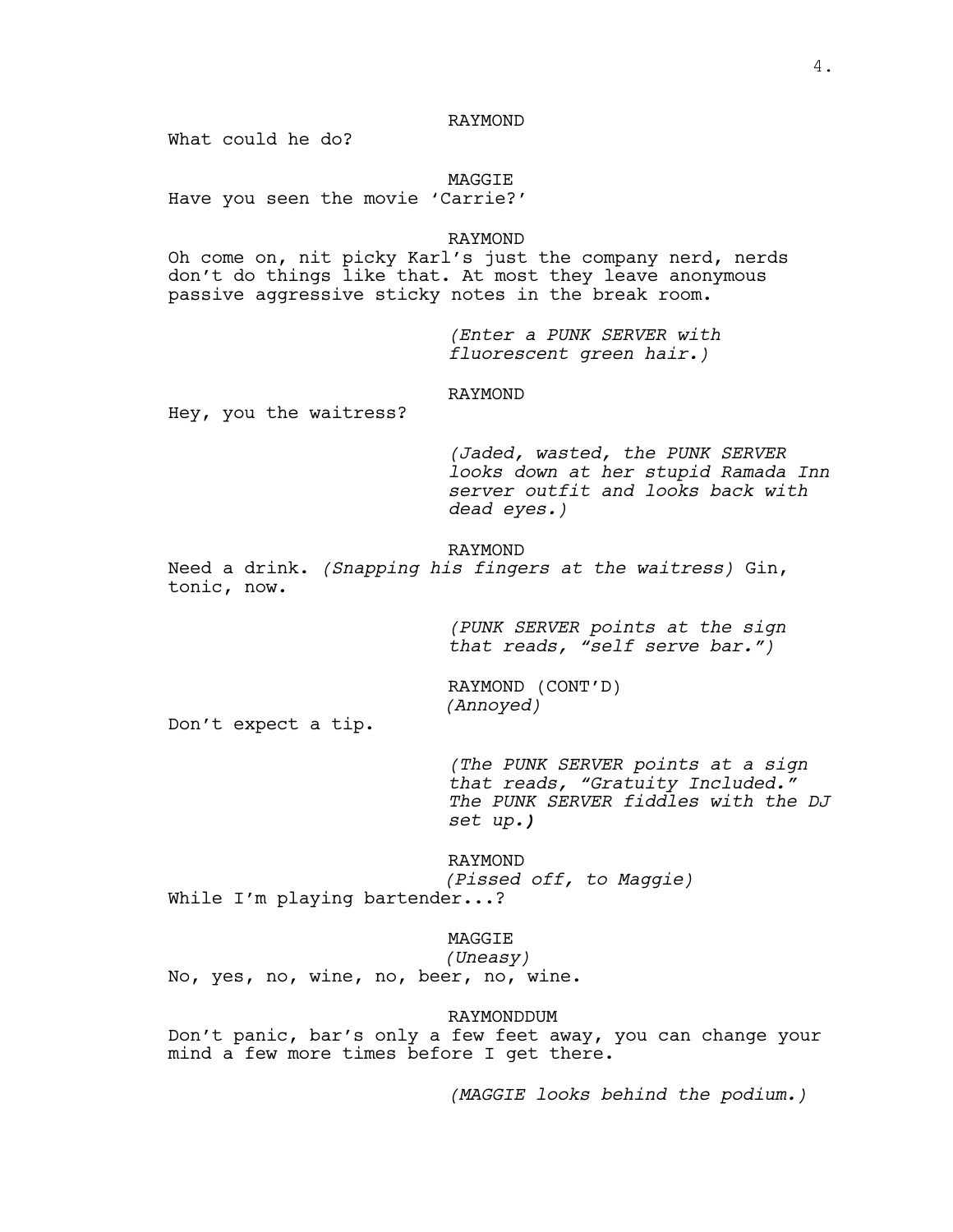RAYMOND

What could he do?

MAGGIE

Have you seen the movie 'Carrie?'

RAYMOND

Oh come on, nit picky Karl's just the company nerd, nerds don't do things like that. At most they leave anonymous passive aggressive sticky notes in the break room.

*(Enter a PUNK SERVER with fluorescent green hair.)*

RAYMOND

Hey, you the waitress?

*(Jaded, wasted, the PUNK SERVER looks down at her stupid Ramada Inn server outfit and looks back with dead eyes.)*

RAYMOND

Need a drink. *(Snapping his fingers at the waitress)* Gin, tonic, now.

*(PUNK SERVER points at the sign that reads, "self serve bar.")*

RAYMOND (CONT'D)
*(Annoyed)*

Don't expect a tip.

*(The PUNK SERVER points at a sign that reads, "Gratuity Included." The PUNK SERVER fiddles with the DJ set up.)*

RAYMOND
*(Pissed off, to Maggie)*

While I'm playing bartender...?

MAGGIE
*(Uneasy)*

No, yes, no, wine, no, beer, no, wine.

RAYMONDDUM

Don't panic, bar's only a few feet away, you can change your mind a few more times before I get there.

*(MAGGIE looks behind the podium.)*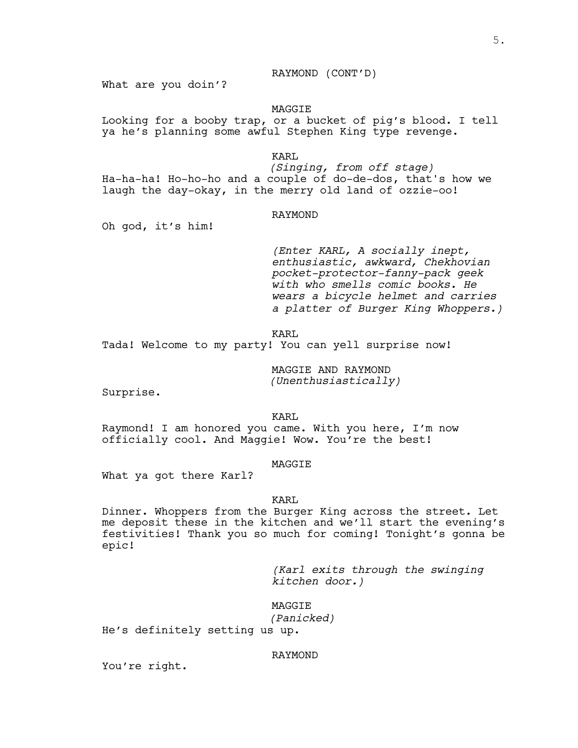RAYMOND (CONT'D)

What are you doin'?

MAGGIE

Looking for a booby trap, or a bucket of pig's blood. I tell ya he's planning some awful Stephen King type revenge.

KARL

*(Singing, from off stage)*

Ha-ha-ha! Ho-ho-ho and a couple of do-de-dos, that's how we laugh the day-okay, in the merry old land of ozzie-oo!

RAYMOND

Oh god, it's him!

*(Enter KARL, A socially inept, enthusiastic, awkward, Chekhovian pocket-protector-fanny-pack geek with who smells comic books. He wears a bicycle helmet and carries a platter of Burger King Whoppers.)*

KARL

Tada! Welcome to my party! You can yell surprise now!

MAGGIE AND RAYMOND

*(Unenthusiastically)*

Surprise.

KARL

Raymond! I am honored you came. With you here, I'm now officially cool. And Maggie! Wow. You're the best!

MAGGIE

What ya got there Karl?

KARL

Dinner. Whoppers from the Burger King across the street. Let me deposit these in the kitchen and we'll start the evening's festivities! Thank you so much for coming! Tonight's gonna be epic!

*(Karl exits through the swinging kitchen door.)*

MAGGIE

*(Panicked)*

He's definitely setting us up.

RAYMOND

You're right.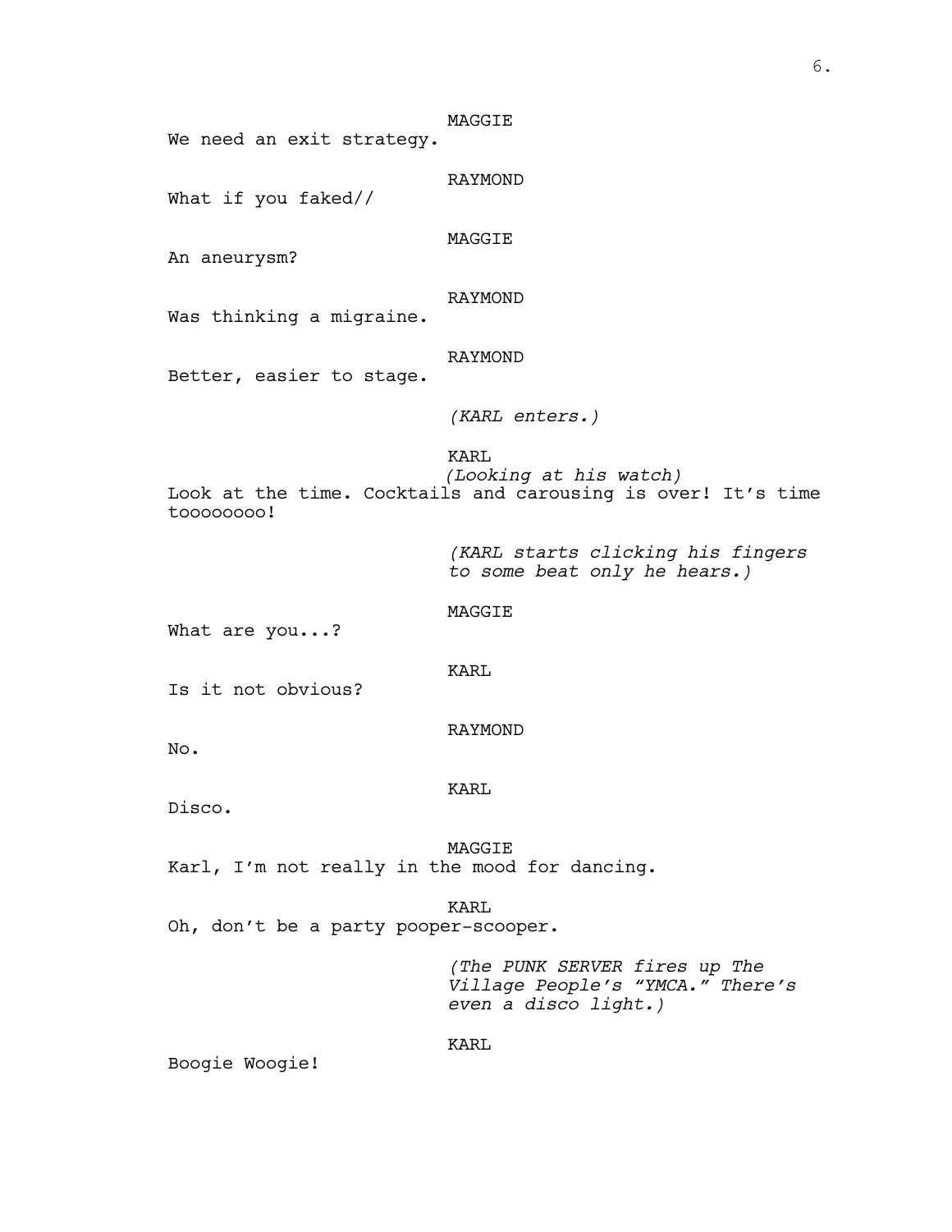MAGGIE
We need an exit strategy.

RAYMOND
What if you faked//

MAGGIE
An aneurysm?

RAYMOND
Was thinking a migraine.

RAYMOND
Better, easier to stage.

*(KARL enters.)*

KARL
*(Looking at his watch)*
Look at the time. Cocktails and carousing is over! It's time toooooooo!

*(KARL starts clicking his fingers to some beat only he hears.)*

MAGGIE
What are you...?

KARL
Is it not obvious?

RAYMOND
No.

KARL
Disco.

MAGGIE
Karl, I'm not really in the mood for dancing.

KARL
Oh, don't be a party pooper-scooper.

*(The PUNK SERVER fires up The Village People's "YMCA." There's even a disco light.)*

KARL
Boogie Woogie!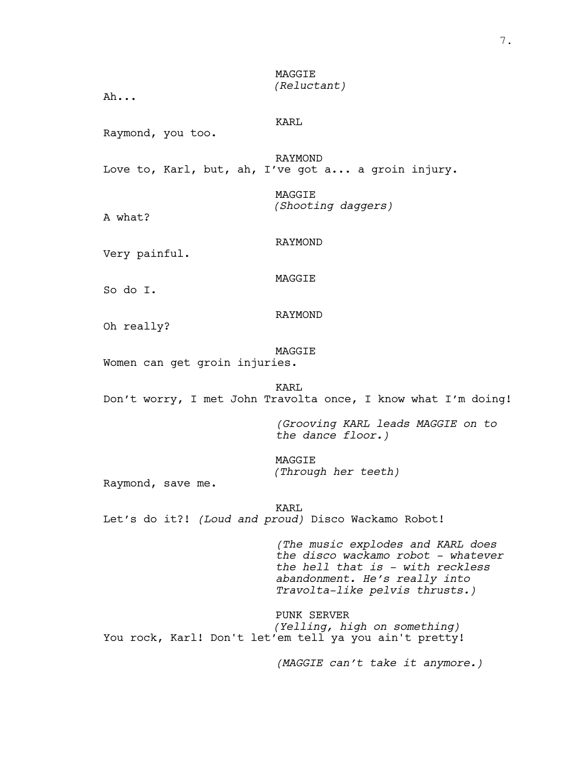MAGGIE
*(Reluctant)*

Ah...

KARL

Raymond, you too.

RAYMOND

Love to, Karl, but, ah, I've got a... a groin injury.

MAGGIE
*(Shooting daggers)*

A what?

RAYMOND

Very painful.

MAGGIE

So do I.

RAYMOND

Oh really?

MAGGIE

Women can get groin injuries.

KARL

Don't worry, I met John Travolta once, I know what I'm doing!

*(Grooving KARL leads MAGGIE on to the dance floor.)*

MAGGIE
*(Through her teeth)*

Raymond, save me.

KARL

Let's do it?! *(Loud and proud)* Disco Wackamo Robot!

*(The music explodes and KARL does the disco wackamo robot - whatever the hell that is - with reckless abandonment. He's really into Travolta-like pelvis thrusts.)*

PUNK SERVER
*(Yelling, high on something)*

You rock, Karl! Don't let'em tell ya you ain't pretty!

*(MAGGIE can't take it anymore.)*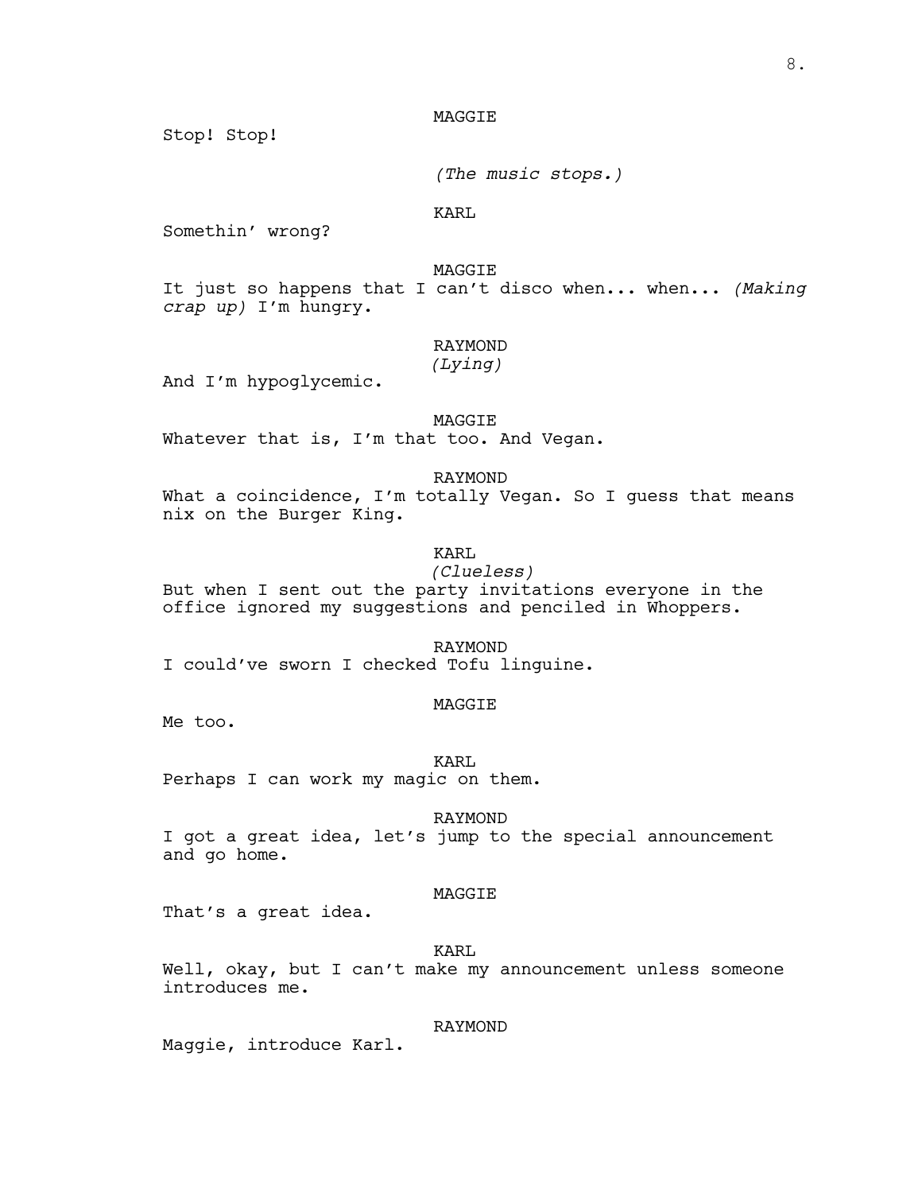MAGGIE

Stop! Stop!

*(The music stops.)*

KARL

Somethin' wrong?

MAGGIE

It just so happens that I can't disco when... when... *(Making crap up)* I'm hungry.

RAYMOND
*(Lying)*

And I'm hypoglycemic.

MAGGIE

Whatever that is, I'm that too. And Vegan.

RAYMOND

What a coincidence, I'm totally Vegan. So I guess that means nix on the Burger King.

KARL
*(Clueless)*

But when I sent out the party invitations everyone in the office ignored my suggestions and penciled in Whoppers.

RAYMOND

I could've sworn I checked Tofu linguine.

MAGGIE

Me too.

KARL

Perhaps I can work my magic on them.

RAYMOND

I got a great idea, let's jump to the special announcement and go home.

MAGGIE

That's a great idea.

KARL

Well, okay, but I can't make my announcement unless someone introduces me.

RAYMOND

Maggie, introduce Karl.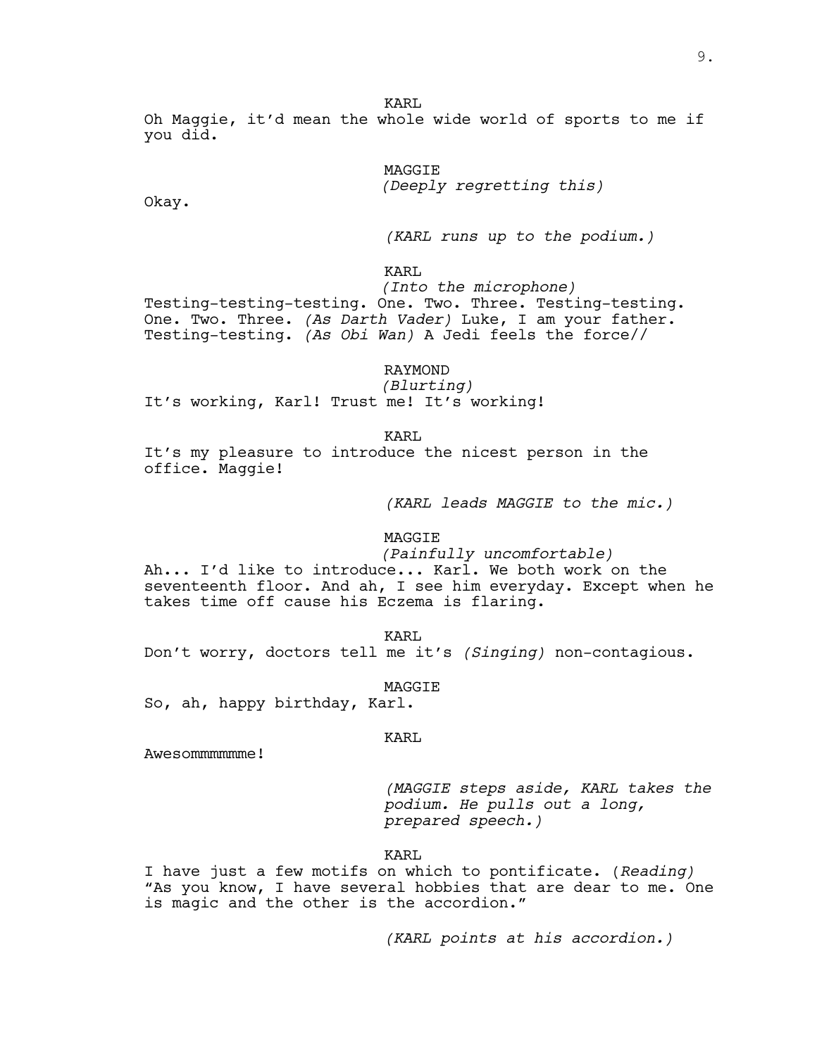KARL

Oh Maggie, it'd mean the whole wide world of sports to me if you did.

MAGGIE

*(Deeply regretting this)*

Okay.

*(KARL runs up to the podium.)*

KARL

*(Into the microphone)*

Testing-testing-testing. One. Two. Three. Testing-testing. One. Two. Three. *(As Darth Vader)* Luke, I am your father. Testing-testing. *(As Obi Wan)* A Jedi feels the force//

RAYMOND

*(Blurting)*

It's working, Karl! Trust me! It's working!

KARL

It's my pleasure to introduce the nicest person in the office. Maggie!

*(KARL leads MAGGIE to the mic.)*

MAGGIE

*(Painfully uncomfortable)*

Ah... I'd like to introduce... Karl. We both work on the seventeenth floor. And ah, I see him everyday. Except when he takes time off cause his Eczema is flaring.

KARL

Don't worry, doctors tell me it's *(Singing)* non-contagious.

MAGGIE

So, ah, happy birthday, Karl.

KARL

Awesommmmmme!

*(MAGGIE steps aside, KARL takes the podium. He pulls out a long, prepared speech.)*

KARL

I have just a few motifs on which to pontificate. (*Reading*) "As you know, I have several hobbies that are dear to me. One is magic and the other is the accordion."

*(KARL points at his accordion.)*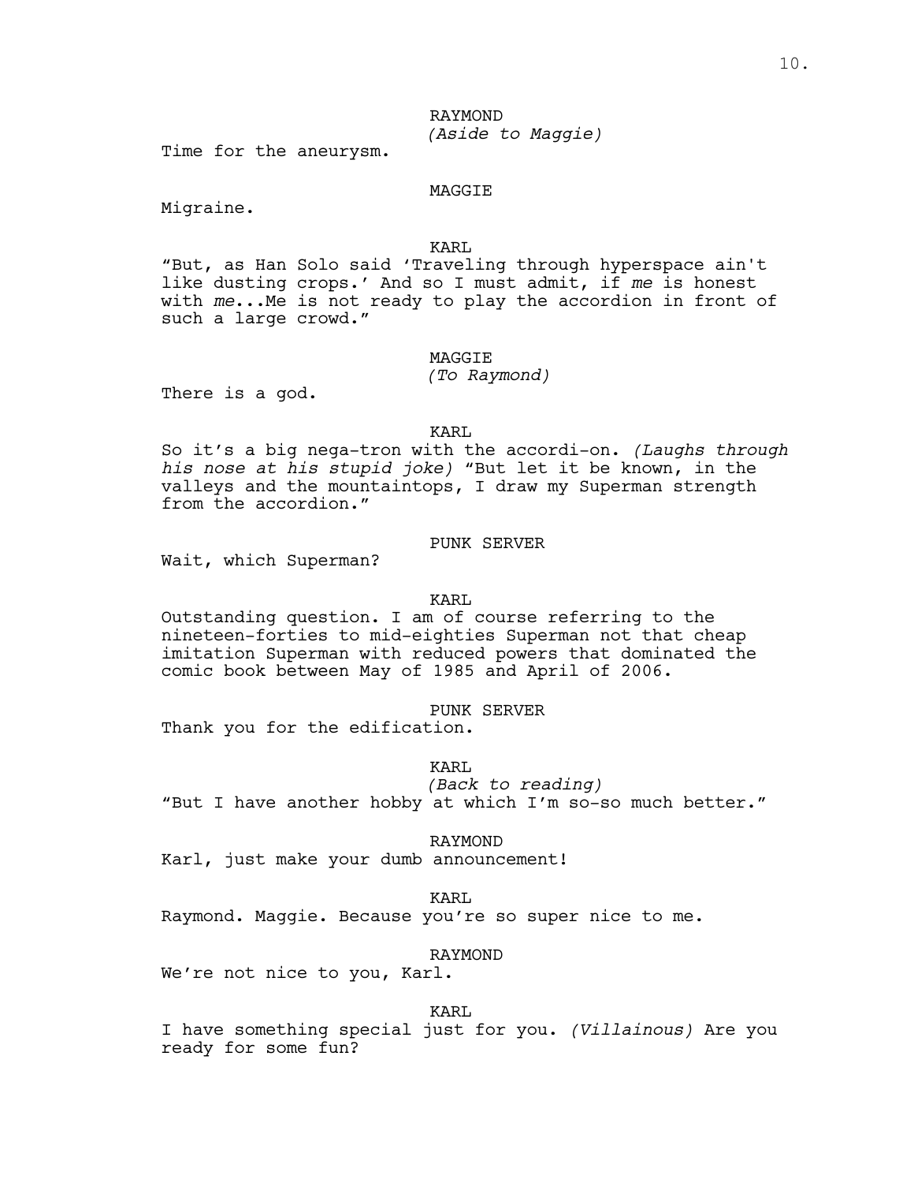RAYMOND
*(Aside to Maggie)*
Time for the aneurysm.

MAGGIE
Migraine.

KARL
"But, as Han Solo said 'Traveling through hyperspace ain't like dusting crops.' And so I must admit, if *me* is honest with *me*...Me is not ready to play the accordion in front of such a large crowd."

MAGGIE
*(To Raymond)*
There is a god.

KARL
So it's a big nega-tron with the accordi-on. *(Laughs through his nose at his stupid joke)* "But let it be known, in the valleys and the mountaintops, I draw my Superman strength from the accordion."

PUNK SERVER
Wait, which Superman?

KARL
Outstanding question. I am of course referring to the nineteen-forties to mid-eighties Superman not that cheap imitation Superman with reduced powers that dominated the comic book between May of 1985 and April of 2006.

PUNK SERVER
Thank you for the edification.

KARL
*(Back to reading)*
"But I have another hobby at which I'm so-so much better."

RAYMOND
Karl, just make your dumb announcement!

KARL
Raymond. Maggie. Because you're so super nice to me.

RAYMOND
We're not nice to you, Karl.

KARL
I have something special just for you. *(Villainous)* Are you ready for some fun?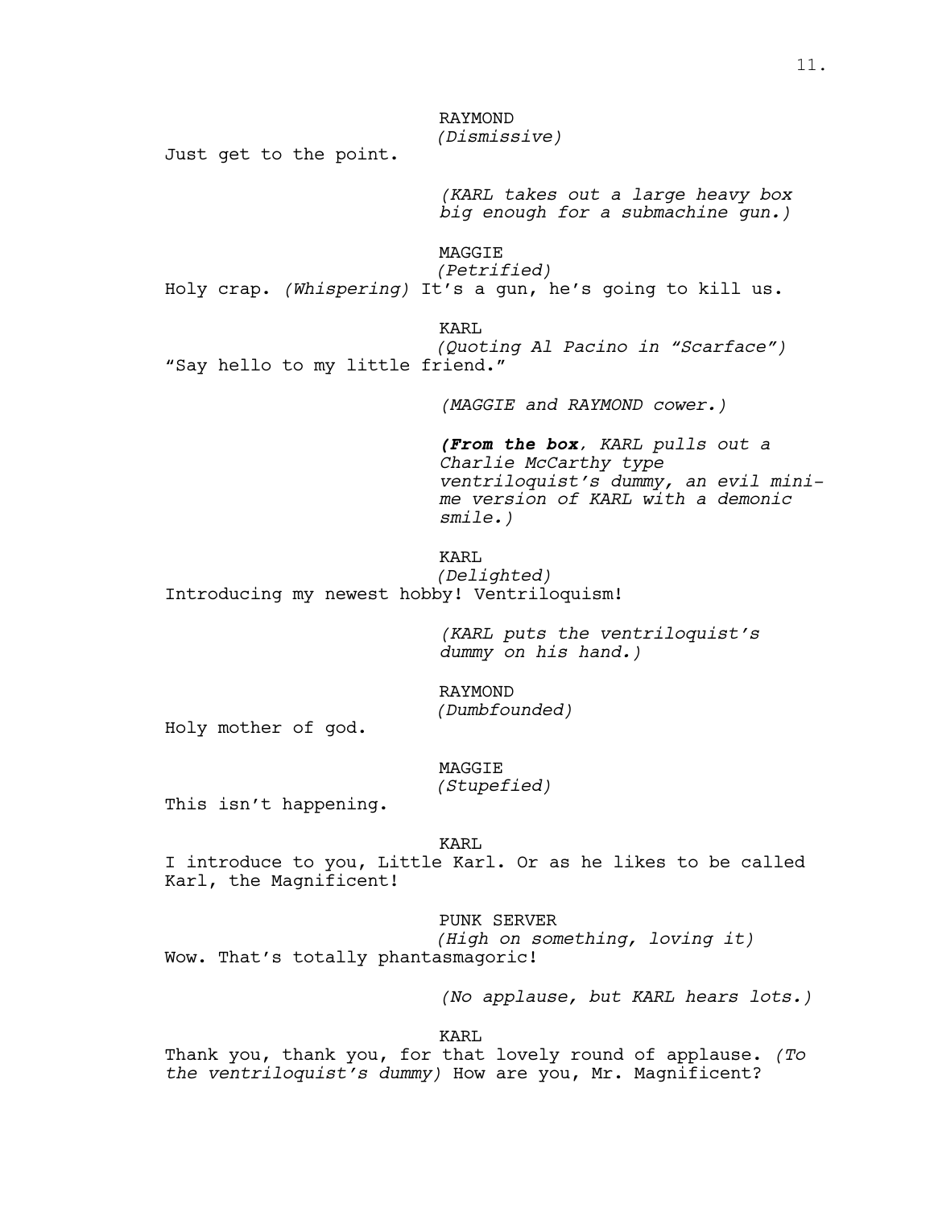RAYMOND
*(Dismissive)*
Just get to the point.

*(KARL takes out a large heavy box big enough for a submachine gun.)*

MAGGIE
*(Petrified)*
Holy crap. *(Whispering)* It's a gun, he's going to kill us.

KARL
*(Quoting Al Pacino in "Scarface")*
"Say hello to my little friend."

*(MAGGIE and RAYMOND cower.)*

***(From the box**, KARL pulls out a Charlie McCarthy type ventriloquist's dummy, an evil mini-me version of KARL with a demonic smile.)*

KARL
*(Delighted)*
Introducing my newest hobby! Ventriloquism!

*(KARL puts the ventriloquist's dummy on his hand.)*

RAYMOND
*(Dumbfounded)*
Holy mother of god.

MAGGIE
*(Stupefied)*
This isn't happening.

KARL
I introduce to you, Little Karl. Or as he likes to be called Karl, the Magnificent!

PUNK SERVER
*(High on something, loving it)*
Wow. That's totally phantasmagoric!

*(No applause, but KARL hears lots.)*

KARL
Thank you, thank you, for that lovely round of applause. *(To the ventriloquist's dummy)* How are you, Mr. Magnificent?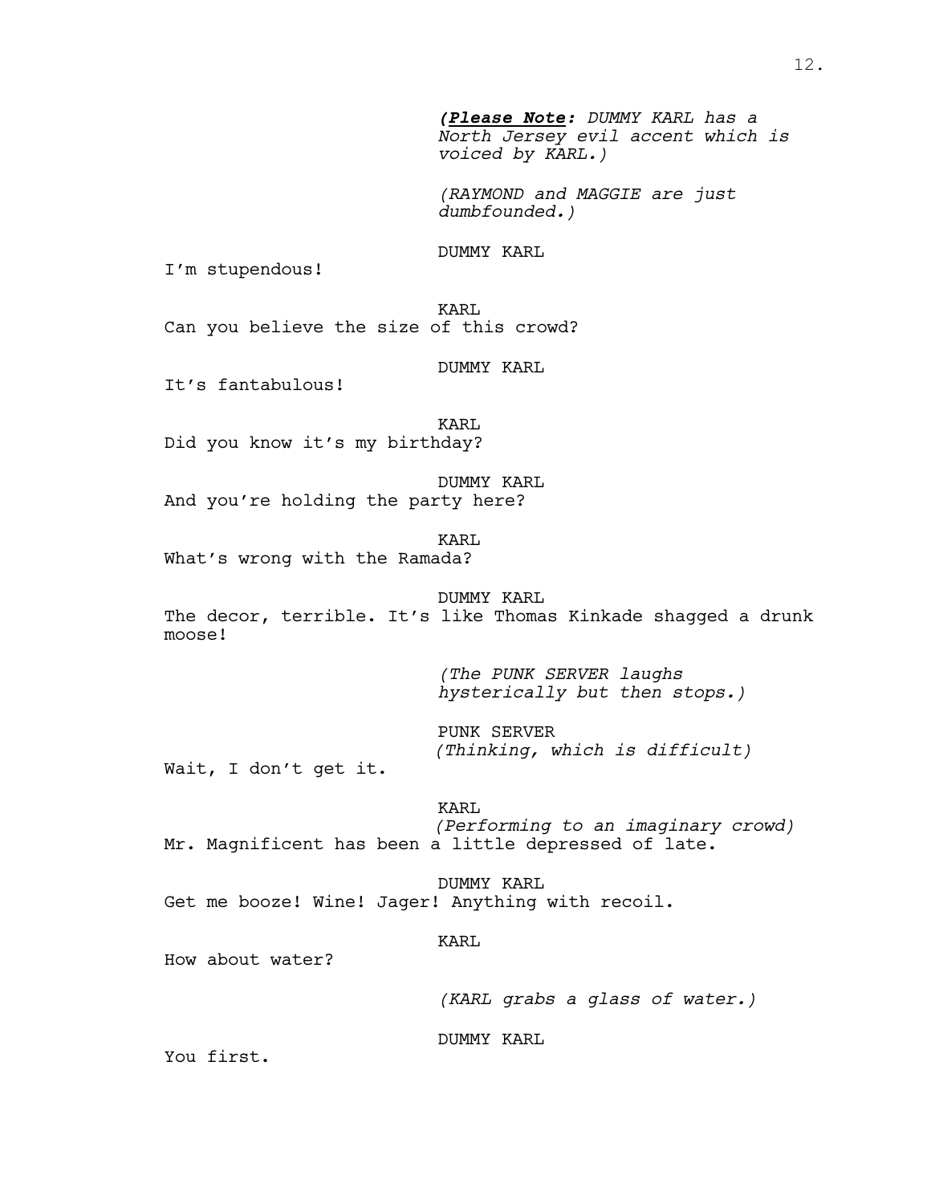*(**Please Note**: DUMMY KARL has a North Jersey evil accent which is voiced by KARL.)*

*(RAYMOND and MAGGIE are just dumbfounded.)*

DUMMY KARL

I'm stupendous!

KARL

Can you believe the size of this crowd?

DUMMY KARL

It's fantabulous!

KARL

Did you know it's my birthday?

DUMMY KARL

And you're holding the party here?

KARL

What's wrong with the Ramada?

DUMMY KARL

The decor, terrible. It's like Thomas Kinkade shagged a drunk moose!

*(The PUNK SERVER laughs hysterically but then stops.)*

PUNK SERVER

*(Thinking, which is difficult)*

Wait, I don't get it.

KARL

*(Performing to an imaginary crowd)*

Mr. Magnificent has been a little depressed of late.

DUMMY KARL

Get me booze! Wine! Jager! Anything with recoil.

KARL

How about water?

*(KARL grabs a glass of water.)*

DUMMY KARL

You first.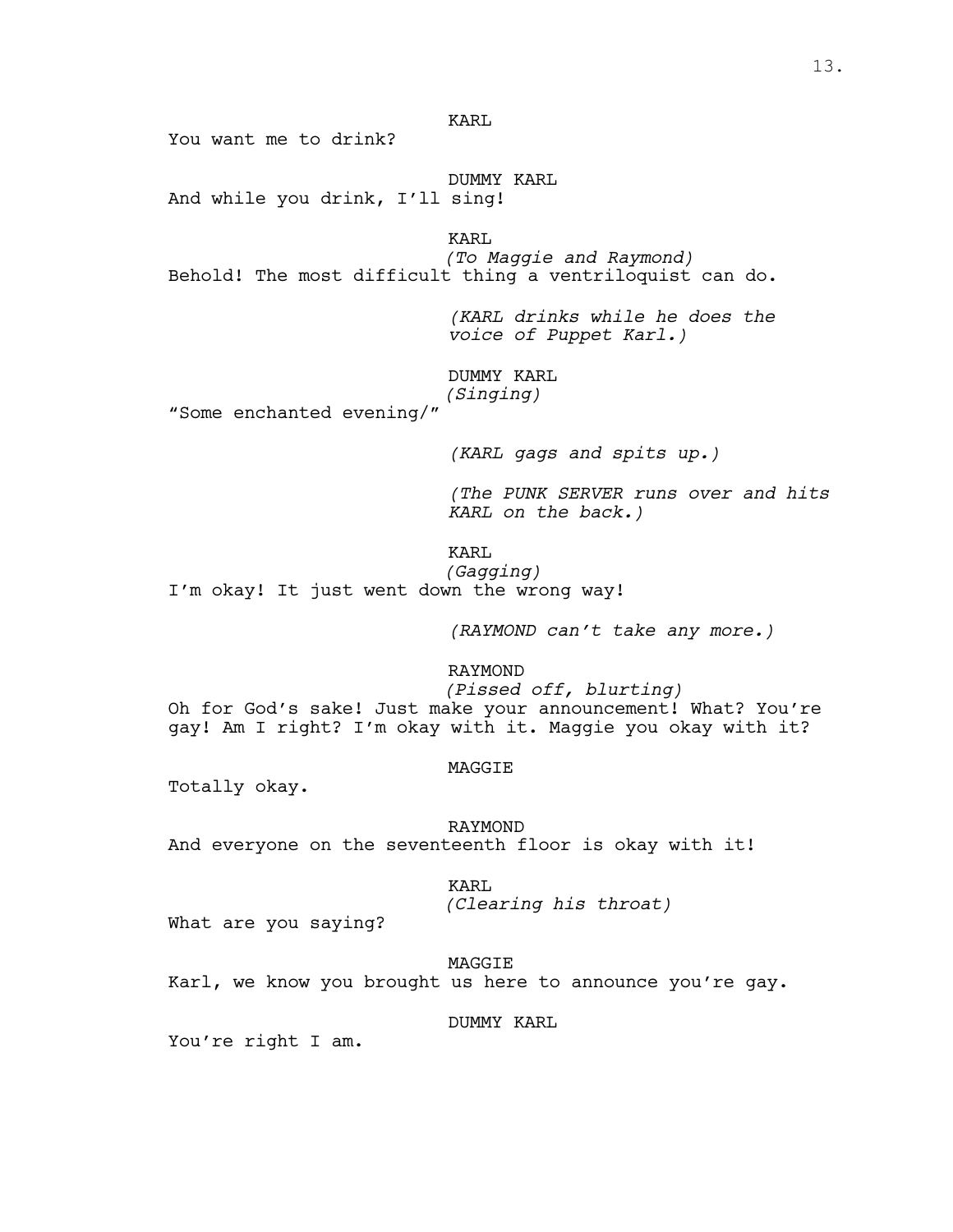KARL

You want me to drink?

DUMMY KARL

And while you drink, I'll sing!

KARL

*(To Maggie and Raymond)*

Behold! The most difficult thing a ventriloquist can do.

*(KARL drinks while he does the voice of Puppet Karl.)*

DUMMY KARL

*(Singing)*

"Some enchanted evening/"

*(KARL gags and spits up.)*

*(The PUNK SERVER runs over and hits KARL on the back.)*

KARL

*(Gagging)*

I'm okay! It just went down the wrong way!

*(RAYMOND can't take any more.)*

RAYMOND

*(Pissed off, blurting)*

Oh for God's sake! Just make your announcement! What? You're gay! Am I right? I'm okay with it. Maggie you okay with it?

MAGGIE

Totally okay.

RAYMOND

And everyone on the seventeenth floor is okay with it!

KARL

*(Clearing his throat)*

What are you saying?

MAGGIE

Karl, we know you brought us here to announce you're gay.

DUMMY KARL

You're right I am.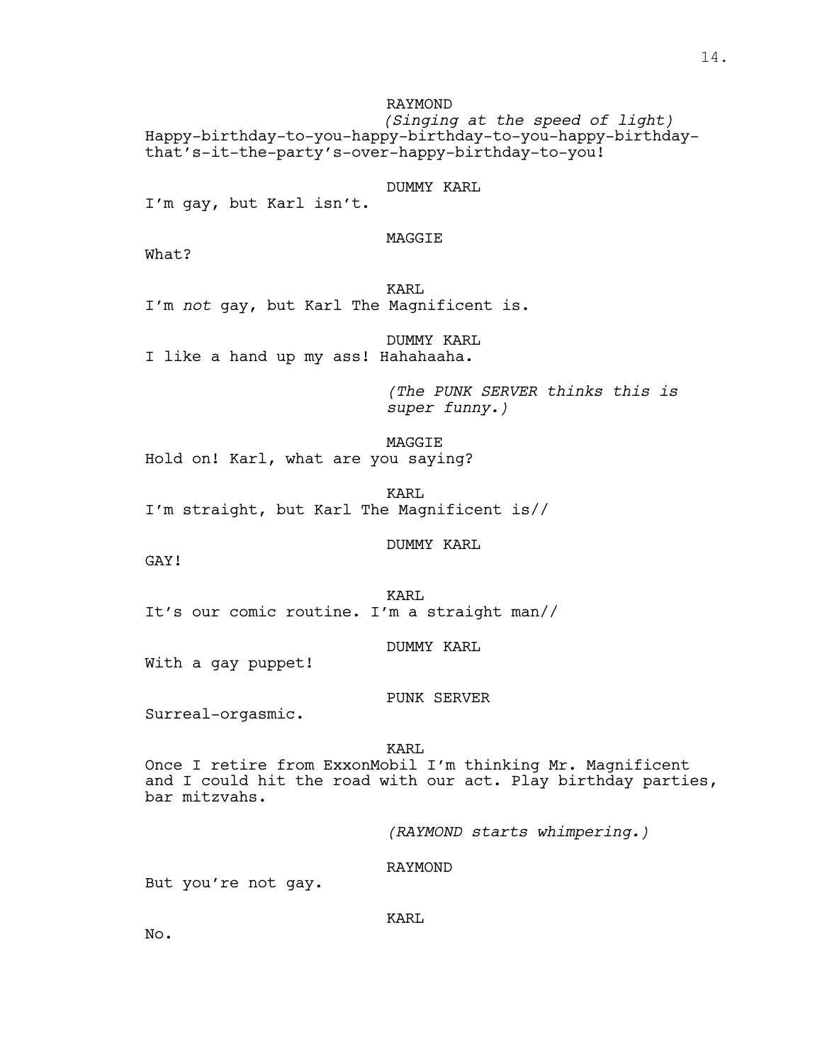RAYMOND
*(Singing at the speed of light)*
Happy-birthday-to-you-happy-birthday-to-you-happy-birthday-that's-it-the-party's-over-happy-birthday-to-you!

DUMMY KARL
I'm gay, but Karl isn't.

MAGGIE
What?

KARL
I'm *not* gay, but Karl The Magnificent is.

DUMMY KARL
I like a hand up my ass! Hahahaaha.

*(The PUNK SERVER thinks this is super funny.)*

MAGGIE
Hold on! Karl, what are you saying?

KARL
I'm straight, but Karl The Magnificent is//

DUMMY KARL
GAY!

KARL
It's our comic routine. I'm a straight man//

DUMMY KARL
With a gay puppet!

PUNK SERVER
Surreal-orgasmic.

KARL
Once I retire from ExxonMobil I'm thinking Mr. Magnificent and I could hit the road with our act. Play birthday parties, bar mitzvahs.

*(RAYMOND starts whimpering.)*

RAYMOND
But you're not gay.

KARL
No.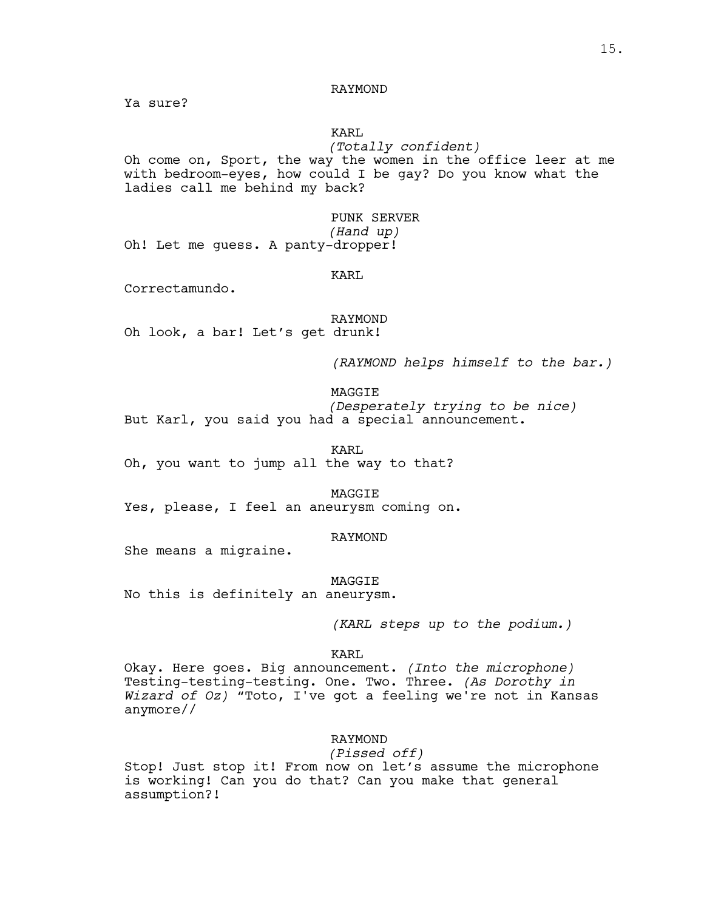RAYMOND

Ya sure?

KARL

*(Totally confident)*

Oh come on, Sport, the way the women in the office leer at me with bedroom-eyes, how could I be gay? Do you know what the ladies call me behind my back?

PUNK SERVER

*(Hand up)*

Oh! Let me guess. A panty-dropper!

KARL

Correctamundo.

RAYMOND

Oh look, a bar! Let's get drunk!

*(RAYMOND helps himself to the bar.)*

MAGGIE

*(Desperately trying to be nice)*

But Karl, you said you had a special announcement.

KARL

Oh, you want to jump all the way to that?

MAGGIE

Yes, please, I feel an aneurysm coming on.

RAYMOND

She means a migraine.

MAGGIE

No this is definitely an aneurysm.

*(KARL steps up to the podium.)*

KARL

Okay. Here goes. Big announcement. *(Into the microphone)* Testing-testing-testing. One. Two. Three. *(As Dorothy in Wizard of Oz)* "Toto, I've got a feeling we're not in Kansas anymore//

RAYMOND

*(Pissed off)*

Stop! Just stop it! From now on let's assume the microphone is working! Can you do that? Can you make that general assumption?!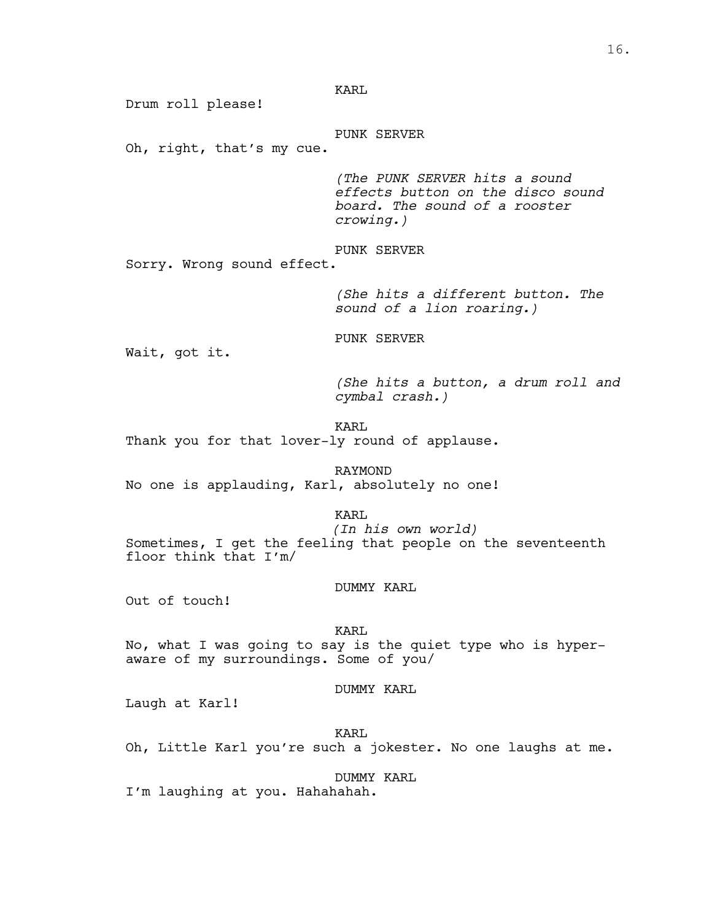KARL

Drum roll please!

PUNK SERVER

Oh, right, that's my cue.

*(The PUNK SERVER hits a sound effects button on the disco sound board. The sound of a rooster crowing.)*

PUNK SERVER

Sorry. Wrong sound effect.

*(She hits a different button. The sound of a lion roaring.)*

PUNK SERVER

Wait, got it.

*(She hits a button, a drum roll and cymbal crash.)*

KARL

Thank you for that lover-ly round of applause.

RAYMOND

No one is applauding, Karl, absolutely no one!

KARL

*(In his own world)*

Sometimes, I get the feeling that people on the seventeenth floor think that I'm/

DUMMY KARL

Out of touch!

KARL

No, what I was going to say is the quiet type who is hyper-aware of my surroundings. Some of you/

DUMMY KARL

Laugh at Karl!

KARL

Oh, Little Karl you're such a jokester. No one laughs at me.

DUMMY KARL

I'm laughing at you. Hahahahah.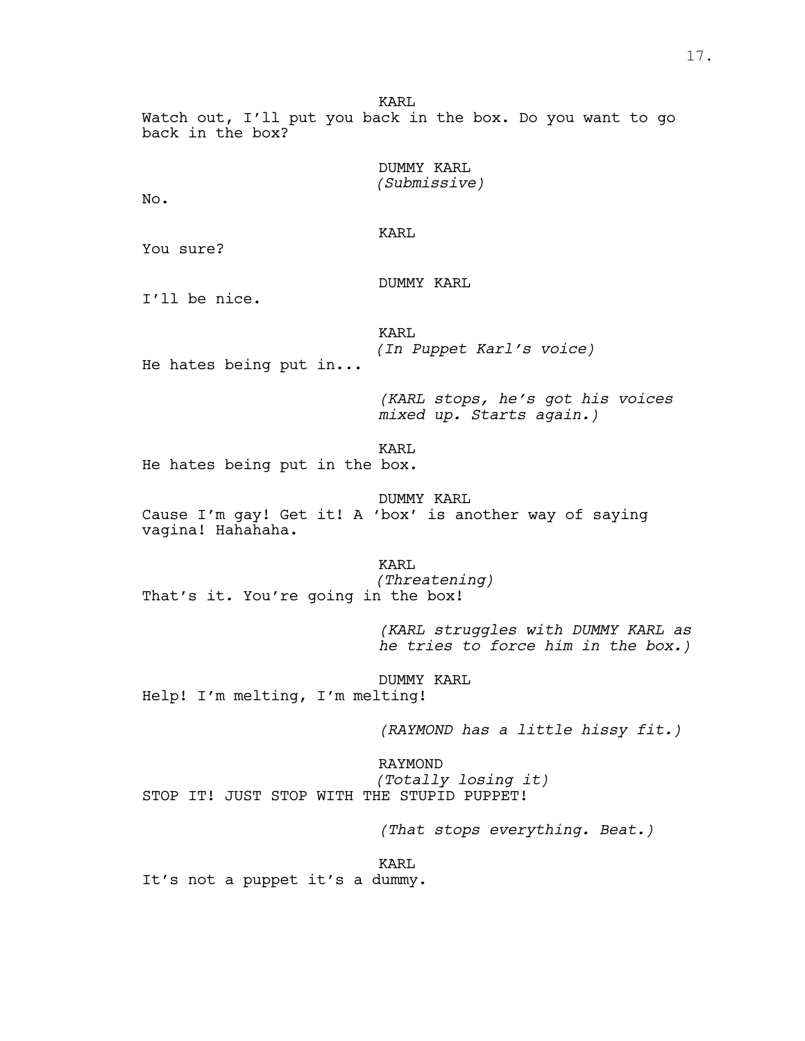KARL

Watch out, I'll put you back in the box. Do you want to go back in the box?

DUMMY KARL
*(Submissive)*

No.

KARL

You sure?

DUMMY KARL

I'll be nice.

KARL
*(In Puppet Karl's voice)*

He hates being put in...

*(KARL stops, he's got his voices mixed up. Starts again.)*

KARL

He hates being put in the box.

DUMMY KARL

Cause I'm gay! Get it! A 'box' is another way of saying vagina! Hahahaha.

KARL
*(Threatening)*

That's it. You're going in the box!

*(KARL struggles with DUMMY KARL as he tries to force him in the box.)*

DUMMY KARL

Help! I'm melting, I'm melting!

*(RAYMOND has a little hissy fit.)*

RAYMOND
*(Totally losing it)*

STOP IT! JUST STOP WITH THE STUPID PUPPET!

*(That stops everything. Beat.)*

KARL

It's not a puppet it's a dummy.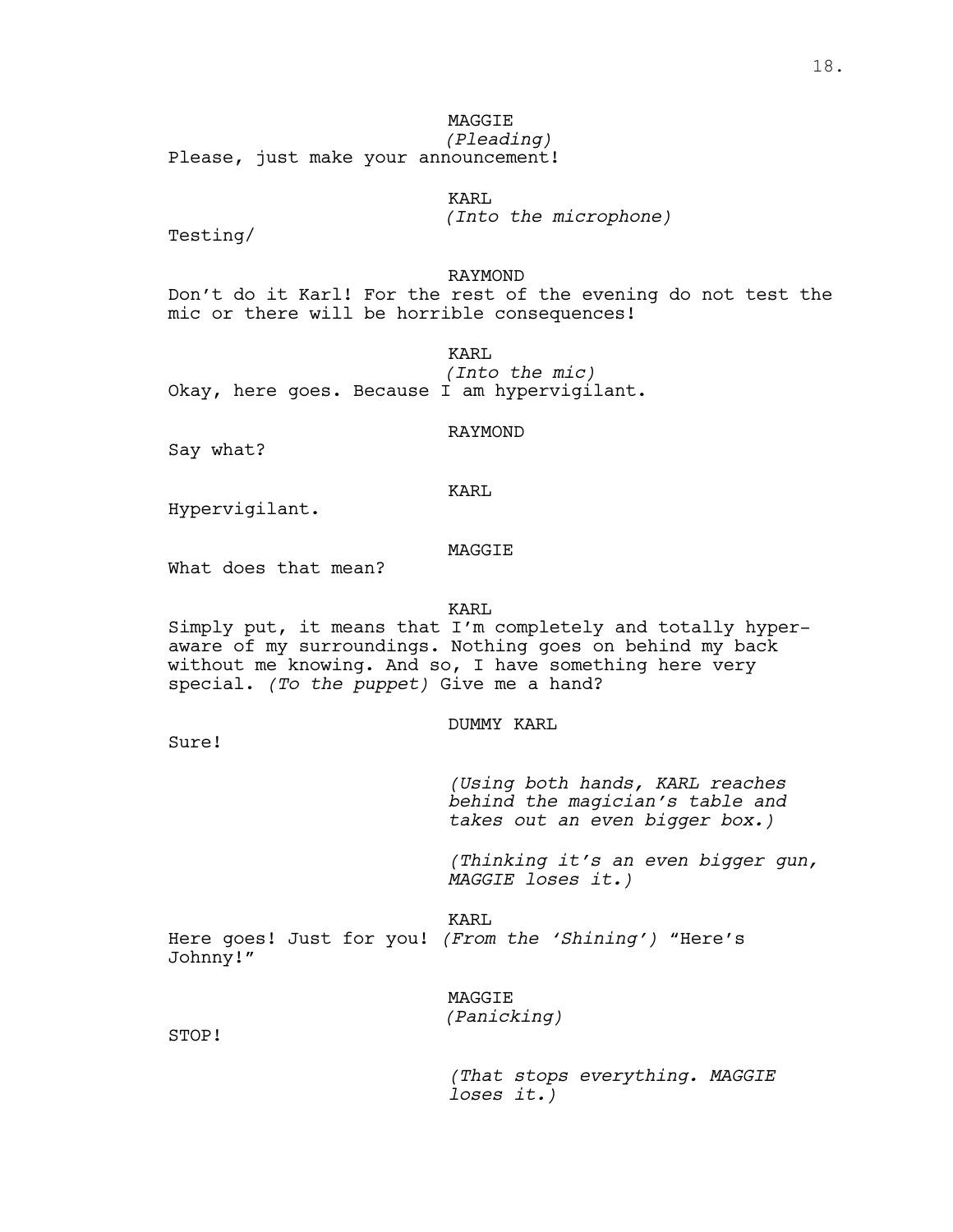MAGGIE
*(Pleading)*
Please, just make your announcement!

KARL
*(Into the microphone)*
Testing/

RAYMOND
Don't do it Karl! For the rest of the evening do not test the mic or there will be horrible consequences!

KARL
*(Into the mic)*
Okay, here goes. Because I am hypervigilant.

RAYMOND
Say what?

KARL
Hypervigilant.

MAGGIE
What does that mean?

KARL
Simply put, it means that I'm completely and totally hyper-aware of my surroundings. Nothing goes on behind my back without me knowing. And so, I have something here very special. *(To the puppet)* Give me a hand?

DUMMY KARL
Sure!

*(Using both hands, KARL reaches behind the magician's table and takes out an even bigger box.)*

*(Thinking it's an even bigger gun, MAGGIE loses it.)*

KARL
Here goes! Just for you! *(From the 'Shining')* "Here's Johnny!"

MAGGIE
*(Panicking)*
STOP!

*(That stops everything. MAGGIE loses it.)*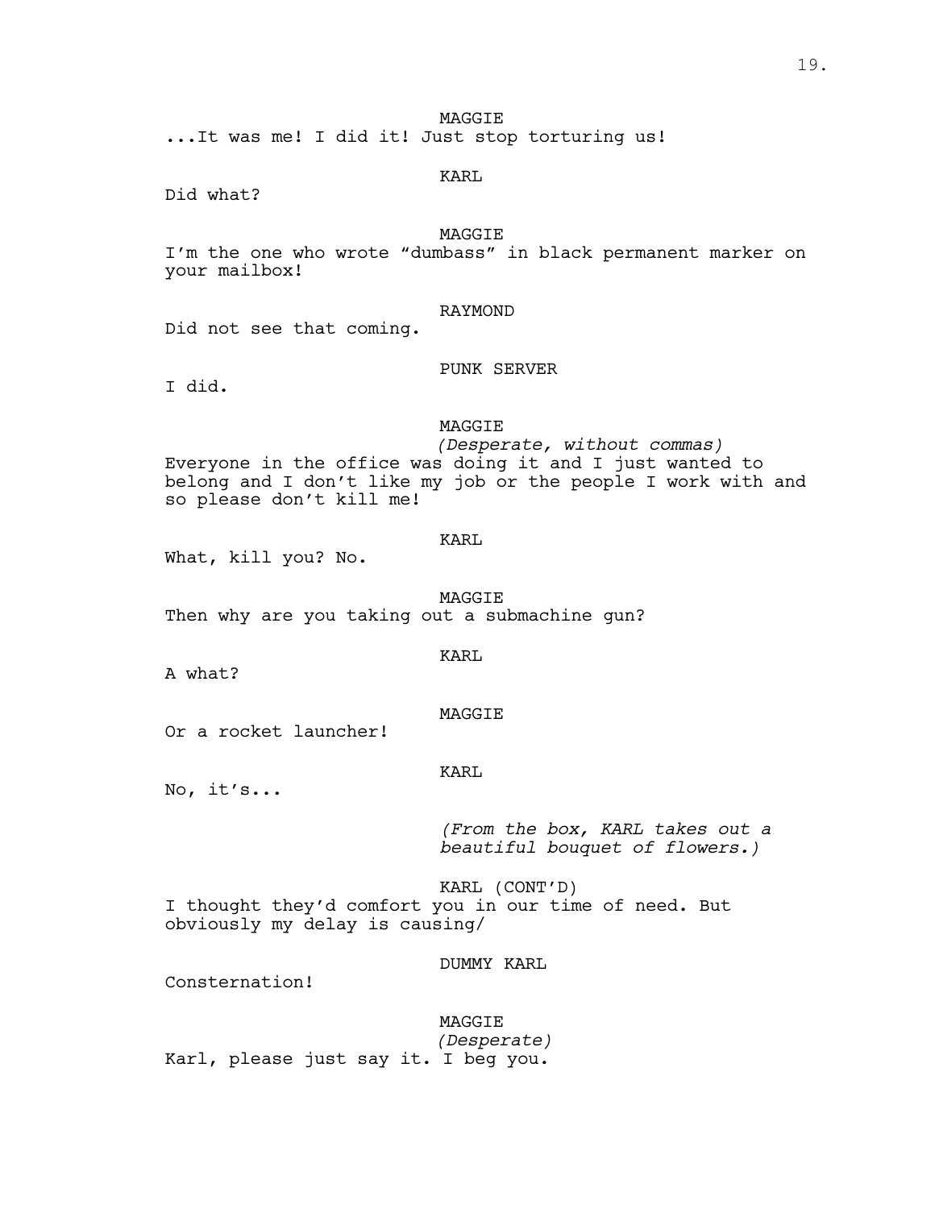MAGGIE

...It was me! I did it! Just stop torturing us!

KARL

Did what?

MAGGIE

I'm the one who wrote "dumbass" in black permanent marker on your mailbox!

RAYMOND

Did not see that coming.

PUNK SERVER

I did.

MAGGIE

*(Desperate, without commas)*

Everyone in the office was doing it and I just wanted to belong and I don't like my job or the people I work with and so please don't kill me!

KARL

What, kill you? No.

MAGGIE

Then why are you taking out a submachine gun?

KARL

A what?

MAGGIE

Or a rocket launcher!

KARL

No, it's...

*(From the box, KARL takes out a beautiful bouquet of flowers.)*

KARL (CONT'D)

I thought they'd comfort you in our time of need. But obviously my delay is causing/

DUMMY KARL

Consternation!

MAGGIE

*(Desperate)*

Karl, please just say it. I beg you.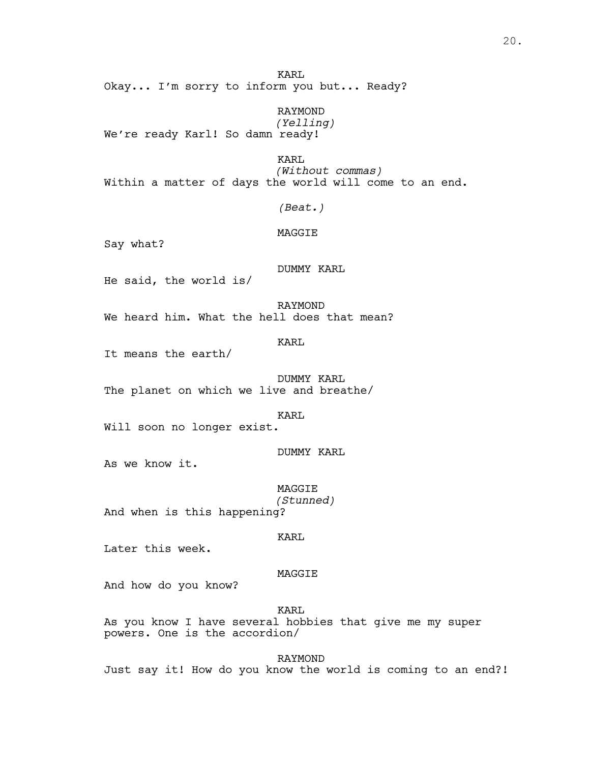KARL
Okay... I'm sorry to inform you but... Ready?

RAYMOND
*(Yelling)*
We're ready Karl! So damn ready!

KARL
*(Without commas)*
Within a matter of days the world will come to an end.

*(Beat.)*

MAGGIE
Say what?

DUMMY KARL
He said, the world is/

RAYMOND
We heard him. What the hell does that mean?

KARL
It means the earth/

DUMMY KARL
The planet on which we live and breathe/

KARL
Will soon no longer exist.

DUMMY KARL
As we know it.

MAGGIE
*(Stunned)*
And when is this happening?

KARL
Later this week.

MAGGIE
And how do you know?

KARL
As you know I have several hobbies that give me my super powers. One is the accordion/

RAYMOND
Just say it! How do you know the world is coming to an end?!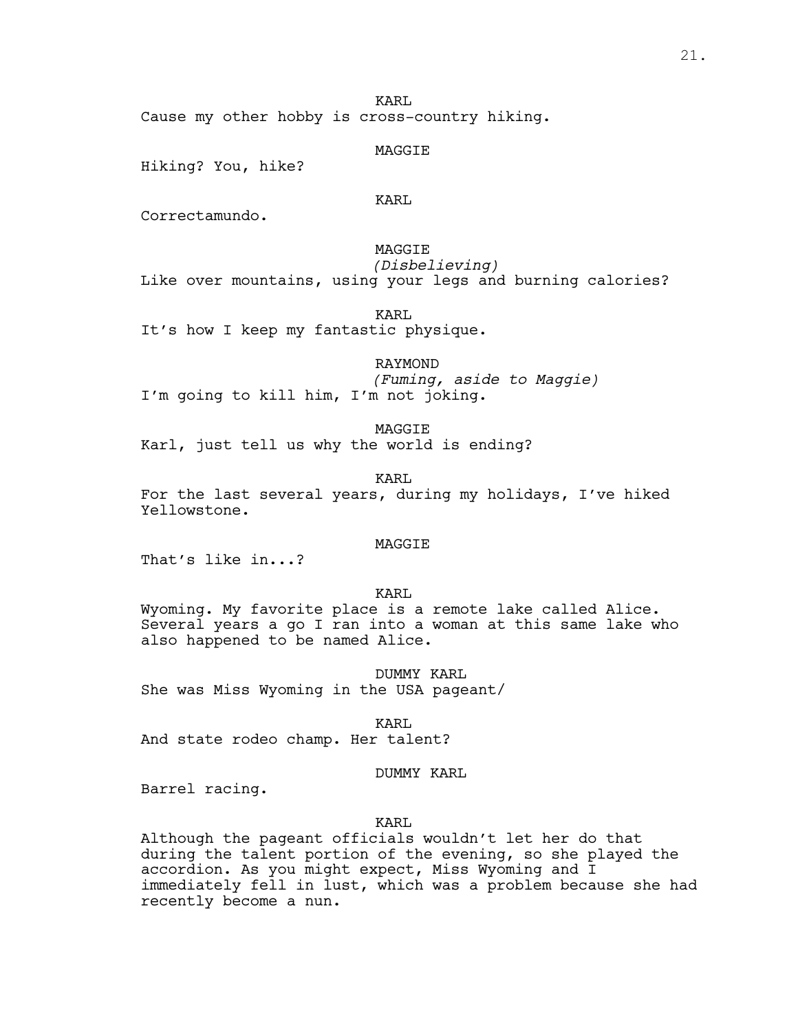KARL

Cause my other hobby is cross-country hiking.

MAGGIE

Hiking? You, hike?

KARL

Correctamundo.

MAGGIE

*(Disbelieving)*

Like over mountains, using your legs and burning calories?

KARL

It's how I keep my fantastic physique.

RAYMOND

*(Fuming, aside to Maggie)*

I'm going to kill him, I'm not joking.

MAGGIE

Karl, just tell us why the world is ending?

KARL

For the last several years, during my holidays, I've hiked Yellowstone.

MAGGIE

That's like in...?

KARL

Wyoming. My favorite place is a remote lake called Alice. Several years a go I ran into a woman at this same lake who also happened to be named Alice.

DUMMY KARL

She was Miss Wyoming in the USA pageant/

KARL

And state rodeo champ. Her talent?

DUMMY KARL

Barrel racing.

KARL

Although the pageant officials wouldn't let her do that during the talent portion of the evening, so she played the accordion. As you might expect, Miss Wyoming and I immediately fell in lust, which was a problem because she had recently become a nun.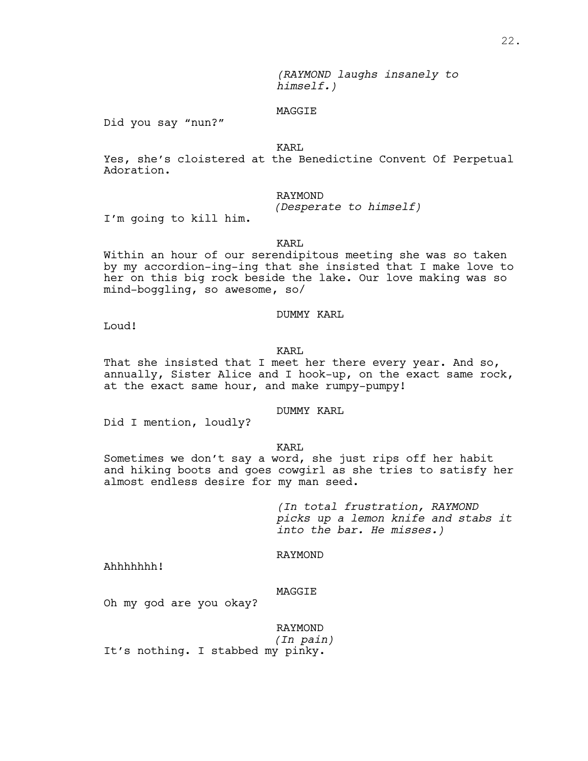*(RAYMOND laughs insanely to himself.)*

MAGGIE

Did you say "nun?"

KARL

Yes, she's cloistered at the Benedictine Convent Of Perpetual Adoration.

RAYMOND

*(Desperate to himself)*

I'm going to kill him.

KARL

Within an hour of our serendipitous meeting she was so taken by my accordion-ing-ing that she insisted that I make love to her on this big rock beside the lake. Our love making was so mind-boggling, so awesome, so/

DUMMY KARL

Loud!

KARL

That she insisted that I meet her there every year. And so, annually, Sister Alice and I hook-up, on the exact same rock, at the exact same hour, and make rumpy-pumpy!

DUMMY KARL

Did I mention, loudly?

KARL

Sometimes we don't say a word, she just rips off her habit and hiking boots and goes cowgirl as she tries to satisfy her almost endless desire for my man seed.

*(In total frustration, RAYMOND picks up a lemon knife and stabs it into the bar. He misses.)*

RAYMOND

Ahhhhhhh!

MAGGIE

Oh my god are you okay?

RAYMOND

*(In pain)*

It's nothing. I stabbed my pinky.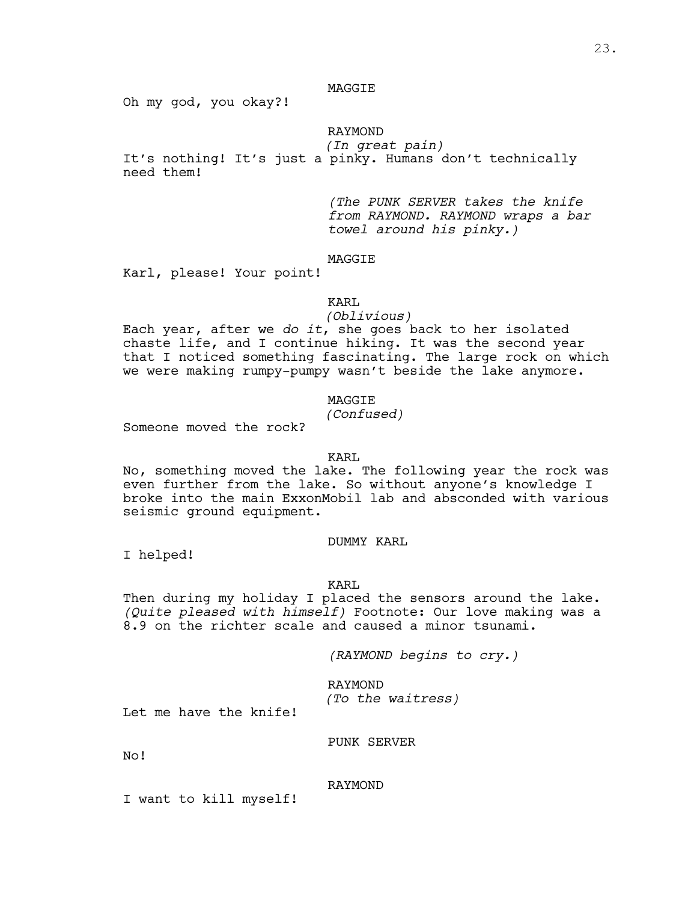MAGGIE

Oh my god, you okay?!

RAYMOND

*(In great pain)*

It's nothing! It's just a pinky. Humans don't technically need them!

*(The PUNK SERVER takes the knife from RAYMOND. RAYMOND wraps a bar towel around his pinky.)*

MAGGIE

Karl, please! Your point!

KARL

*(Oblivious)*

Each year, after we *do it*, she goes back to her isolated chaste life, and I continue hiking. It was the second year that I noticed something fascinating. The large rock on which we were making rumpy-pumpy wasn't beside the lake anymore.

MAGGIE

*(Confused)*

Someone moved the rock?

KARL

No, something moved the lake. The following year the rock was even further from the lake. So without anyone's knowledge I broke into the main ExxonMobil lab and absconded with various seismic ground equipment.

DUMMY KARL

I helped!

KARL

Then during my holiday I placed the sensors around the lake. *(Quite pleased with himself)* Footnote: Our love making was a 8.9 on the richter scale and caused a minor tsunami.

*(RAYMOND begins to cry.)*

RAYMOND

*(To the waitress)*

Let me have the knife!

PUNK SERVER

No!

RAYMOND

I want to kill myself!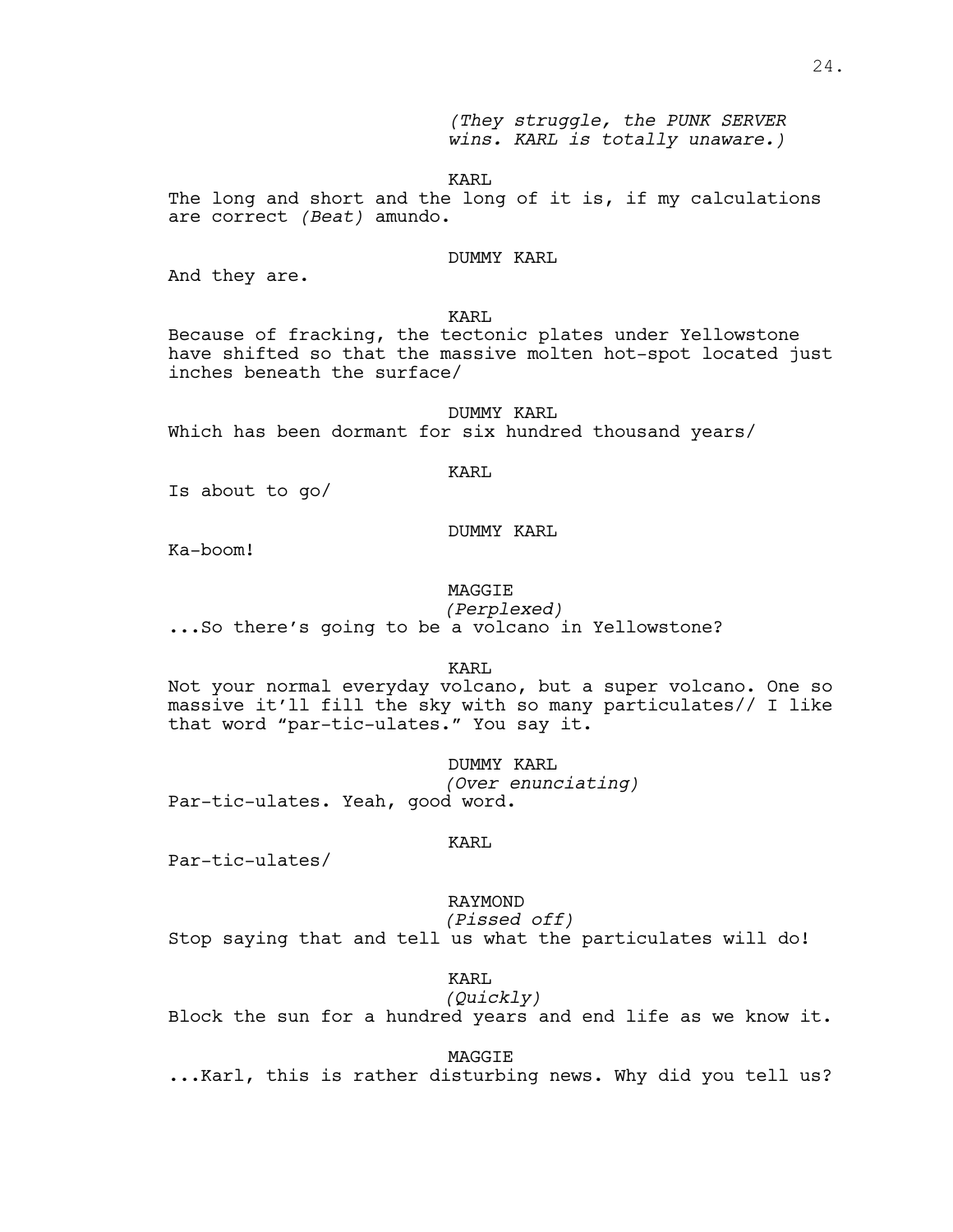*(They struggle, the PUNK SERVER wins. KARL is totally unaware.)*

KARL

The long and short and the long of it is, if my calculations are correct *(Beat)* amundo.

DUMMY KARL

And they are.

KARL

Because of fracking, the tectonic plates under Yellowstone have shifted so that the massive molten hot-spot located just inches beneath the surface/

DUMMY KARL

Which has been dormant for six hundred thousand years/

KARL

Is about to go/

DUMMY KARL

Ka-boom!

MAGGIE

*(Perplexed)*

...So there's going to be a volcano in Yellowstone?

KARL

Not your normal everyday volcano, but a super volcano. One so massive it'll fill the sky with so many particulates// I like that word "par-tic-ulates." You say it.

DUMMY KARL

*(Over enunciating)*

Par-tic-ulates. Yeah, good word.

KARL

Par-tic-ulates/

RAYMOND

*(Pissed off)*

Stop saying that and tell us what the particulates will do!

KARL

*(Quickly)*

Block the sun for a hundred years and end life as we know it.

MAGGIE

...Karl, this is rather disturbing news. Why did you tell us?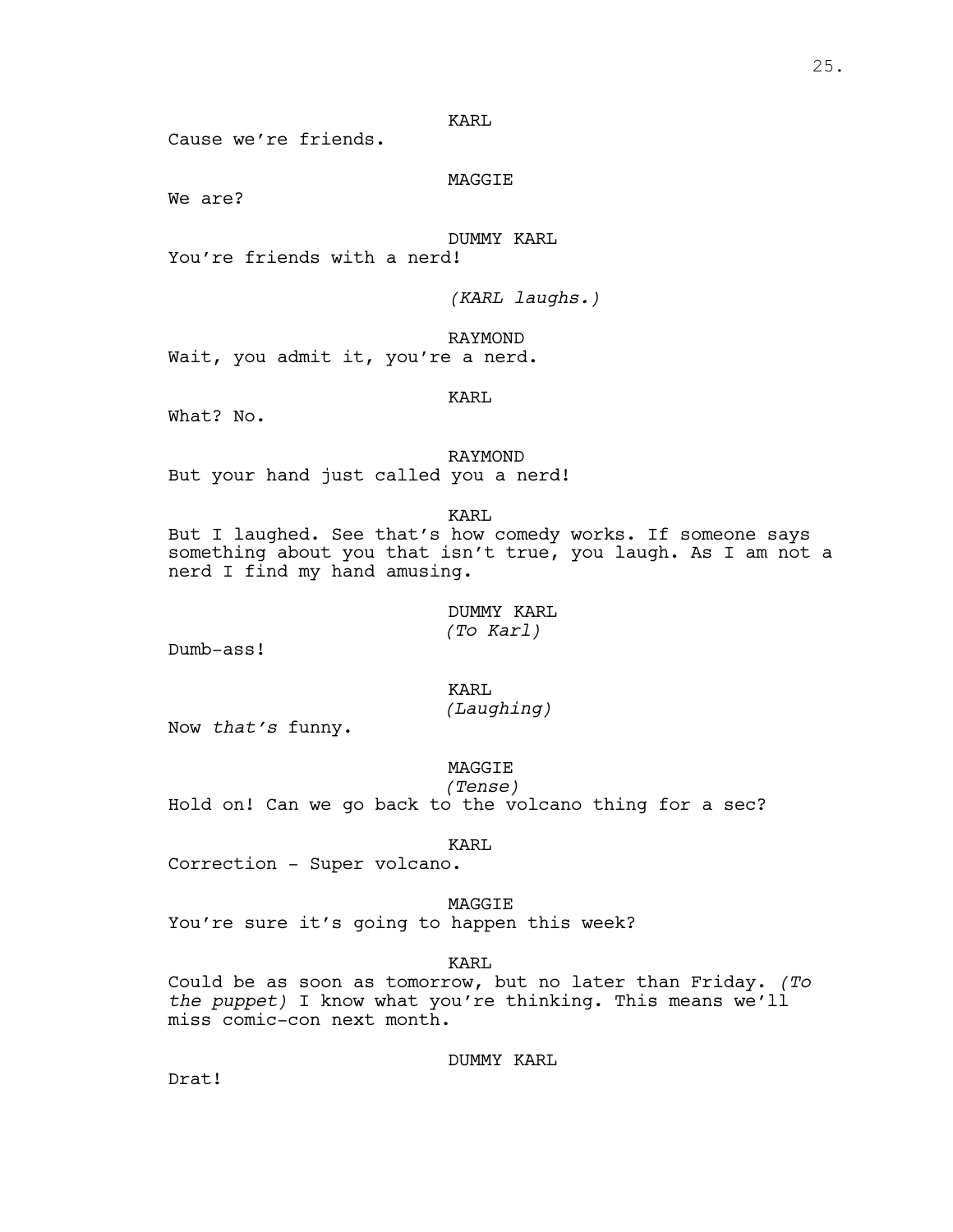KARL

Cause we're friends.

MAGGIE

We are?

DUMMY KARL

You're friends with a nerd!

*(KARL laughs.)*

RAYMOND

Wait, you admit it, you're a nerd.

KARL

What? No.

RAYMOND

But your hand just called you a nerd!

KARL

But I laughed. See that's how comedy works. If someone says something about you that isn't true, you laugh. As I am not a nerd I find my hand amusing.

DUMMY KARL
*(To Karl)*

Dumb-ass!

KARL
*(Laughing)*

Now *that's* funny.

MAGGIE
*(Tense)*

Hold on! Can we go back to the volcano thing for a sec?

KARL

Correction - Super volcano.

MAGGIE

You're sure it's going to happen this week?

KARL

Could be as soon as tomorrow, but no later than Friday. *(To the puppet)* I know what you're thinking. This means we'll miss comic-con next month.

DUMMY KARL

Drat!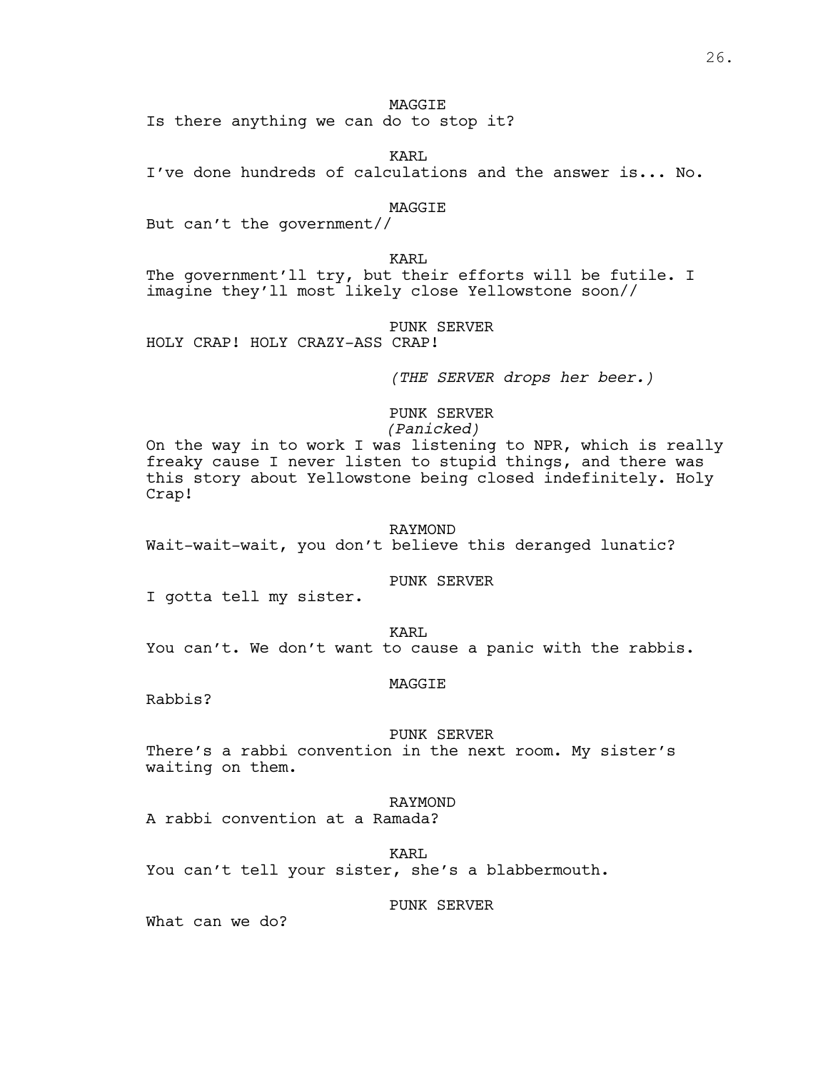MAGGIE

Is there anything we can do to stop it?

KARL

I've done hundreds of calculations and the answer is... No.

MAGGIE

But can't the government//

KARL

The government'll try, but their efforts will be futile. I imagine they'll most likely close Yellowstone soon//

PUNK SERVER

HOLY CRAP! HOLY CRAZY-ASS CRAP!

*(THE SERVER drops her beer.)*

PUNK SERVER

*(Panicked)*

On the way in to work I was listening to NPR, which is really freaky cause I never listen to stupid things, and there was this story about Yellowstone being closed indefinitely. Holy Crap!

RAYMOND

Wait-wait-wait, you don't believe this deranged lunatic?

PUNK SERVER

I gotta tell my sister.

KARL

You can't. We don't want to cause a panic with the rabbis.

MAGGIE

Rabbis?

PUNK SERVER

There's a rabbi convention in the next room. My sister's waiting on them.

RAYMOND

A rabbi convention at a Ramada?

KARL

You can't tell your sister, she's a blabbermouth.

PUNK SERVER

What can we do?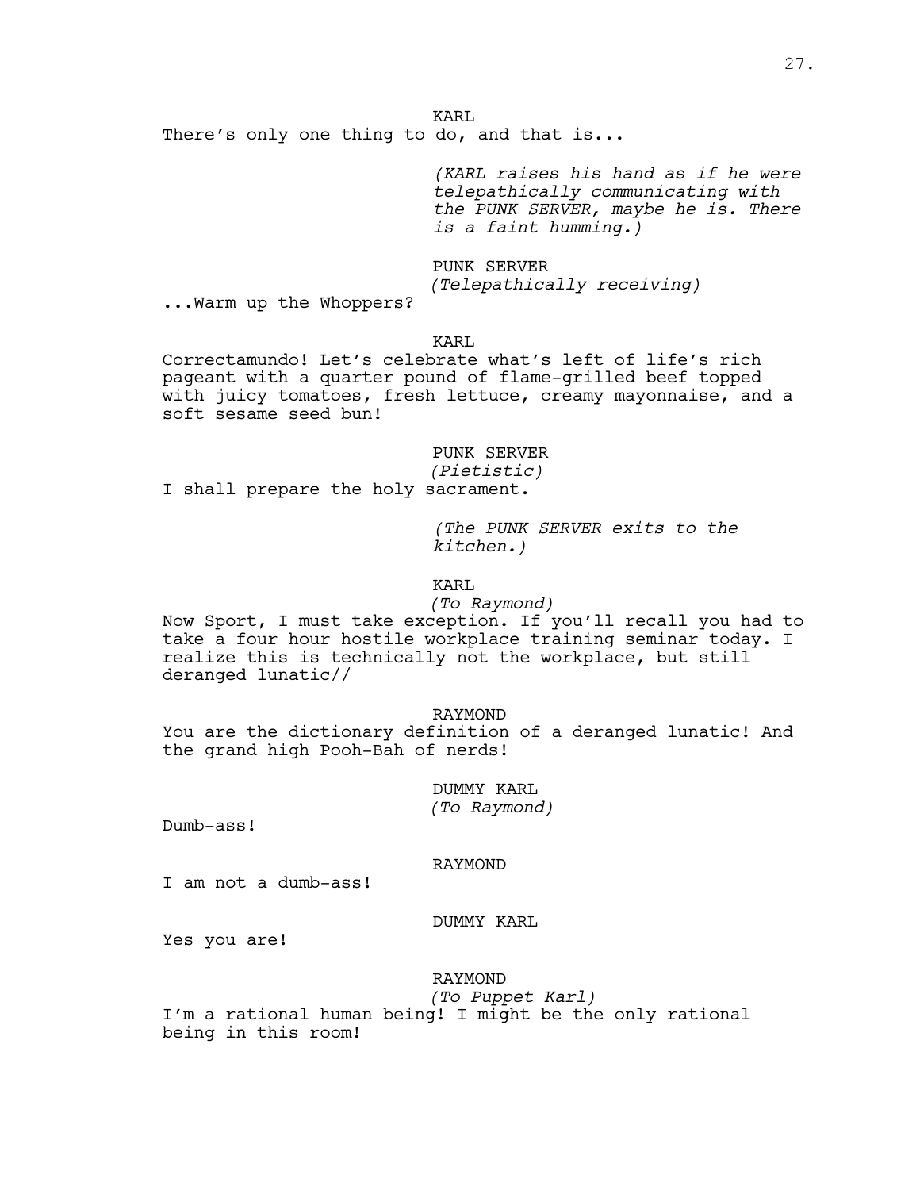KARL

There's only one thing to do, and that is...

*(KARL raises his hand as if he were telepathically communicating with the PUNK SERVER, maybe he is. There is a faint humming.)*

PUNK SERVER

*(Telepathically receiving)*

...Warm up the Whoppers?

KARL

Correctamundo! Let's celebrate what's left of life's rich pageant with a quarter pound of flame-grilled beef topped with juicy tomatoes, fresh lettuce, creamy mayonnaise, and a soft sesame seed bun!

PUNK SERVER

*(Pietistic)*

I shall prepare the holy sacrament.

*(The PUNK SERVER exits to the kitchen.)*

KARL

*(To Raymond)*

Now Sport, I must take exception. If you'll recall you had to take a four hour hostile workplace training seminar today. I realize this is technically not the workplace, but still deranged lunatic//

RAYMOND

You are the dictionary definition of a deranged lunatic! And the grand high Pooh-Bah of nerds!

DUMMY KARL

*(To Raymond)*

Dumb-ass!

RAYMOND

I am not a dumb-ass!

DUMMY KARL

Yes you are!

RAYMOND

*(To Puppet Karl)*

I'm a rational human being! I might be the only rational being in this room!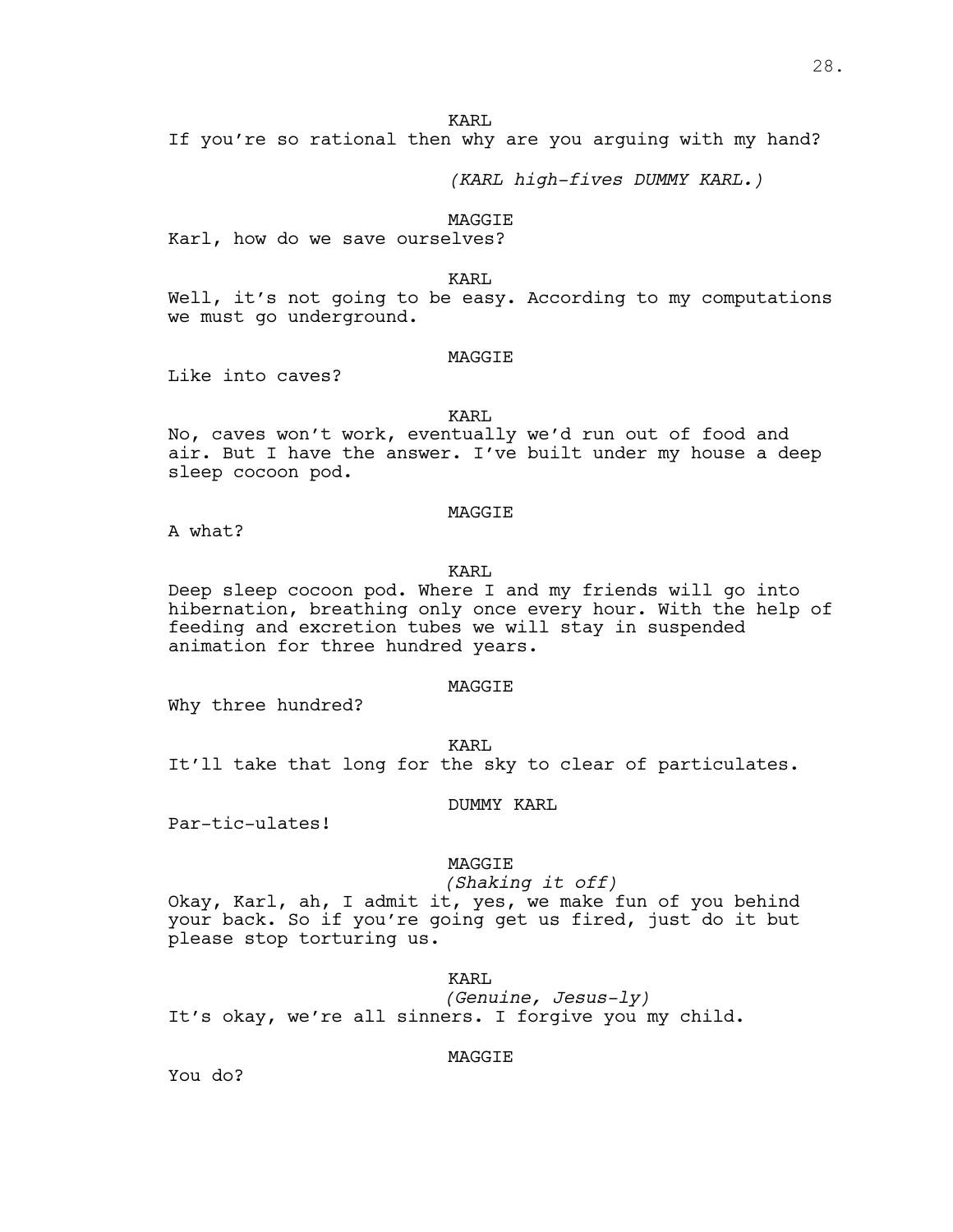KARL

If you're so rational then why are you arguing with my hand?

*(KARL high-fives DUMMY KARL.)*

MAGGIE

Karl, how do we save ourselves?

KARL

Well, it's not going to be easy. According to my computations we must go underground.

MAGGIE

Like into caves?

KARL

No, caves won't work, eventually we'd run out of food and air. But I have the answer. I've built under my house a deep sleep cocoon pod.

MAGGIE

A what?

KARL

Deep sleep cocoon pod. Where I and my friends will go into hibernation, breathing only once every hour. With the help of feeding and excretion tubes we will stay in suspended animation for three hundred years.

MAGGIE

Why three hundred?

KARL

It'll take that long for the sky to clear of particulates.

DUMMY KARL

Par-tic-ulates!

MAGGIE

*(Shaking it off)*

Okay, Karl, ah, I admit it, yes, we make fun of you behind your back. So if you're going get us fired, just do it but please stop torturing us.

KARL

*(Genuine, Jesus-ly)*

It's okay, we're all sinners. I forgive you my child.

MAGGIE

You do?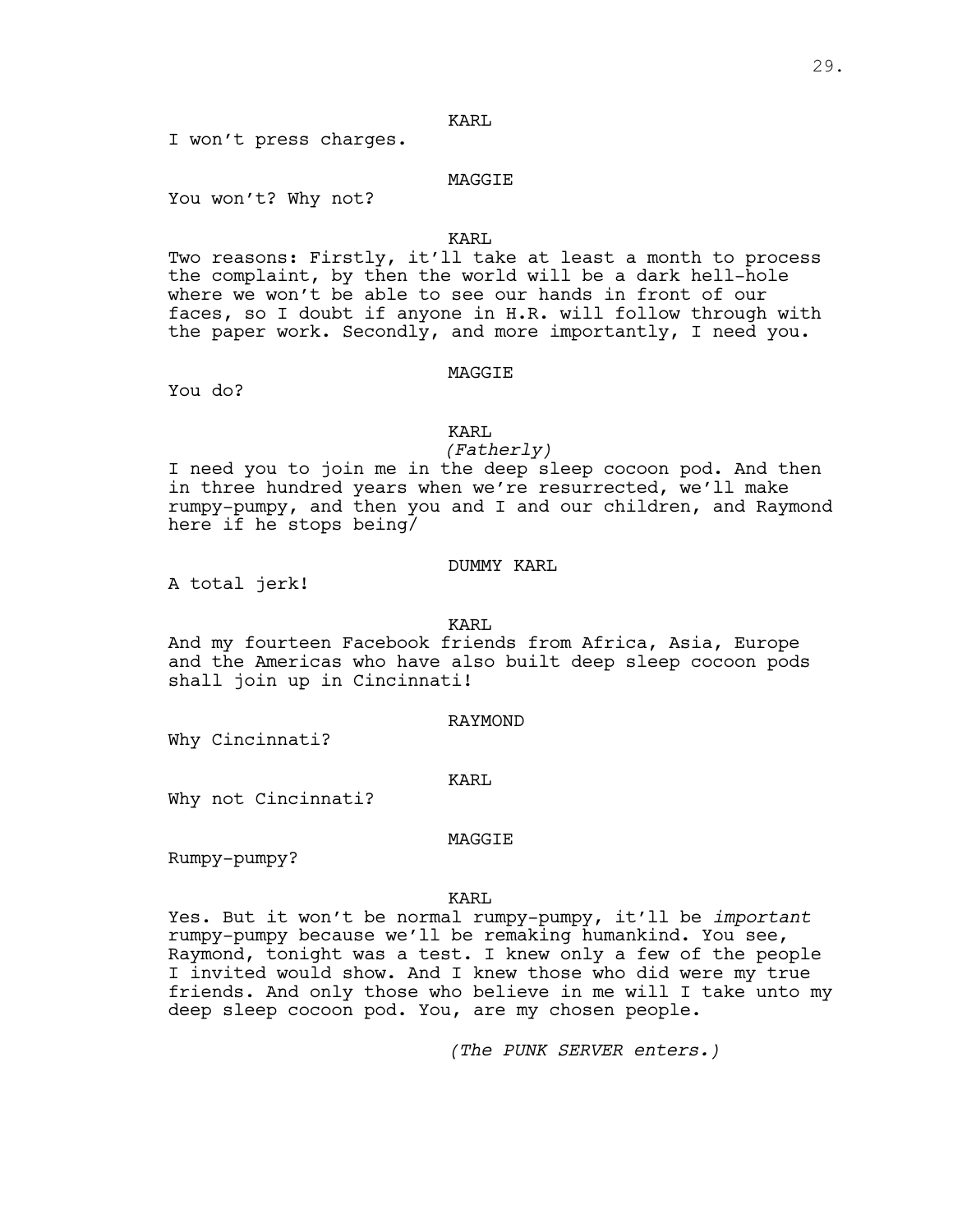KARL

I won't press charges.

MAGGIE

You won't? Why not?

KARL

Two reasons: Firstly, it'll take at least a month to process the complaint, by then the world will be a dark hell-hole where we won't be able to see our hands in front of our faces, so I doubt if anyone in H.R. will follow through with the paper work. Secondly, and more importantly, I need you.

MAGGIE

You do?

KARL

*(Fatherly)*

I need you to join me in the deep sleep cocoon pod. And then in three hundred years when we're resurrected, we'll make rumpy-pumpy, and then you and I and our children, and Raymond here if he stops being/

DUMMY KARL

A total jerk!

KARL

And my fourteen Facebook friends from Africa, Asia, Europe and the Americas who have also built deep sleep cocoon pods shall join up in Cincinnati!

RAYMOND

Why Cincinnati?

KARL

Why not Cincinnati?

MAGGIE

Rumpy-pumpy?

KARL

Yes. But it won't be normal rumpy-pumpy, it'll be *important* rumpy-pumpy because we'll be remaking humankind. You see, Raymond, tonight was a test. I knew only a few of the people I invited would show. And I knew those who did were my true friends. And only those who believe in me will I take unto my deep sleep cocoon pod. You, are my chosen people.

*(The PUNK SERVER enters.)*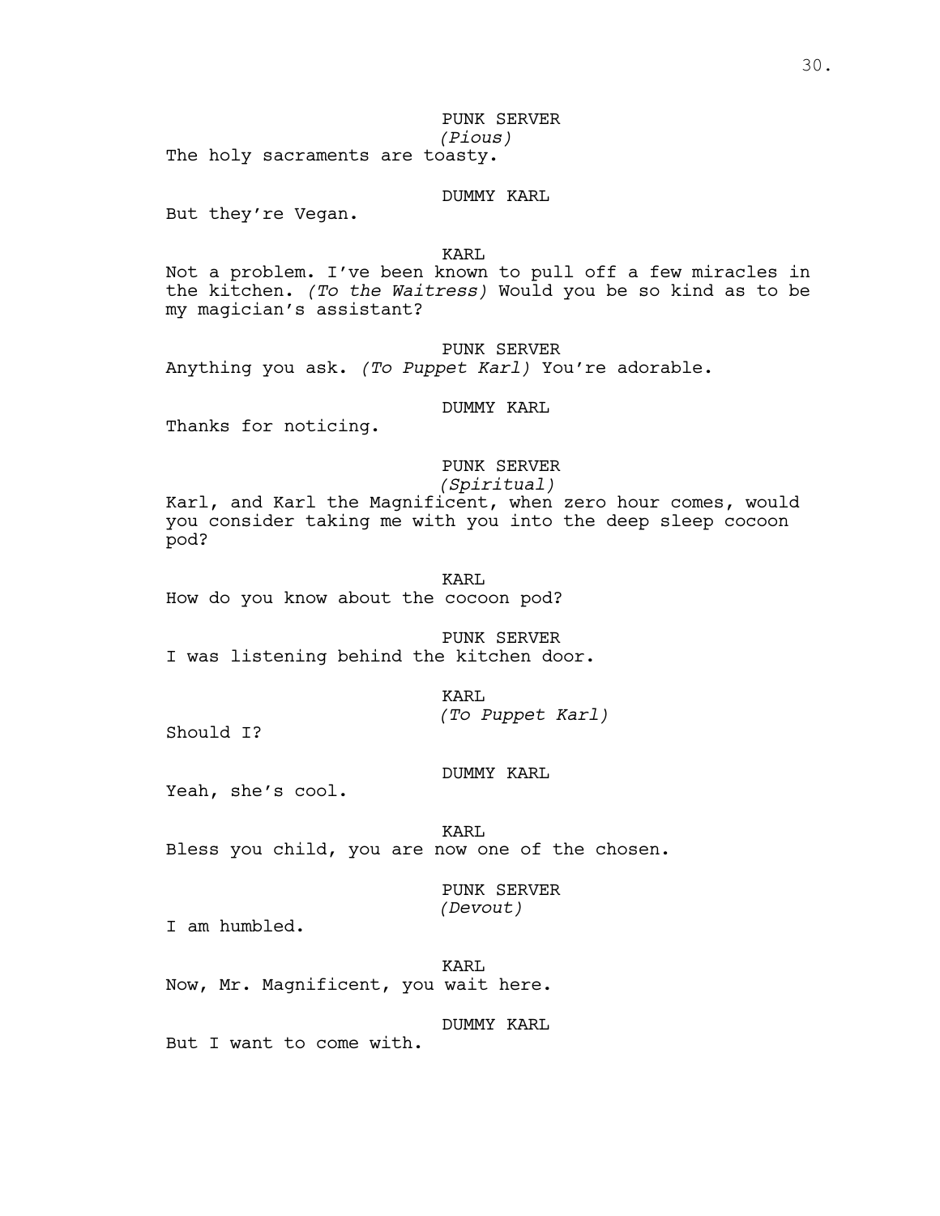PUNK SERVER
*(Pious)*
The holy sacraments are toasty.

DUMMY KARL
But they're Vegan.

KARL
Not a problem. I've been known to pull off a few miracles in the kitchen. *(To the Waitress)* Would you be so kind as to be my magician's assistant?

PUNK SERVER
Anything you ask. *(To Puppet Karl)* You're adorable.

DUMMY KARL
Thanks for noticing.

PUNK SERVER
*(Spiritual)*
Karl, and Karl the Magnificent, when zero hour comes, would you consider taking me with you into the deep sleep cocoon pod?

KARL
How do you know about the cocoon pod?

PUNK SERVER
I was listening behind the kitchen door.

KARL
*(To Puppet Karl)*
Should I?

DUMMY KARL
Yeah, she's cool.

KARL
Bless you child, you are now one of the chosen.

PUNK SERVER
*(Devout)*
I am humbled.

KARL
Now, Mr. Magnificent, you wait here.

DUMMY KARL
But I want to come with.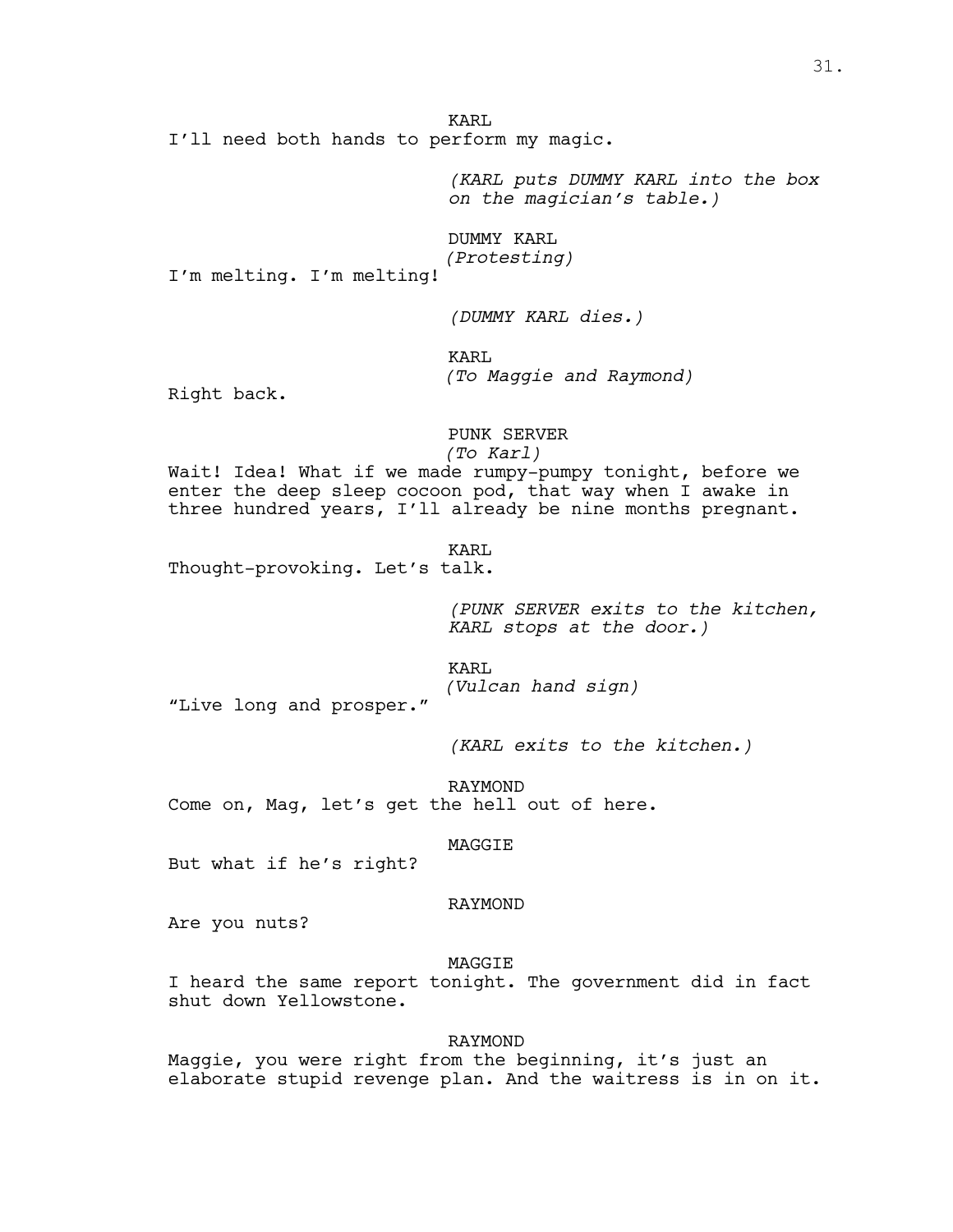KARL

I'll need both hands to perform my magic.

*(KARL puts DUMMY KARL into the box on the magician's table.)*

DUMMY KARL

*(Protesting)*

I'm melting. I'm melting!

*(DUMMY KARL dies.)*

KARL

*(To Maggie and Raymond)*

Right back.

PUNK SERVER

*(To Karl)*

Wait! Idea! What if we made rumpy-pumpy tonight, before we enter the deep sleep cocoon pod, that way when I awake in three hundred years, I'll already be nine months pregnant.

KARL

Thought-provoking. Let's talk.

*(PUNK SERVER exits to the kitchen, KARL stops at the door.)*

KARL

*(Vulcan hand sign)*

"Live long and prosper."

*(KARL exits to the kitchen.)*

RAYMOND

Come on, Mag, let's get the hell out of here.

MAGGIE

But what if he's right?

RAYMOND

Are you nuts?

MAGGIE

I heard the same report tonight. The government did in fact shut down Yellowstone.

RAYMOND

Maggie, you were right from the beginning, it's just an elaborate stupid revenge plan. And the waitress is in on it.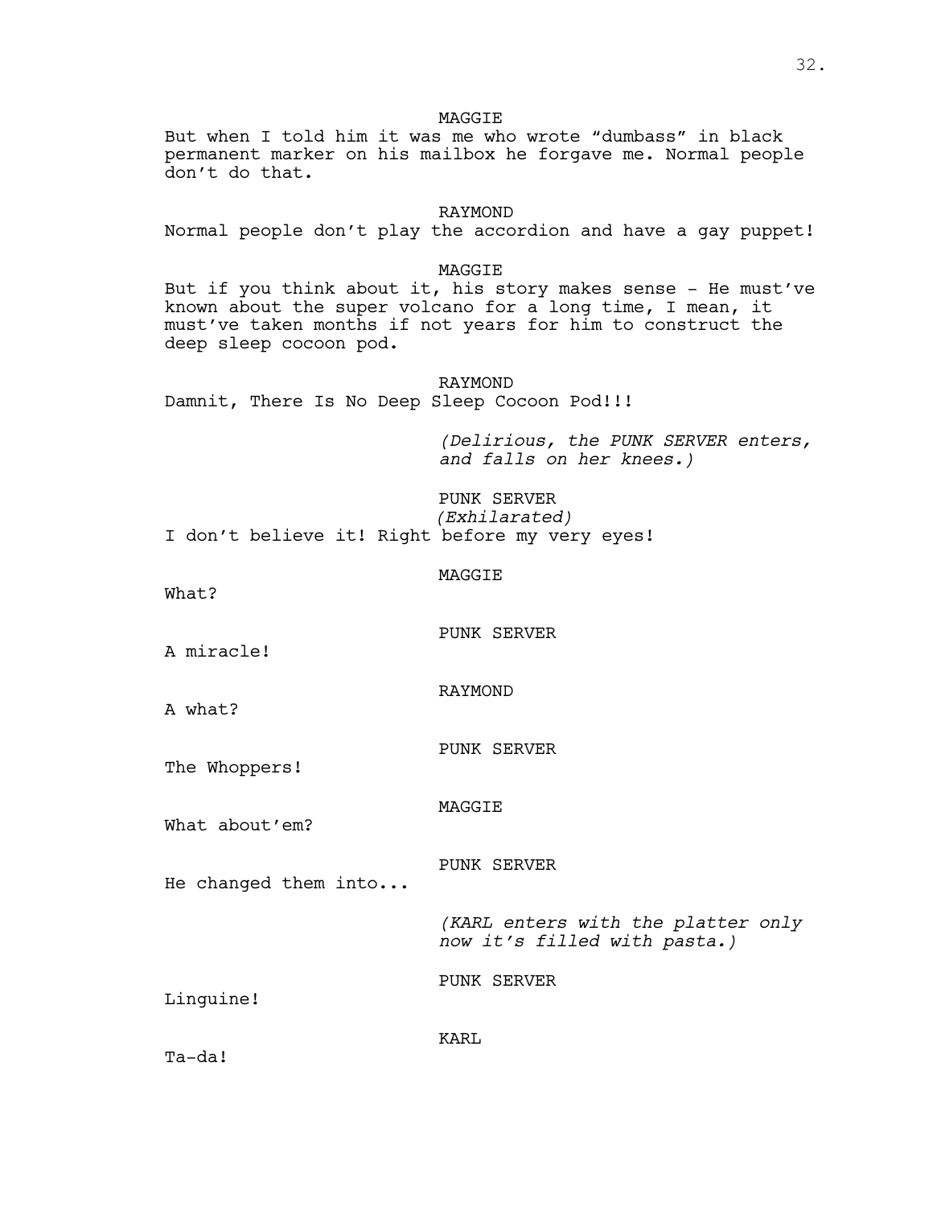MAGGIE

But when I told him it was me who wrote “dumbass” in black permanent marker on his mailbox he forgave me. Normal people don’t do that.

RAYMOND

Normal people don’t play the accordion and have a gay puppet!

MAGGIE

But if you think about it, his story makes sense - He must’ve known about the super volcano for a long time, I mean, it must’ve taken months if not years for him to construct the deep sleep cocoon pod.

RAYMOND

Damnit, There Is No Deep Sleep Cocoon Pod!!!

*(Delirious, the PUNK SERVER enters, and falls on her knees.)*

PUNK SERVER

*(Exhilarated)*

I don’t believe it! Right before my very eyes!

MAGGIE

What?

PUNK SERVER

A miracle!

RAYMOND

A what?

PUNK SERVER

The Whoppers!

MAGGIE

What about’em?

PUNK SERVER

He changed them into...

*(KARL enters with the platter only now it’s filled with pasta.)*

PUNK SERVER

Linguine!

KARL

Ta-da!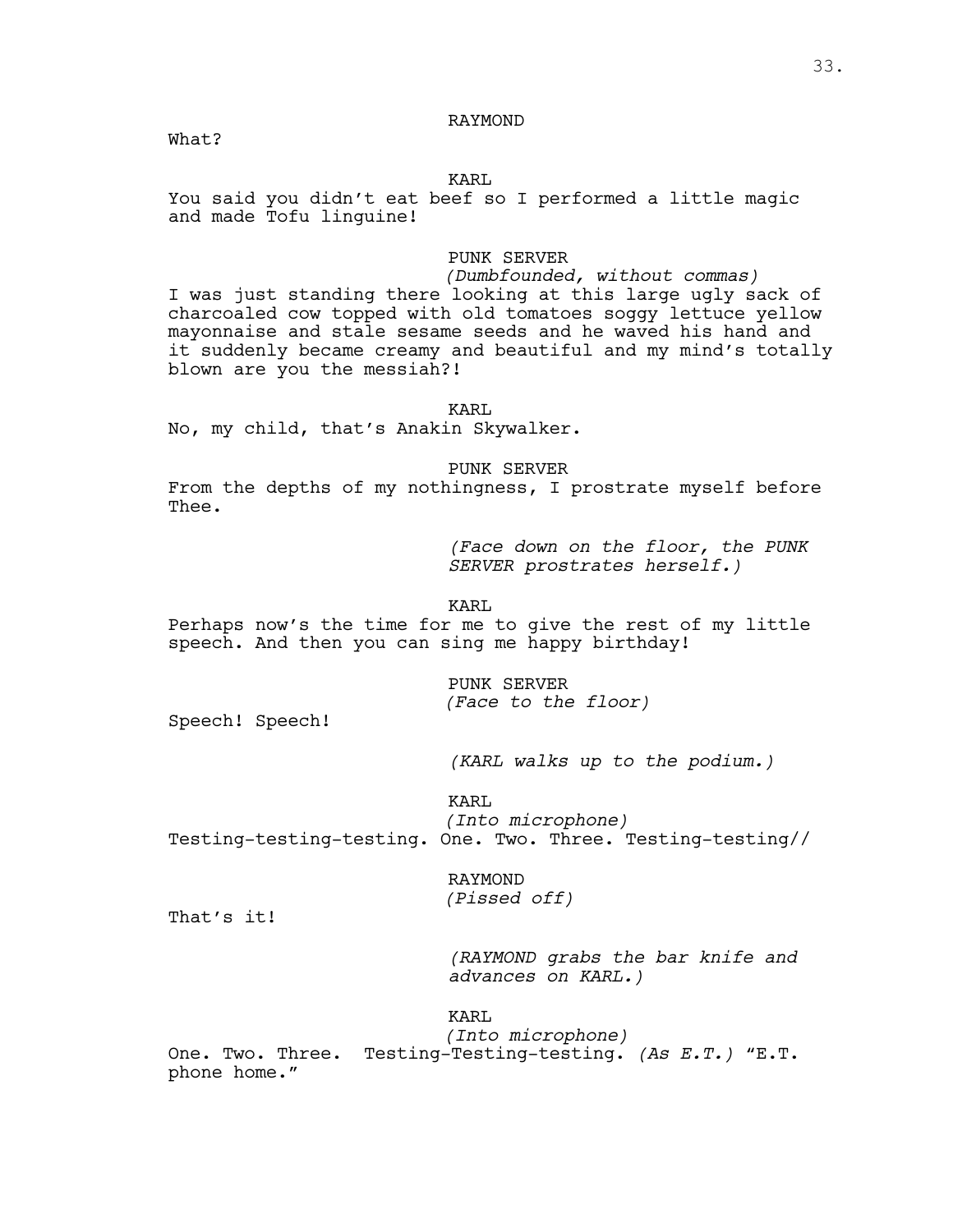RAYMOND

What?

KARL

You said you didn't eat beef so I performed a little magic and made Tofu linguine!

PUNK SERVER

*(Dumbfounded, without commas)*

I was just standing there looking at this large ugly sack of charcoaled cow topped with old tomatoes soggy lettuce yellow mayonnaise and stale sesame seeds and he waved his hand and it suddenly became creamy and beautiful and my mind's totally blown are you the messiah?!

KARL

No, my child, that's Anakin Skywalker.

PUNK SERVER

From the depths of my nothingness, I prostrate myself before Thee.

*(Face down on the floor, the PUNK SERVER prostrates herself.)*

KARL

Perhaps now's the time for me to give the rest of my little speech. And then you can sing me happy birthday!

PUNK SERVER

*(Face to the floor)*

Speech! Speech!

*(KARL walks up to the podium.)*

KARL

*(Into microphone)*

Testing-testing-testing. One. Two. Three. Testing-testing//

RAYMOND

*(Pissed off)*

That's it!

*(RAYMOND grabs the bar knife and advances on KARL.)*

KARL

*(Into microphone)*

One. Two. Three. Testing-Testing-testing. *(As E.T.)* "E.T. phone home."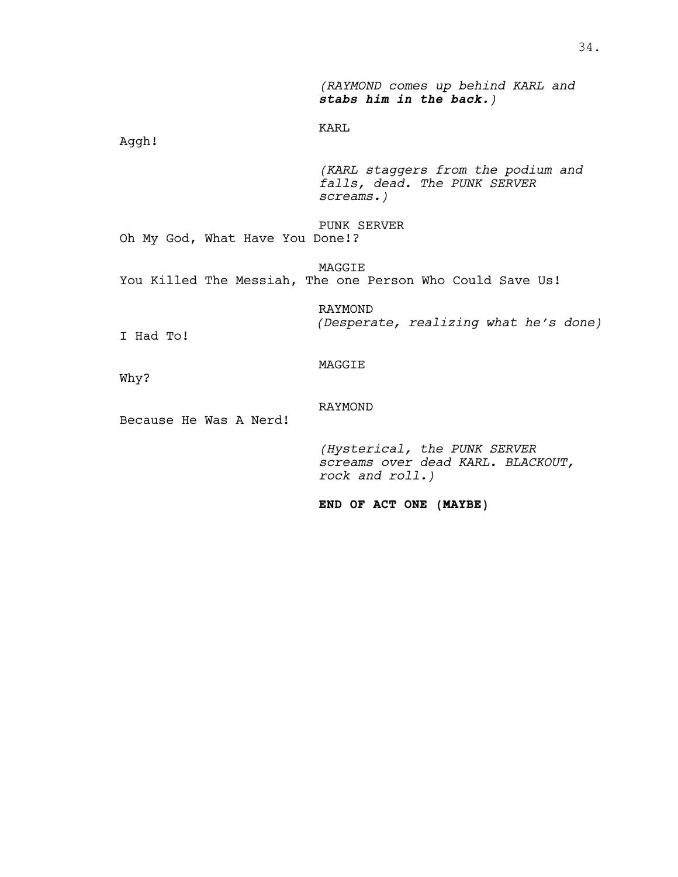*(RAYMOND comes up behind KARL and* ***stabs him in the back.****)*

KARL

Aggh!

*(KARL staggers from the podium and falls, dead. The PUNK SERVER screams.)*

PUNK SERVER

Oh My God, What Have You Done!?

MAGGIE

You Killed The Messiah, The one Person Who Could Save Us!

RAYMOND

*(Desperate, realizing what he's done)*

I Had To!

MAGGIE

Why?

RAYMOND

Because He Was A Nerd!

*(Hysterical, the PUNK SERVER screams over dead KARL. BLACKOUT, rock and roll.)*

**END OF ACT ONE (MAYBE)**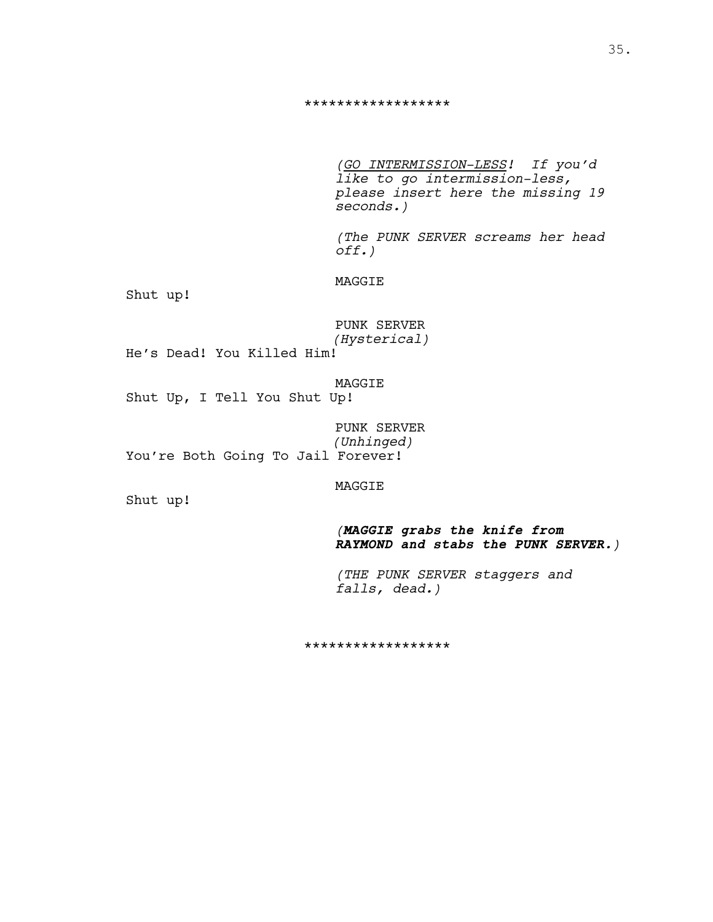******************

*(<u>GO INTERMISSION-LESS</u>! If you'd like to go intermission-less, please insert here the missing 19 seconds.)*

*(The PUNK SERVER screams her head off.)*

MAGGIE

Shut up!

PUNK SERVER

*(Hysterical)*

He's Dead! You Killed Him!

MAGGIE

Shut Up, I Tell You Shut Up!

PUNK SERVER

*(Unhinged)*

You're Both Going To Jail Forever!

MAGGIE

Shut up!

*(**MAGGIE grabs the knife from RAYMOND and stabs the PUNK SERVER.**)*

*(THE PUNK SERVER staggers and falls, dead.)*

******************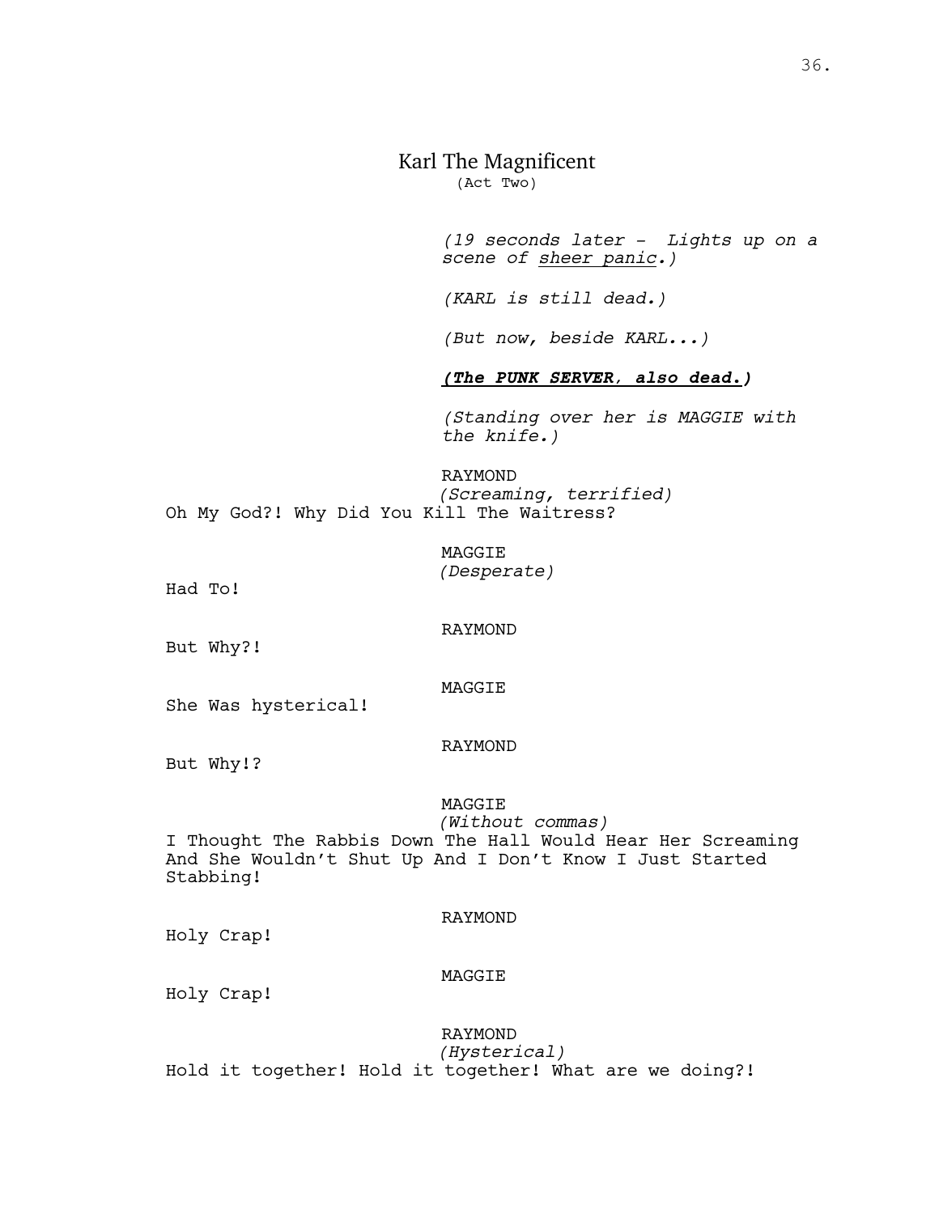# Karl The Magnificent

(Act Two)

*(19 seconds later - Lights up on a scene of sheer panic.)*

*(KARL is still dead.)*

*(But now, beside KARL...)*

***(The PUNK SERVER, also dead.)***

*(Standing over her is MAGGIE with the knife.)*

RAYMOND
*(Screaming, terrified)*
Oh My God?! Why Did You Kill The Waitress?

MAGGIE
*(Desperate)*
Had To!

RAYMOND
But Why?!

MAGGIE
She Was hysterical!

RAYMOND
But Why!?

MAGGIE
*(Without commas)*
I Thought The Rabbis Down The Hall Would Hear Her Screaming And She Wouldn't Shut Up And I Don't Know I Just Started Stabbing!

RAYMOND
Holy Crap!

MAGGIE
Holy Crap!

RAYMOND
*(Hysterical)*
Hold it together! Hold it together! What are we doing?!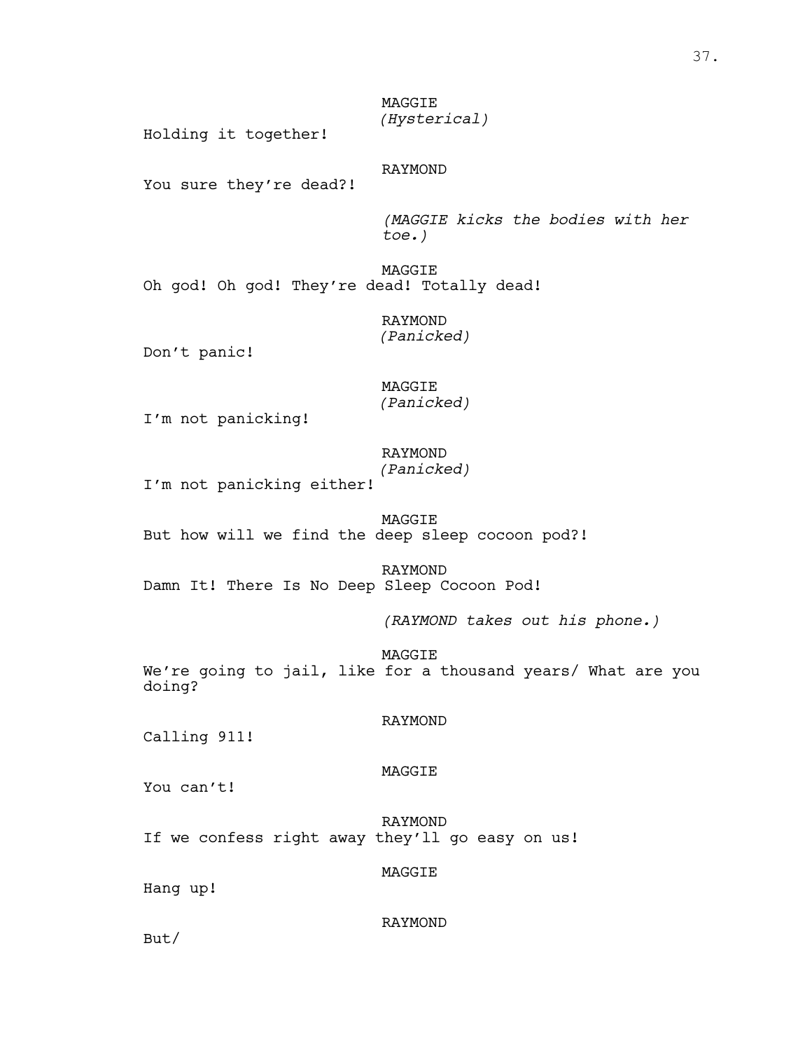MAGGIE
*(Hysterical)*
Holding it together!

RAYMOND
You sure they're dead?!

*(MAGGIE kicks the bodies with her toe.)*

MAGGIE
Oh god! Oh god! They're dead! Totally dead!

RAYMOND
*(Panicked)*
Don't panic!

MAGGIE
*(Panicked)*
I'm not panicking!

RAYMOND
*(Panicked)*
I'm not panicking either!

MAGGIE
But how will we find the deep sleep cocoon pod?!

RAYMOND
Damn It! There Is No Deep Sleep Cocoon Pod!

*(RAYMOND takes out his phone.)*

MAGGIE
We're going to jail, like for a thousand years/ What are you doing?

RAYMOND
Calling 911!

MAGGIE
You can't!

RAYMOND
If we confess right away they'll go easy on us!

MAGGIE
Hang up!

RAYMOND
But/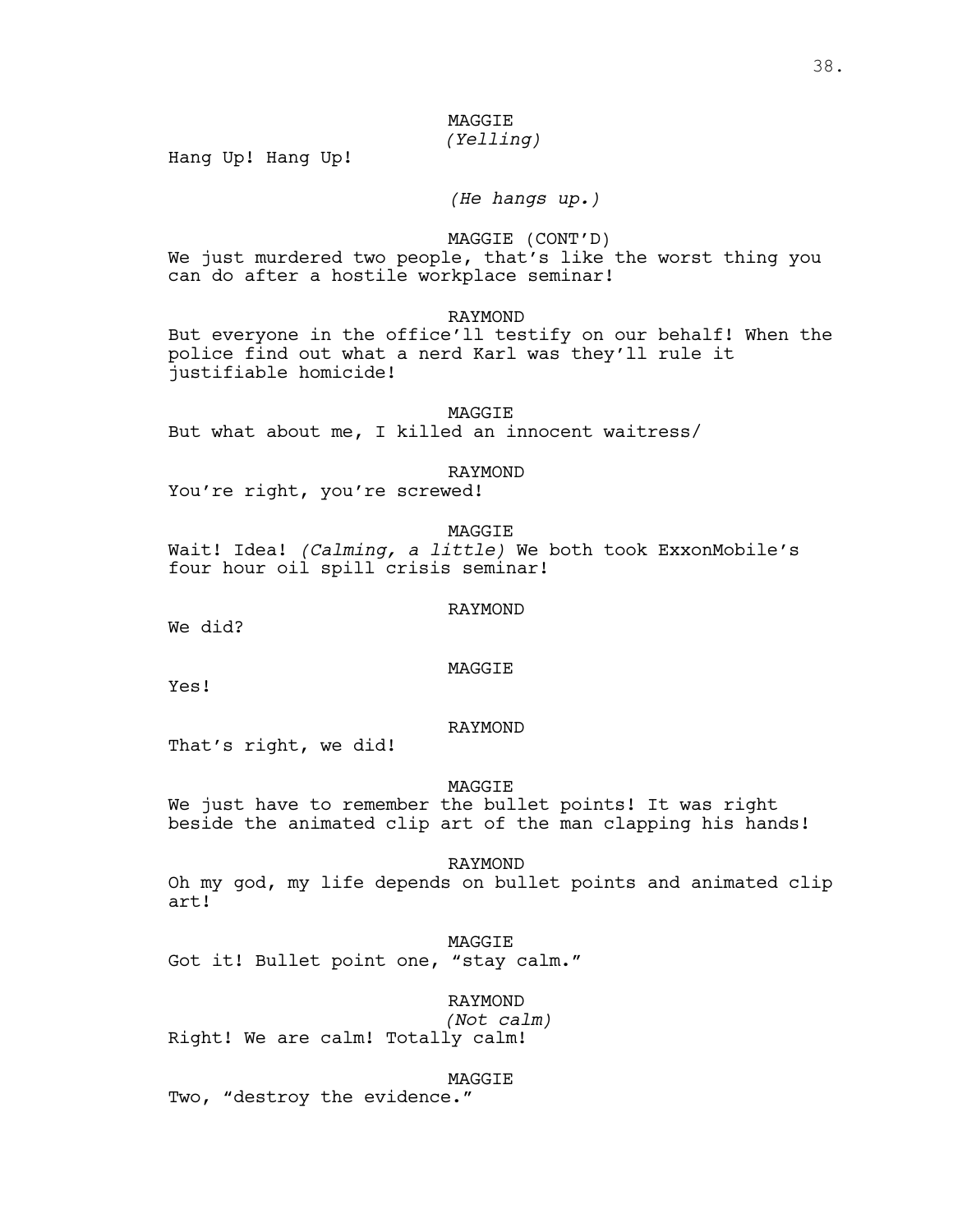MAGGIE
*(Yelling)*

Hang Up! Hang Up!

*(He hangs up.)*

MAGGIE (CONT'D)

We just murdered two people, that's like the worst thing you can do after a hostile workplace seminar!

RAYMOND

But everyone in the office'll testify on our behalf! When the police find out what a nerd Karl was they'll rule it justifiable homicide!

MAGGIE

But what about me, I killed an innocent waitress/

RAYMOND

You're right, you're screwed!

MAGGIE

Wait! Idea! *(Calming, a little)* We both took ExxonMobile's four hour oil spill crisis seminar!

RAYMOND

We did?

MAGGIE

Yes!

RAYMOND

That's right, we did!

MAGGIE

We just have to remember the bullet points! It was right beside the animated clip art of the man clapping his hands!

RAYMOND

Oh my god, my life depends on bullet points and animated clip art!

MAGGIE

Got it! Bullet point one, "stay calm."

RAYMOND
*(Not calm)*

Right! We are calm! Totally calm!

MAGGIE

Two, "destroy the evidence."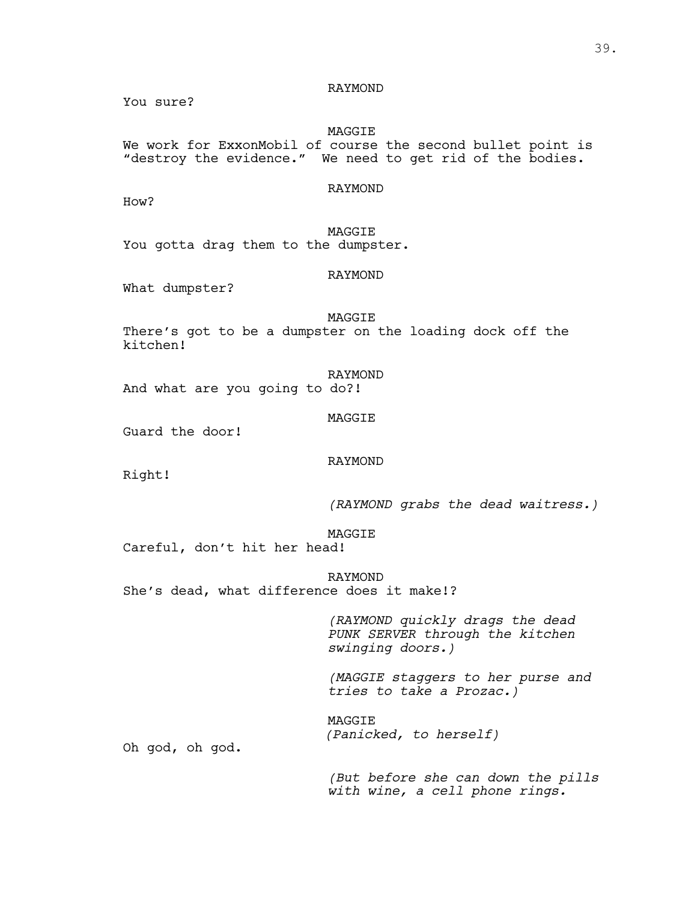RAYMOND

You sure?

MAGGIE

We work for ExxonMobil of course the second bullet point is "destroy the evidence." We need to get rid of the bodies.

RAYMOND

How?

MAGGIE

You gotta drag them to the dumpster.

RAYMOND

What dumpster?

MAGGIE

There's got to be a dumpster on the loading dock off the kitchen!

RAYMOND

And what are you going to do?!

MAGGIE

Guard the door!

RAYMOND

Right!

*(RAYMOND grabs the dead waitress.)*

MAGGIE

Careful, don't hit her head!

RAYMOND

She's dead, what difference does it make!?

*(RAYMOND quickly drags the dead PUNK SERVER through the kitchen swinging doors.)*

*(MAGGIE staggers to her purse and tries to take a Prozac.)*

MAGGIE
*(Panicked, to herself)*

Oh god, oh god.

*(But before she can down the pills with wine, a cell phone rings.*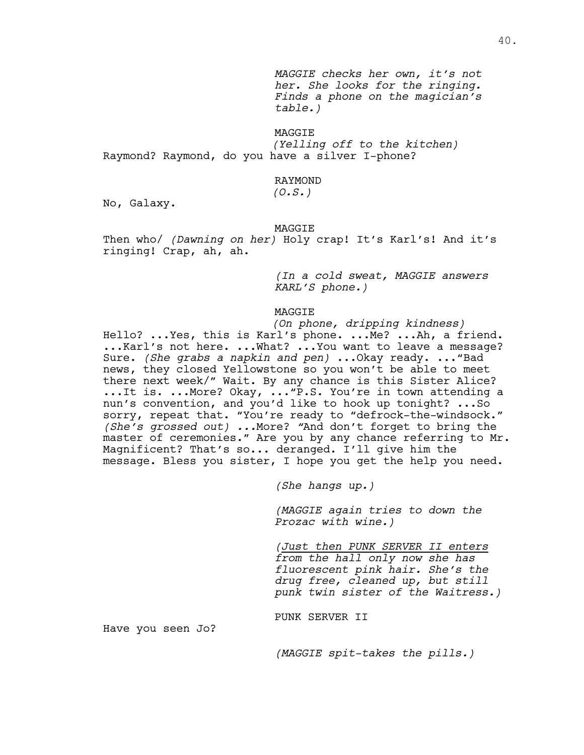*MAGGIE checks her own, it's not her. She looks for the ringing. Finds a phone on the magician's table.)*

MAGGIE
*(Yelling off to the kitchen)*
Raymond? Raymond, do you have a silver I-phone?

RAYMOND
*(O.S.)*
No, Galaxy.

MAGGIE
Then who/ *(Dawning on her)* Holy crap! It's Karl's! And it's ringing! Crap, ah, ah.

*(In a cold sweat, MAGGIE answers KARL'S phone.)*

MAGGIE
*(On phone, dripping kindness)*
Hello? ...Yes, this is Karl's phone. ...Me? ...Ah, a friend. ...Karl's not here. ...What? ...You want to leave a message? Sure. *(She grabs a napkin and pen)* ...Okay ready. ..."Bad news, they closed Yellowstone so you won't be able to meet there next week/" Wait. By any chance is this Sister Alice? ...It is. ...More? Okay, ..."P.S. You're in town attending a nun's convention, and you'd like to hook up tonight? ...So sorry, repeat that. "You're ready to "defrock-the-windsock." *(She's grossed out) ...*More? "And don't forget to bring the master of ceremonies." Are you by any chance referring to Mr. Magnificent? That's so... deranged. I'll give him the message. Bless you sister, I hope you get the help you need.

*(She hangs up.)*

*(MAGGIE again tries to down the Prozac with wine.)*

*(<u>Just then PUNK SERVER II enters</u> from the hall only now she has fluorescent pink hair. She's the drug free, cleaned up, but still punk twin sister of the Waitress.)*

PUNK SERVER II
Have you seen Jo?

*(MAGGIE spit-takes the pills.)*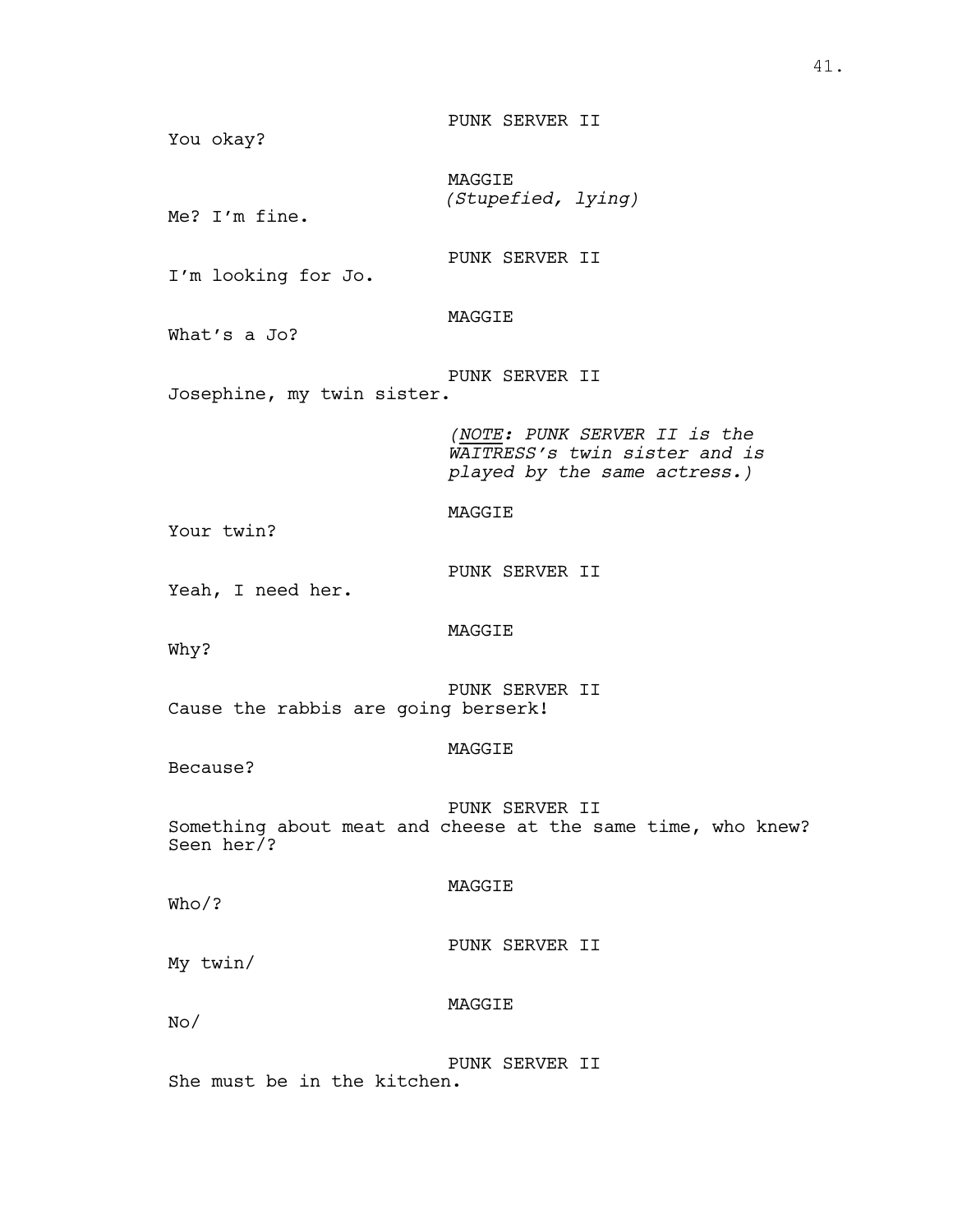PUNK SERVER II
You okay?

MAGGIE
*(Stupefied, lying)*
Me? I'm fine.

PUNK SERVER II
I'm looking for Jo.

MAGGIE
What's a Jo?

PUNK SERVER II
Josephine, my twin sister.

*(__NOTE__: PUNK SERVER II is the WAITRESS's twin sister and is played by the same actress.)*

MAGGIE
Your twin?

PUNK SERVER II
Yeah, I need her.

MAGGIE
Why?

PUNK SERVER II
Cause the rabbis are going berserk!

MAGGIE
Because?

PUNK SERVER II
Something about meat and cheese at the same time, who knew? Seen her/?

MAGGIE
Who/?

PUNK SERVER II
My twin/

MAGGIE
No/

PUNK SERVER II
She must be in the kitchen.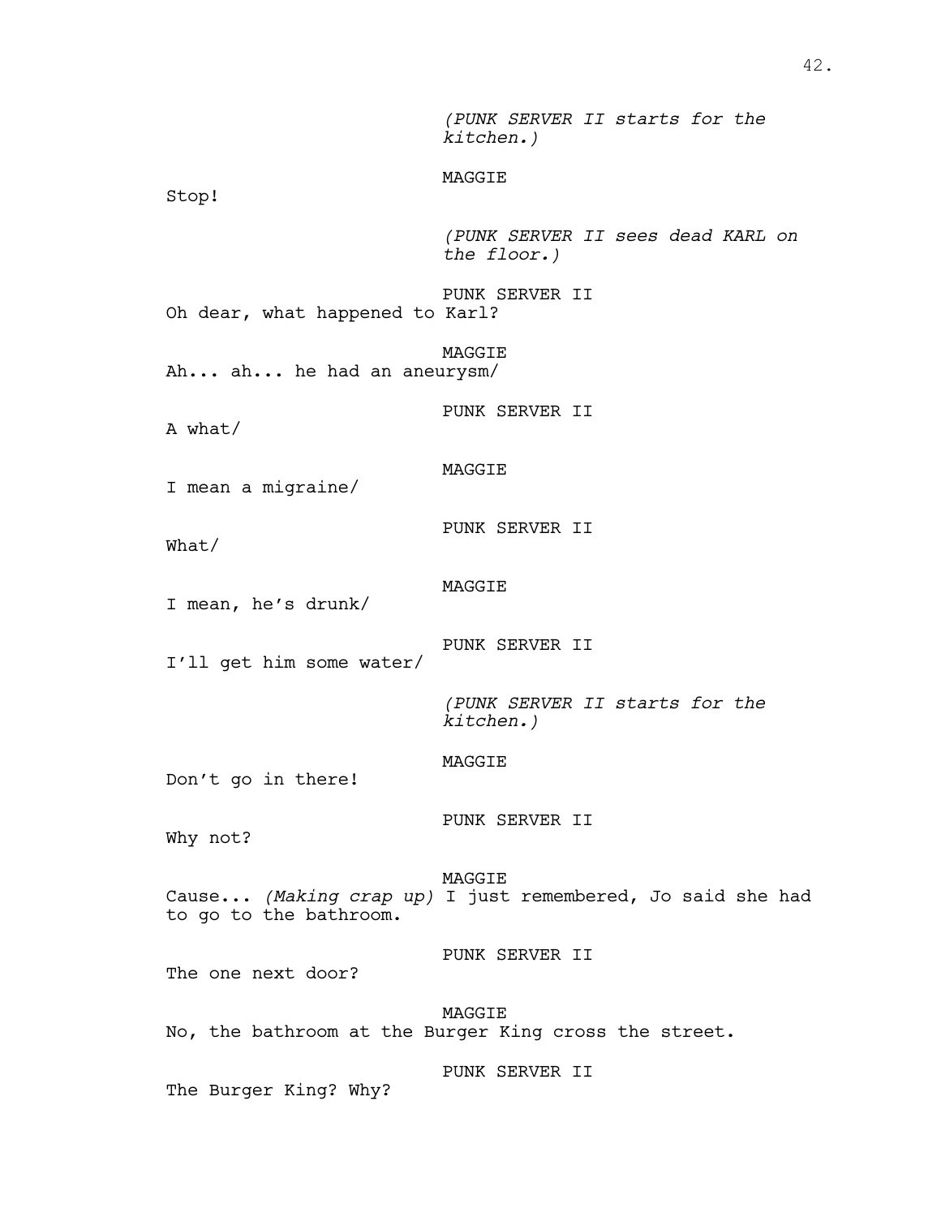*(PUNK SERVER II starts for the kitchen.)*

MAGGIE

Stop!

*(PUNK SERVER II sees dead KARL on the floor.)*

PUNK SERVER II

Oh dear, what happened to Karl?

MAGGIE

Ah... ah... he had an aneurysm/

PUNK SERVER II

A what/

MAGGIE

I mean a migraine/

PUNK SERVER II

What/

MAGGIE

I mean, he's drunk/

PUNK SERVER II

I'll get him some water/

*(PUNK SERVER II starts for the kitchen.)*

MAGGIE

Don't go in there!

PUNK SERVER II

Why not?

MAGGIE

Cause... *(Making crap up)* I just remembered, Jo said she had to go to the bathroom.

PUNK SERVER II

The one next door?

MAGGIE

No, the bathroom at the Burger King cross the street.

PUNK SERVER II

The Burger King? Why?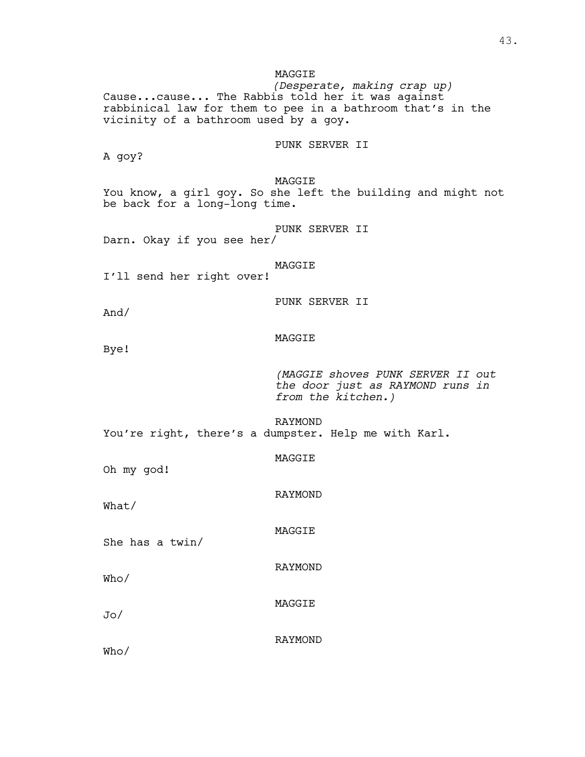MAGGIE

*(Desperate, making crap up)*

Cause...cause... The Rabbis told her it was against rabbinical law for them to pee in a bathroom that's in the vicinity of a bathroom used by a goy.

PUNK SERVER II

A goy?

MAGGIE

You know, a girl goy. So she left the building and might not be back for a long-long time.

PUNK SERVER II

Darn. Okay if you see her/

MAGGIE

I'll send her right over!

PUNK SERVER II

And/

MAGGIE

Bye!

*(MAGGIE shoves PUNK SERVER II out the door just as RAYMOND runs in from the kitchen.)*

RAYMOND

You're right, there's a dumpster. Help me with Karl.

MAGGIE

Oh my god!

RAYMOND

What/

MAGGIE

She has a twin/

RAYMOND

Who/

MAGGIE

Jo/

RAYMOND

Who/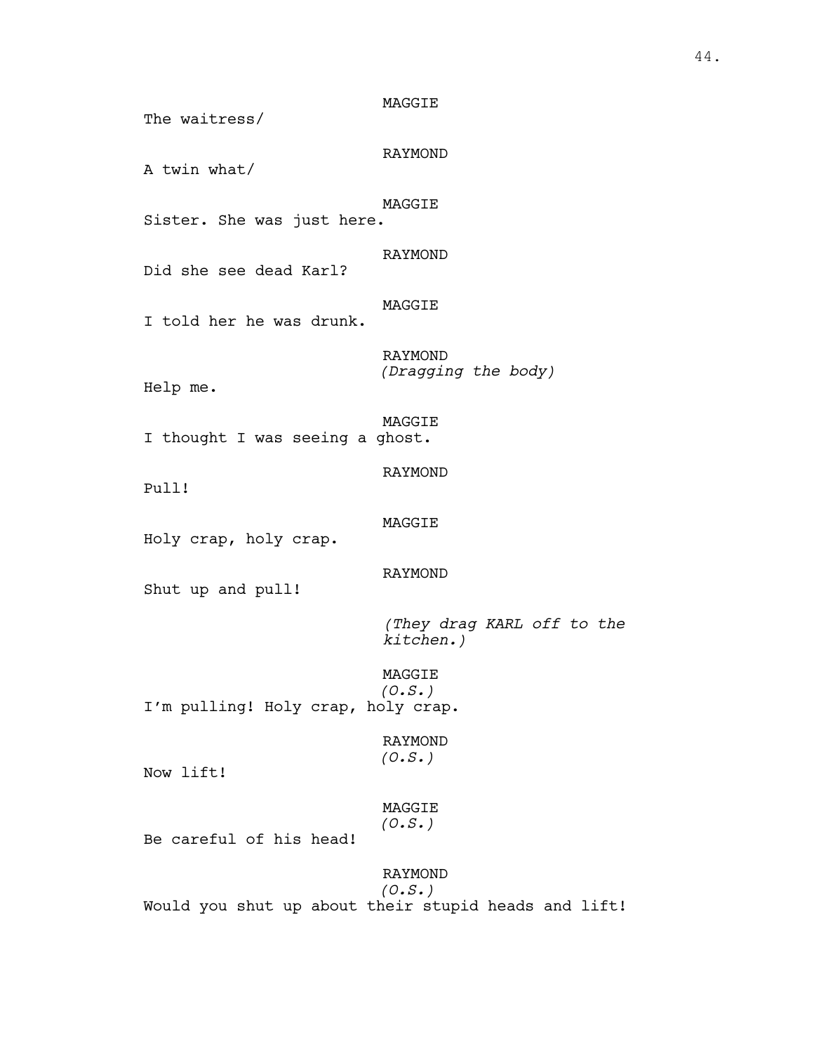MAGGIE

The waitress/

RAYMOND

A twin what/

MAGGIE

Sister. She was just here.

RAYMOND

Did she see dead Karl?

MAGGIE

I told her he was drunk.

RAYMOND

*(Dragging the body)*

Help me.

MAGGIE

I thought I was seeing a ghost.

RAYMOND

Pull!

MAGGIE

Holy crap, holy crap.

RAYMOND

Shut up and pull!

*(They drag KARL off to the kitchen.)*

MAGGIE

*(O.S.)*

I'm pulling! Holy crap, holy crap.

RAYMOND

*(O.S.)*

Now lift!

MAGGIE

*(O.S.)*

Be careful of his head!

RAYMOND

*(O.S.)*

Would you shut up about their stupid heads and lift!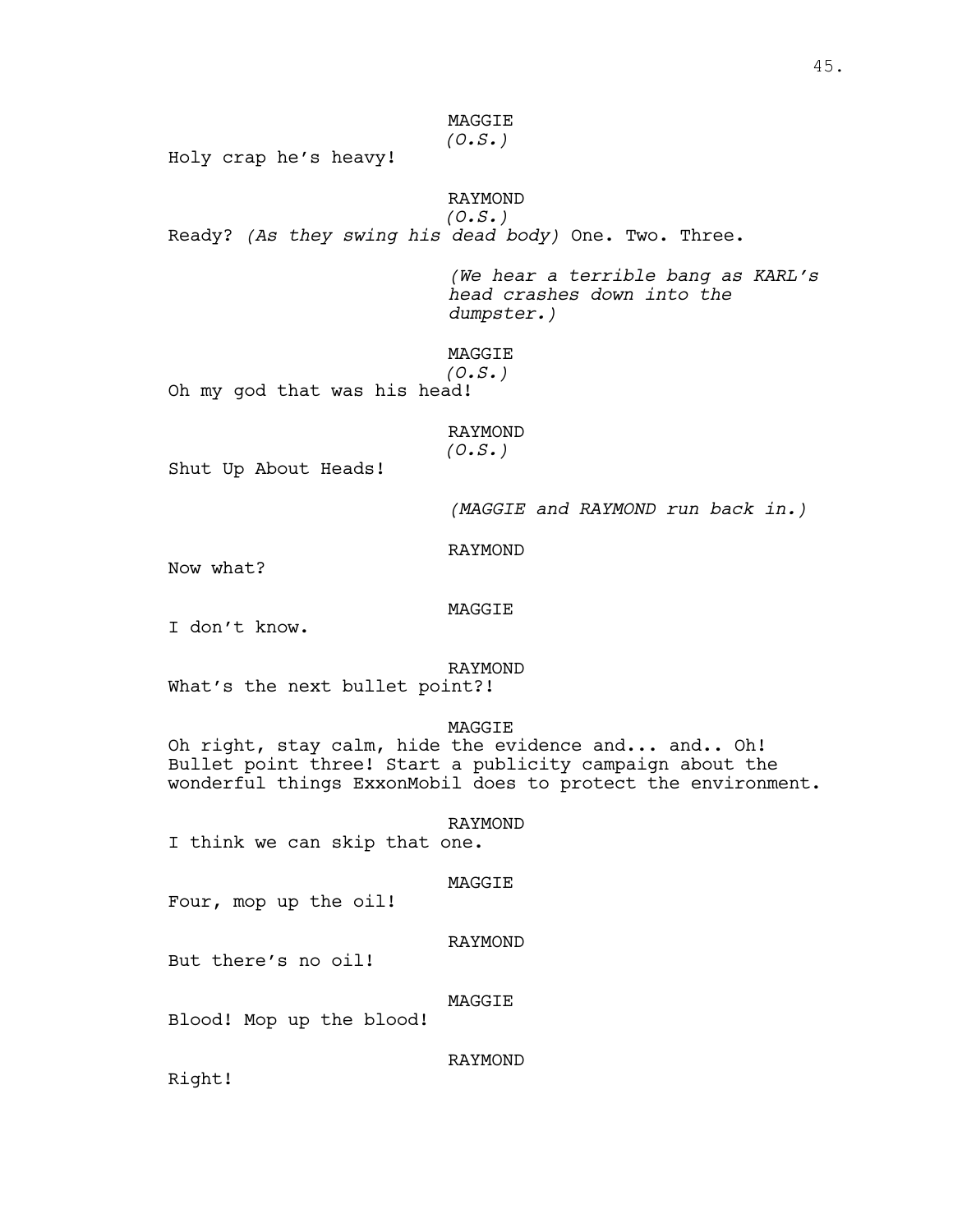MAGGIE
*(O.S.)*
Holy crap he's heavy!

RAYMOND
*(O.S.)*
Ready? *(As they swing his dead body)* One. Two. Three.

*(We hear a terrible bang as KARL's head crashes down into the dumpster.)*

MAGGIE
*(O.S.)*
Oh my god that was his head!

RAYMOND
*(O.S.)*
Shut Up About Heads!

*(MAGGIE and RAYMOND run back in.)*

RAYMOND
Now what?

MAGGIE
I don't know.

RAYMOND
What's the next bullet point?!

MAGGIE
Oh right, stay calm, hide the evidence and... and.. Oh! Bullet point three! Start a publicity campaign about the wonderful things ExxonMobil does to protect the environment.

RAYMOND
I think we can skip that one.

MAGGIE
Four, mop up the oil!

RAYMOND
But there's no oil!

MAGGIE
Blood! Mop up the blood!

RAYMOND
Right!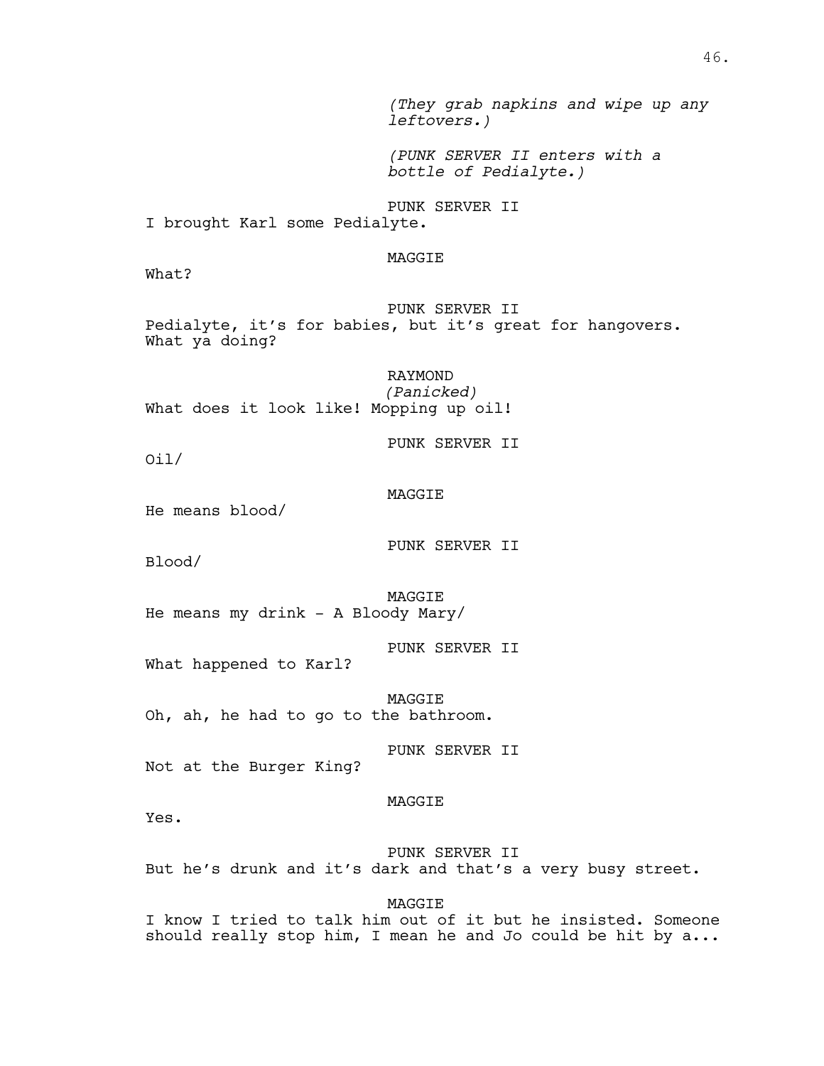*(They grab napkins and wipe up any leftovers.)*

*(PUNK SERVER II enters with a bottle of Pedialyte.)*

PUNK SERVER II

I brought Karl some Pedialyte.

MAGGIE

What?

PUNK SERVER II

Pedialyte, it's for babies, but it's great for hangovers. What ya doing?

RAYMOND

*(Panicked)*

What does it look like! Mopping up oil!

PUNK SERVER II

Oil/

MAGGIE

He means blood/

PUNK SERVER II

Blood/

MAGGIE

He means my drink - A Bloody Mary/

PUNK SERVER II

What happened to Karl?

MAGGIE

Oh, ah, he had to go to the bathroom.

PUNK SERVER II

Not at the Burger King?

MAGGIE

Yes.

PUNK SERVER II

But he's drunk and it's dark and that's a very busy street.

MAGGIE

I know I tried to talk him out of it but he insisted. Someone should really stop him, I mean he and Jo could be hit by a...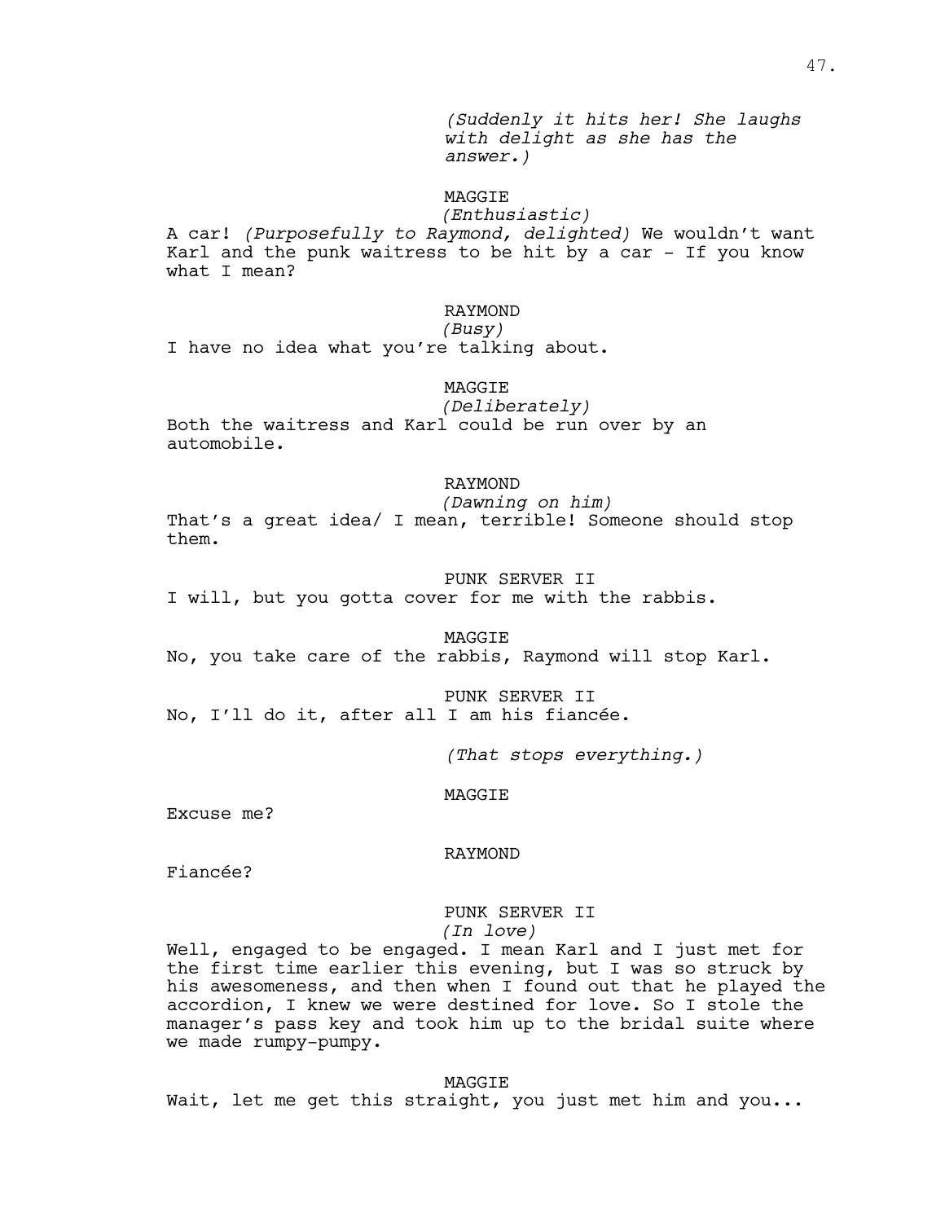*(Suddenly it hits her! She laughs with delight as she has the answer.)*

MAGGIE
*(Enthusiastic)*
A car! *(Purposefully to Raymond, delighted)* We wouldn't want Karl and the punk waitress to be hit by a car - If you know what I mean?

RAYMOND
*(Busy)*
I have no idea what you're talking about.

MAGGIE
*(Deliberately)*
Both the waitress and Karl could be run over by an automobile.

RAYMOND
*(Dawning on him)*
That's a great idea/ I mean, terrible! Someone should stop them.

PUNK SERVER II
I will, but you gotta cover for me with the rabbis.

MAGGIE
No, you take care of the rabbis, Raymond will stop Karl.

PUNK SERVER II
No, I'll do it, after all I am his fiancée.

*(That stops everything.)*

MAGGIE
Excuse me?

RAYMOND
Fiancée?

PUNK SERVER II
*(In love)*
Well, engaged to be engaged. I mean Karl and I just met for the first time earlier this evening, but I was so struck by his awesomeness, and then when I found out that he played the accordion, I knew we were destined for love. So I stole the manager's pass key and took him up to the bridal suite where we made rumpy-pumpy.

MAGGIE
Wait, let me get this straight, you just met him and you...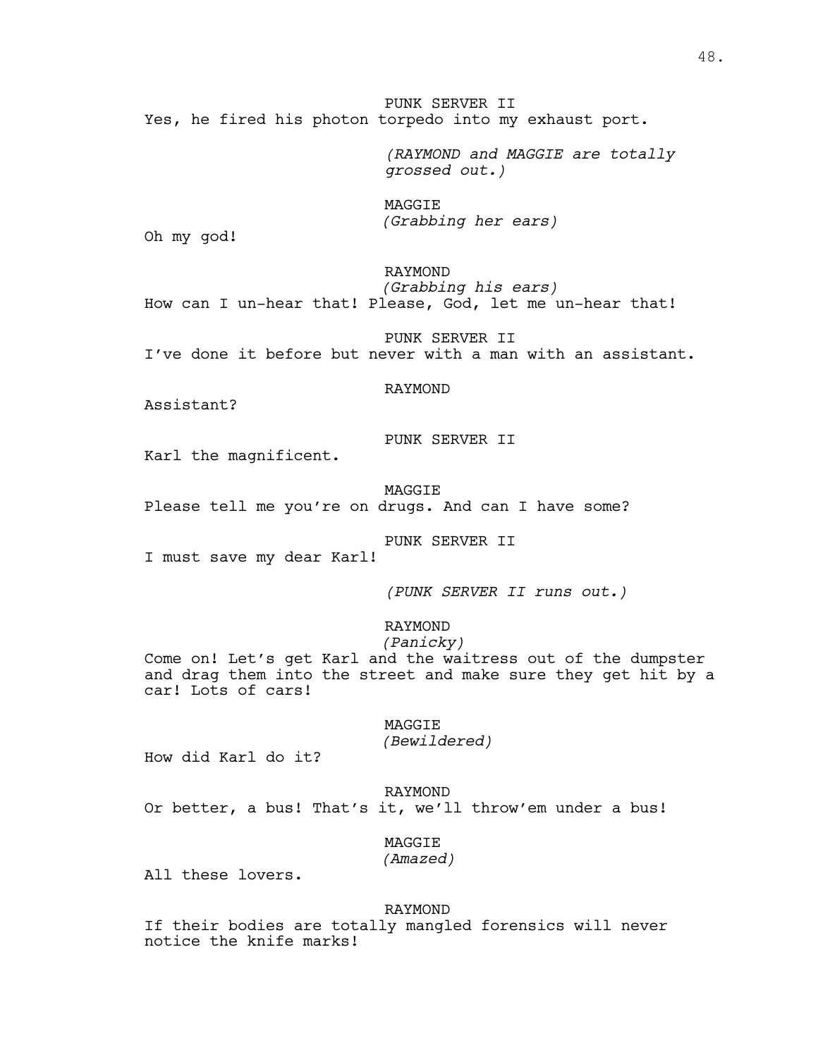PUNK SERVER II

Yes, he fired his photon torpedo into my exhaust port.

*(RAYMOND and MAGGIE are totally grossed out.)*

MAGGIE

*(Grabbing her ears)*

Oh my god!

RAYMOND

*(Grabbing his ears)*

How can I un-hear that! Please, God, let me un-hear that!

PUNK SERVER II

I've done it before but never with a man with an assistant.

RAYMOND

Assistant?

PUNK SERVER II

Karl the magnificent.

MAGGIE

Please tell me you're on drugs. And can I have some?

PUNK SERVER II

I must save my dear Karl!

*(PUNK SERVER II runs out.)*

RAYMOND

*(Panicky)*

Come on! Let's get Karl and the waitress out of the dumpster and drag them into the street and make sure they get hit by a car! Lots of cars!

MAGGIE

*(Bewildered)*

How did Karl do it?

RAYMOND

Or better, a bus! That's it, we'll throw'em under a bus!

MAGGIE

*(Amazed)*

All these lovers.

RAYMOND

If their bodies are totally mangled forensics will never notice the knife marks!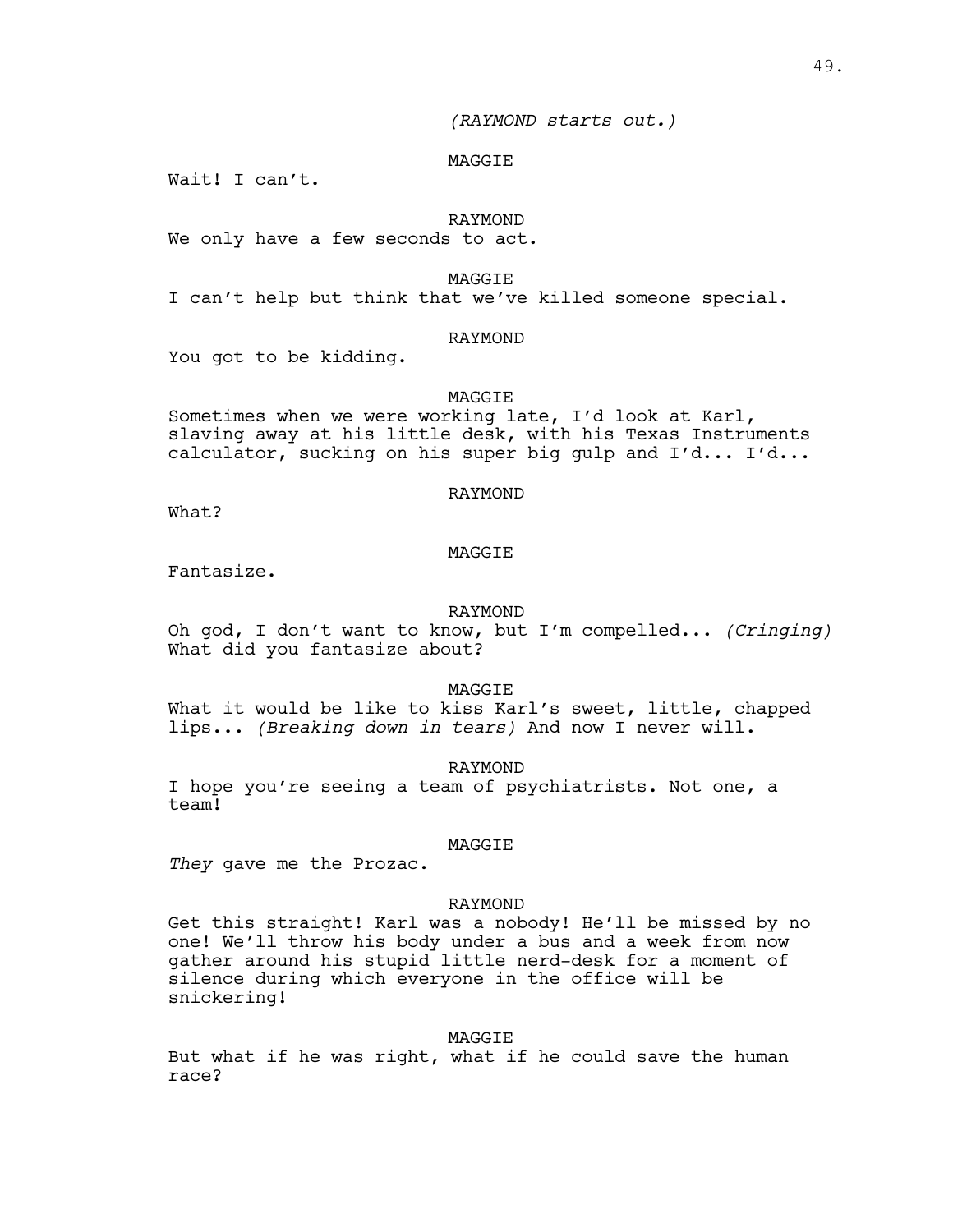*(RAYMOND starts out.)*

MAGGIE

Wait! I can't.

RAYMOND

We only have a few seconds to act.

MAGGIE

I can't help but think that we've killed someone special.

RAYMOND

You got to be kidding.

MAGGIE

Sometimes when we were working late, I'd look at Karl, slaving away at his little desk, with his Texas Instruments calculator, sucking on his super big gulp and I'd... I'd...

RAYMOND

What?

MAGGIE

Fantasize.

RAYMOND

Oh god, I don't want to know, but I'm compelled... *(Cringing)* What did you fantasize about?

MAGGIE

What it would be like to kiss Karl's sweet, little, chapped lips... *(Breaking down in tears)* And now I never will.

RAYMOND

I hope you're seeing a team of psychiatrists. Not one, a team!

MAGGIE

*They* gave me the Prozac.

RAYMOND

Get this straight! Karl was a nobody! He'll be missed by no one! We'll throw his body under a bus and a week from now gather around his stupid little nerd-desk for a moment of silence during which everyone in the office will be snickering!

MAGGIE

But what if he was right, what if he could save the human race?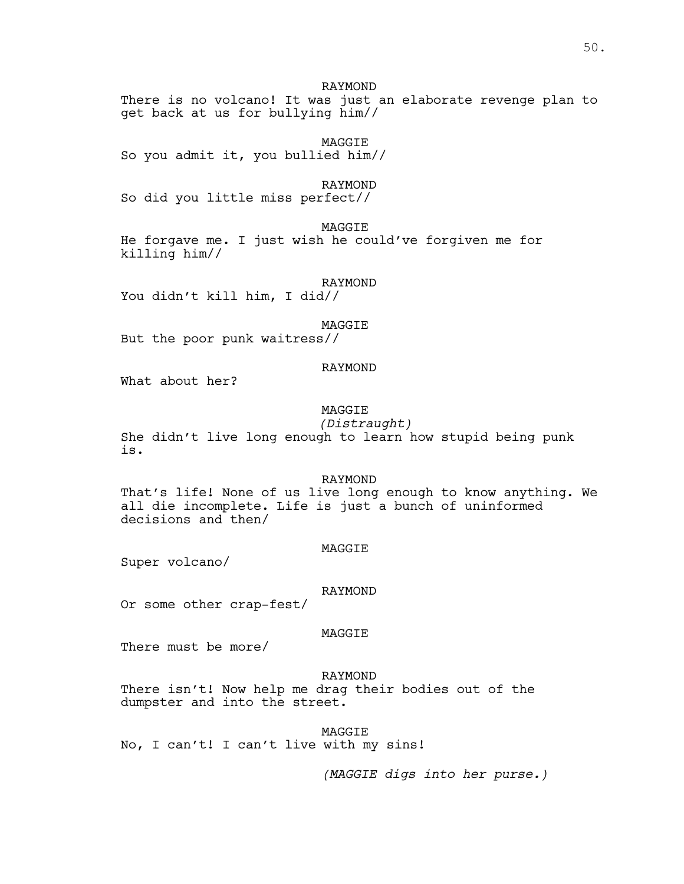RAYMOND

There is no volcano! It was just an elaborate revenge plan to get back at us for bullying him//

MAGGIE

So you admit it, you bullied him//

RAYMOND

So did you little miss perfect//

MAGGIE

He forgave me. I just wish he could've forgiven me for killing him//

RAYMOND

You didn't kill him, I did//

MAGGIE

But the poor punk waitress//

RAYMOND

What about her?

MAGGIE

*(Distraught)*

She didn't live long enough to learn how stupid being punk is.

RAYMOND

That's life! None of us live long enough to know anything. We all die incomplete. Life is just a bunch of uninformed decisions and then/

MAGGIE

Super volcano/

RAYMOND

Or some other crap-fest/

MAGGIE

There must be more/

RAYMOND

There isn't! Now help me drag their bodies out of the dumpster and into the street.

MAGGIE

No, I can't! I can't live with my sins!

*(MAGGIE digs into her purse.)*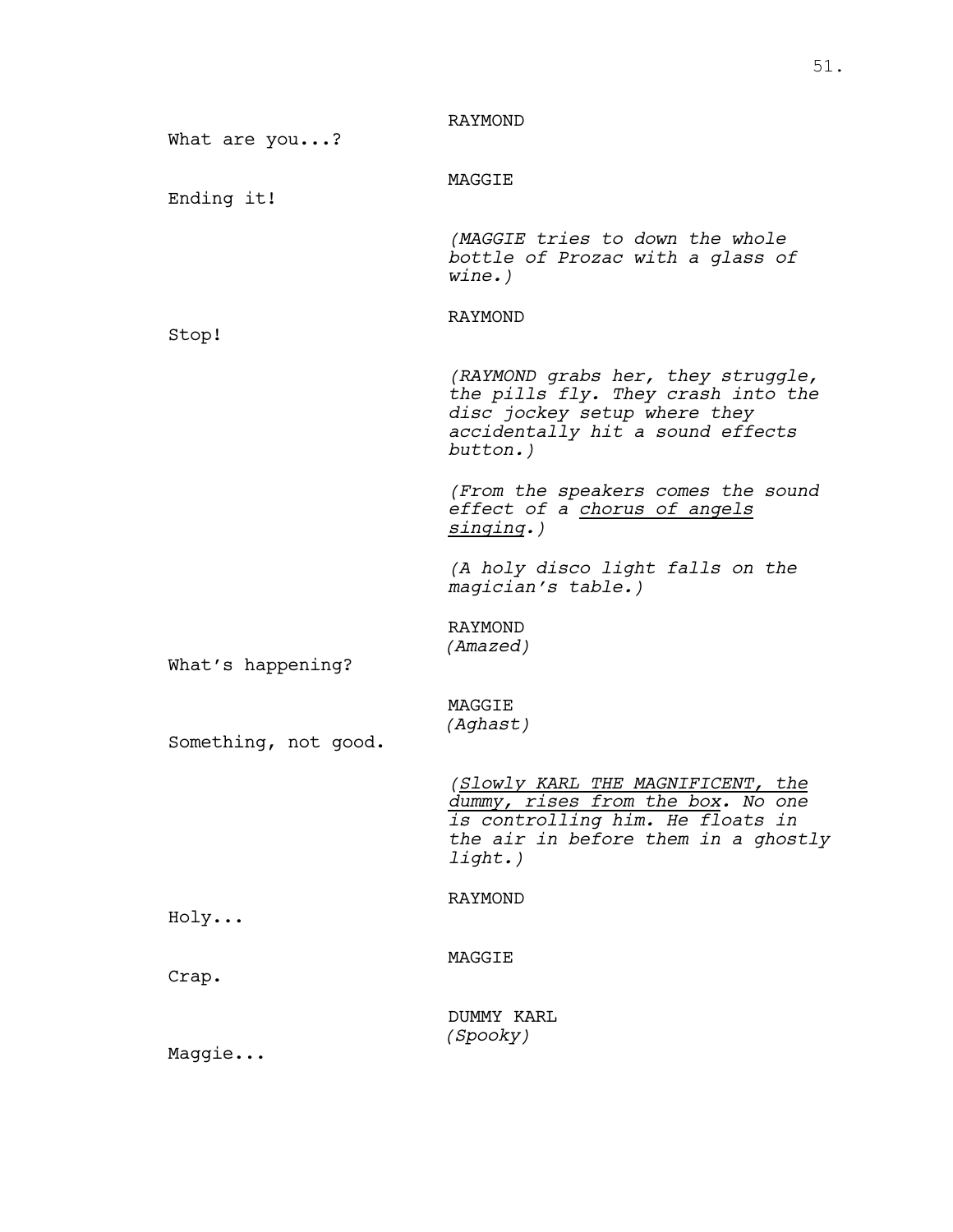RAYMOND

What are you...?

MAGGIE

Ending it!

*(MAGGIE tries to down the whole bottle of Prozac with a glass of wine.)*

RAYMOND

Stop!

*(RAYMOND grabs her, they struggle, the pills fly. They crash into the disc jockey setup where they accidentally hit a sound effects button.)*

*(From the speakers comes the sound effect of a <u>chorus of angels singing</u>.)*

*(A holy disco light falls on the magician's table.)*

RAYMOND
*(Amazed)*

What's happening?

MAGGIE
*(Aghast)*

Something, not good.

*(<u>Slowly KARL THE MAGNIFICENT, the dummy, rises from the box</u>. No one is controlling him. He floats in the air in before them in a ghostly light.)*

RAYMOND

Holy...

MAGGIE

Crap.

DUMMY KARL
*(Spooky)*

Maggie...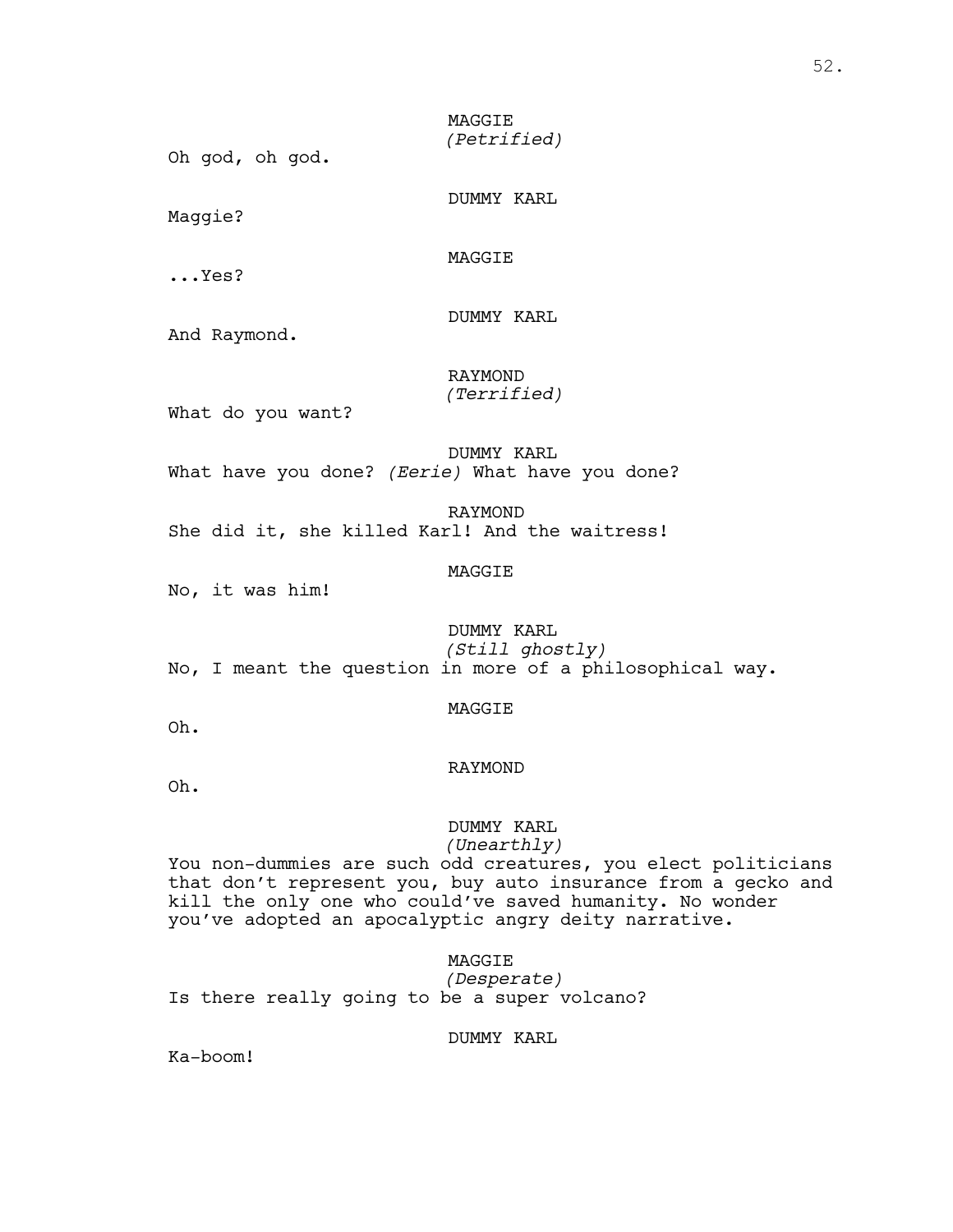MAGGIE
*(Petrified)*

Oh god, oh god.

DUMMY KARL

Maggie?

MAGGIE

...Yes?

DUMMY KARL

And Raymond.

RAYMOND
*(Terrified)*

What do you want?

DUMMY KARL

What have you done? *(Eerie)* What have you done?

RAYMOND

She did it, she killed Karl! And the waitress!

MAGGIE

No, it was him!

DUMMY KARL
*(Still ghostly)*

No, I meant the question in more of a philosophical way.

MAGGIE

Oh.

RAYMOND

Oh.

DUMMY KARL
*(Unearthly)*

You non-dummies are such odd creatures, you elect politicians that don't represent you, buy auto insurance from a gecko and kill the only one who could've saved humanity. No wonder you've adopted an apocalyptic angry deity narrative.

MAGGIE
*(Desperate)*

Is there really going to be a super volcano?

DUMMY KARL

Ka-boom!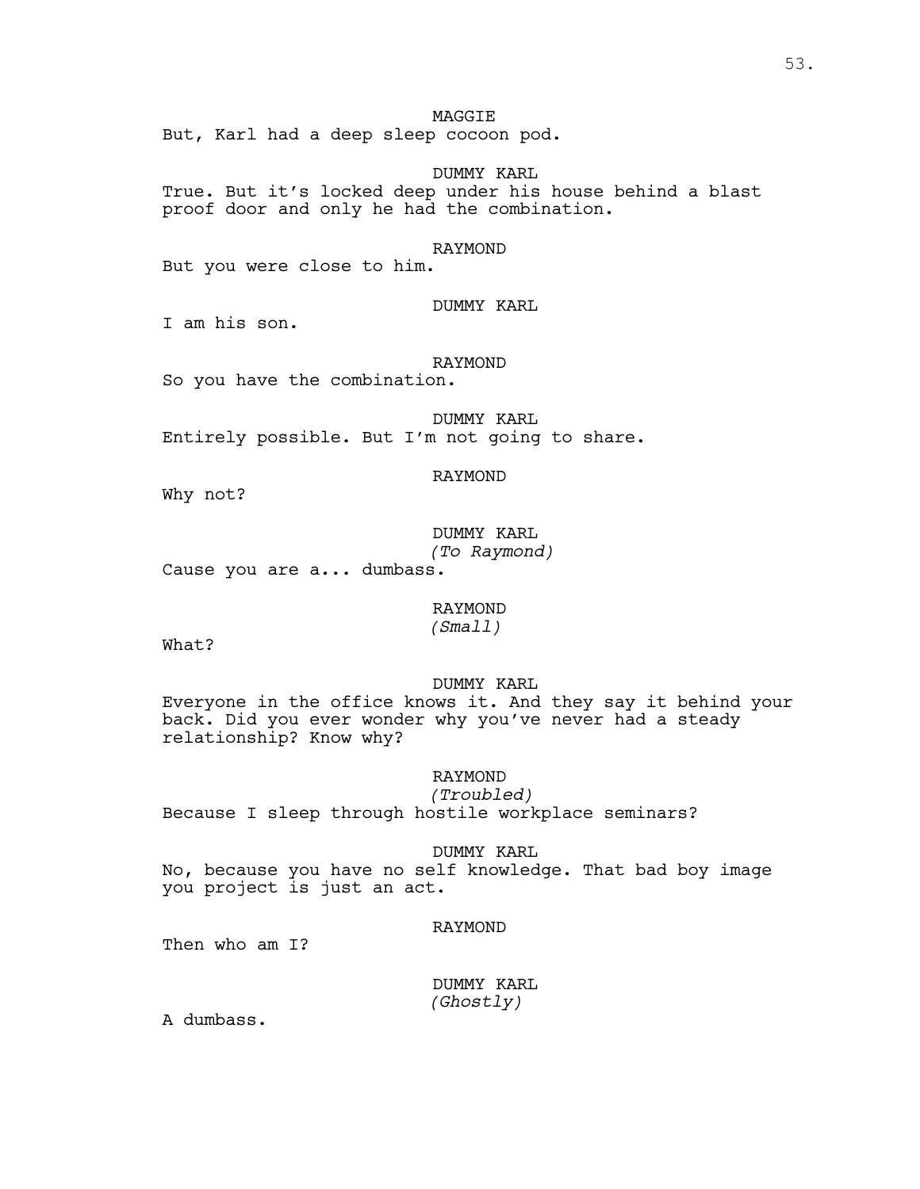MAGGIE
But, Karl had a deep sleep cocoon pod.

DUMMY KARL
True. But it's locked deep under his house behind a blast proof door and only he had the combination.

RAYMOND
But you were close to him.

DUMMY KARL
I am his son.

RAYMOND
So you have the combination.

DUMMY KARL
Entirely possible. But I'm not going to share.

RAYMOND
Why not?

DUMMY KARL
*(To Raymond)*
Cause you are a... dumbass.

RAYMOND
*(Small)*
What?

DUMMY KARL
Everyone in the office knows it. And they say it behind your back. Did you ever wonder why you've never had a steady relationship? Know why?

RAYMOND
*(Troubled)*
Because I sleep through hostile workplace seminars?

DUMMY KARL
No, because you have no self knowledge. That bad boy image you project is just an act.

RAYMOND
Then who am I?

DUMMY KARL
*(Ghostly)*
A dumbass.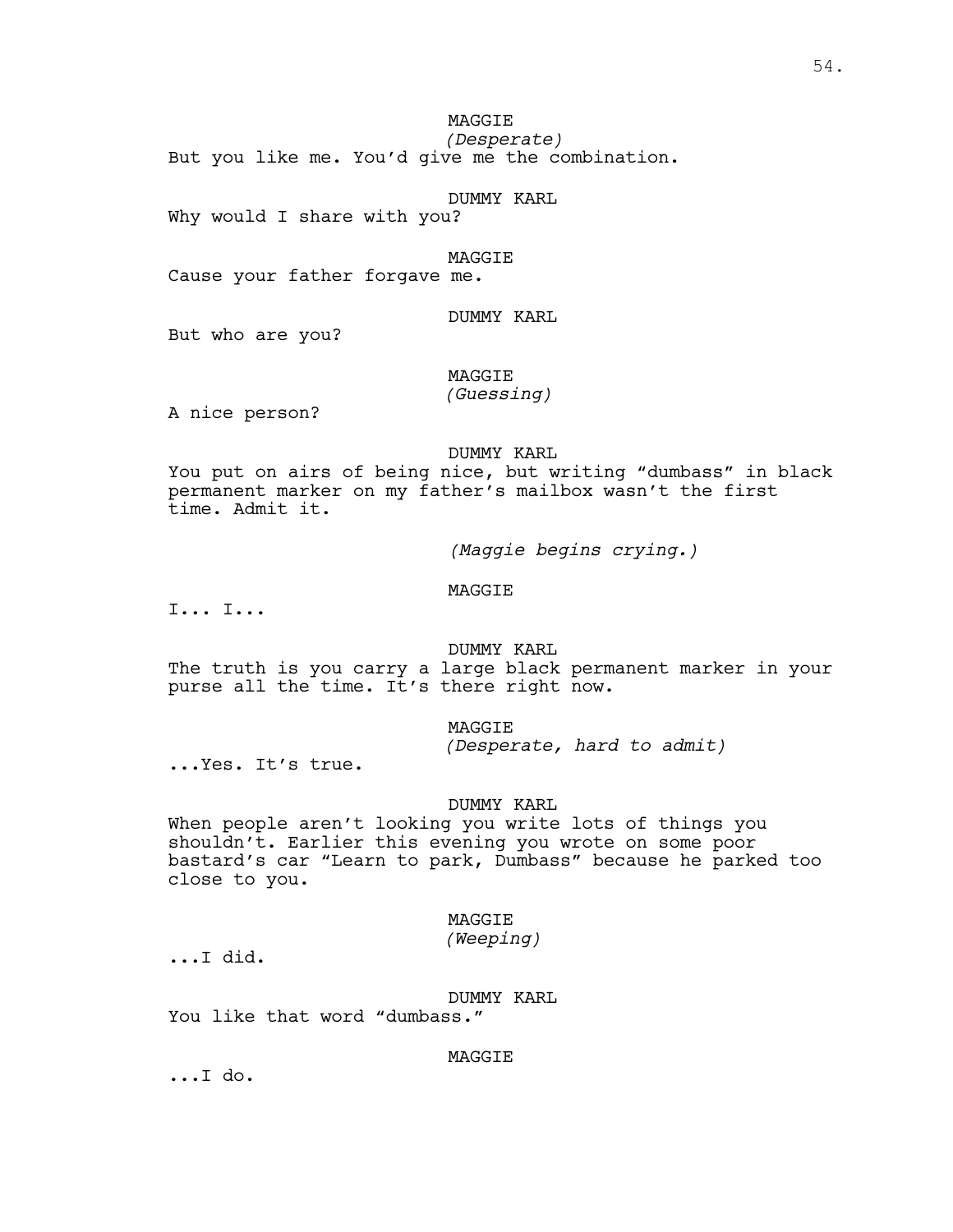MAGGIE
*(Desperate)*
But you like me. You'd give me the combination.

DUMMY KARL
Why would I share with you?

MAGGIE
Cause your father forgave me.

DUMMY KARL
But who are you?

MAGGIE
*(Guessing)*
A nice person?

DUMMY KARL
You put on airs of being nice, but writing "dumbass" in black permanent marker on my father's mailbox wasn't the first time. Admit it.

*(Maggie begins crying.)*

MAGGIE
I... I...

DUMMY KARL
The truth is you carry a large black permanent marker in your purse all the time. It's there right now.

MAGGIE
*(Desperate, hard to admit)*
...Yes. It's true.

DUMMY KARL
When people aren't looking you write lots of things you shouldn't. Earlier this evening you wrote on some poor bastard's car "Learn to park, Dumbass" because he parked too close to you.

MAGGIE
*(Weeping)*
...I did.

DUMMY KARL
You like that word "dumbass."

MAGGIE
...I do.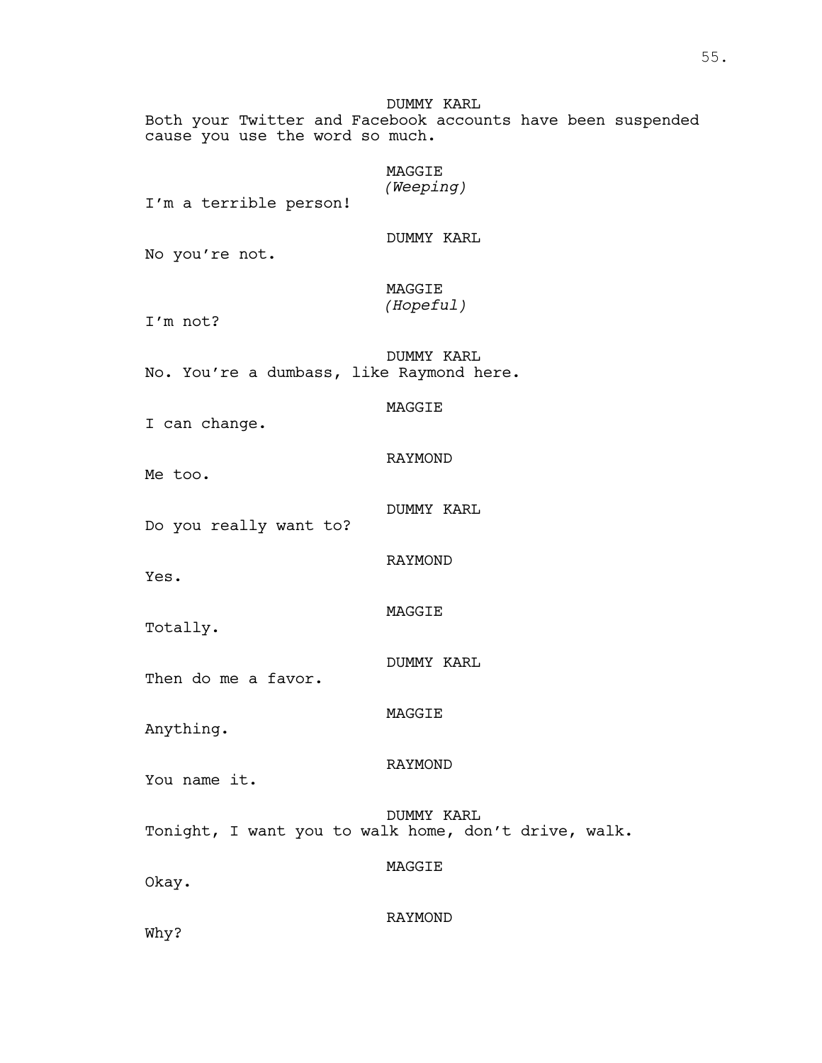DUMMY KARL

Both your Twitter and Facebook accounts have been suspended cause you use the word so much.

MAGGIE

*(Weeping)*

I'm a terrible person!

DUMMY KARL

No you're not.

MAGGIE

*(Hopeful)*

I'm not?

DUMMY KARL

No. You're a dumbass, like Raymond here.

MAGGIE

I can change.

RAYMOND

Me too.

DUMMY KARL

Do you really want to?

RAYMOND

Yes.

MAGGIE

Totally.

DUMMY KARL

Then do me a favor.

MAGGIE

Anything.

RAYMOND

You name it.

DUMMY KARL

Tonight, I want you to walk home, don't drive, walk.

MAGGIE

Okay.

RAYMOND

Why?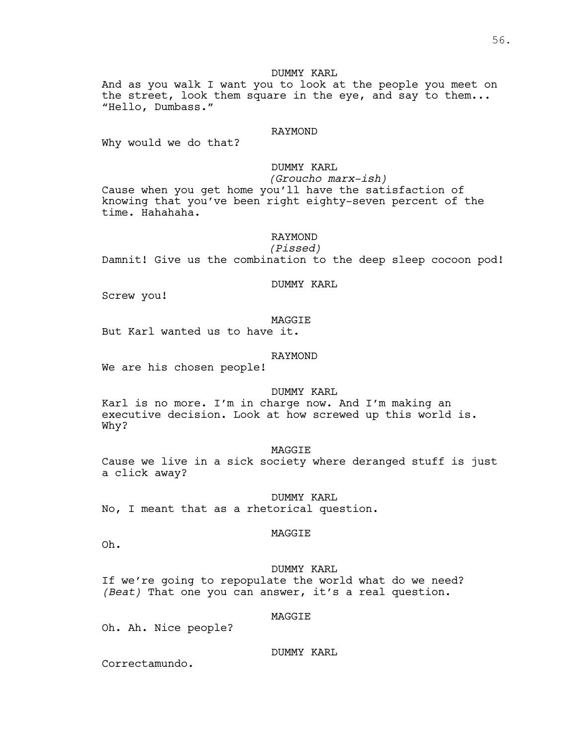DUMMY KARL

And as you walk I want you to look at the people you meet on the street, look them square in the eye, and say to them... "Hello, Dumbass."

RAYMOND

Why would we do that?

DUMMY KARL

*(Groucho marx-ish)*

Cause when you get home you'll have the satisfaction of knowing that you've been right eighty-seven percent of the time. Hahahaha.

RAYMOND

*(Pissed)*

Damnit! Give us the combination to the deep sleep cocoon pod!

DUMMY KARL

Screw you!

MAGGIE

But Karl wanted us to have it.

RAYMOND

We are his chosen people!

DUMMY KARL

Karl is no more. I'm in charge now. And I'm making an executive decision. Look at how screwed up this world is. Why?

MAGGIE

Cause we live in a sick society where deranged stuff is just a click away?

DUMMY KARL

No, I meant that as a rhetorical question.

MAGGIE

Oh.

DUMMY KARL

If we're going to repopulate the world what do we need? *(Beat)* That one you can answer, it's a real question.

MAGGIE

Oh. Ah. Nice people?

DUMMY KARL

Correctamundo.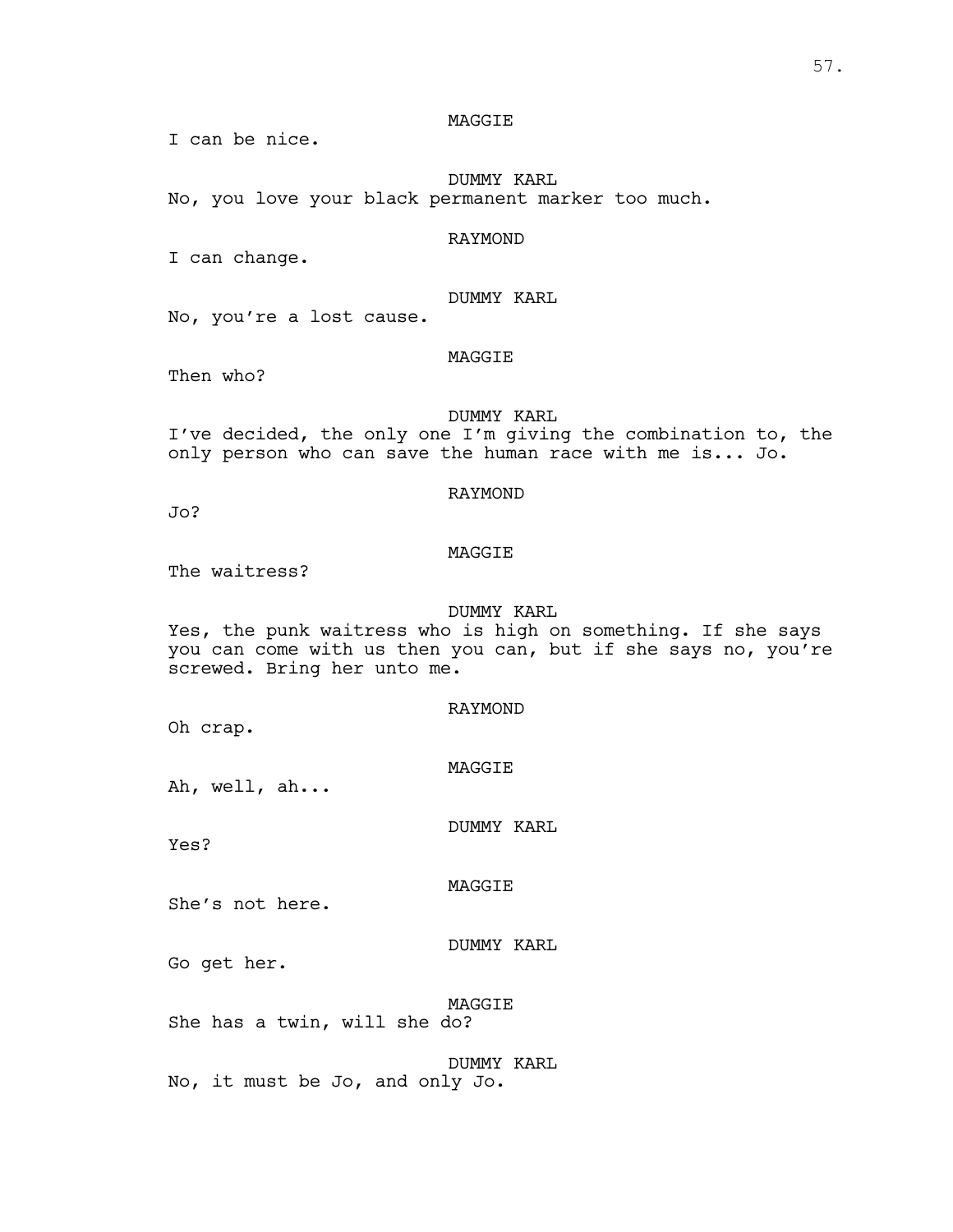MAGGIE

I can be nice.

DUMMY KARL

No, you love your black permanent marker too much.

RAYMOND

I can change.

DUMMY KARL

No, you're a lost cause.

MAGGIE

Then who?

DUMMY KARL

I've decided, the only one I'm giving the combination to, the only person who can save the human race with me is... Jo.

RAYMOND

Jo?

MAGGIE

The waitress?

DUMMY KARL

Yes, the punk waitress who is high on something. If she says you can come with us then you can, but if she says no, you're screwed. Bring her unto me.

RAYMOND

Oh crap.

MAGGIE

Ah, well, ah...

DUMMY KARL

Yes?

MAGGIE

She's not here.

DUMMY KARL

Go get her.

MAGGIE

She has a twin, will she do?

DUMMY KARL

No, it must be Jo, and only Jo.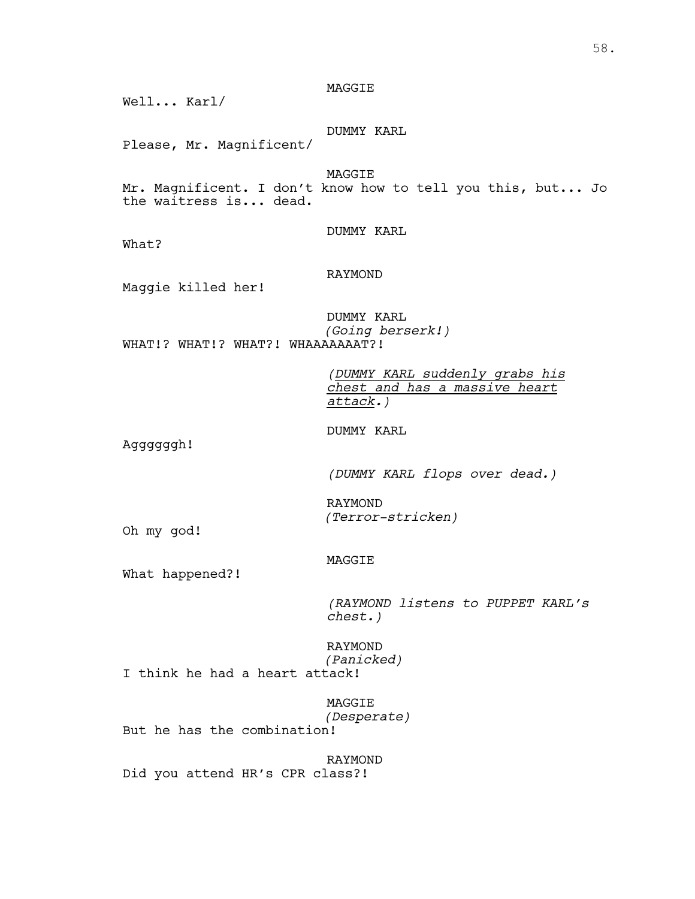MAGGIE

Well... Karl/

DUMMY KARL

Please, Mr. Magnificent/

MAGGIE

Mr. Magnificent. I don't know how to tell you this, but... Jo the waitress is... dead.

DUMMY KARL

What?

RAYMOND

Maggie killed her!

DUMMY KARL
*(Going berserk!)*

WHAT!? WHAT!? WHAT?! WHAAAAAAAT?!

*(<u>DUMMY KARL suddenly grabs his chest and has a massive heart attack</u>.)*

DUMMY KARL

Aggggggh!

*(DUMMY KARL flops over dead.)*

RAYMOND
*(Terror-stricken)*

Oh my god!

MAGGIE

What happened?!

*(RAYMOND listens to PUPPET KARL's chest.)*

RAYMOND
*(Panicked)*

I think he had a heart attack!

MAGGIE
*(Desperate)*

But he has the combination!

RAYMOND

Did you attend HR's CPR class?!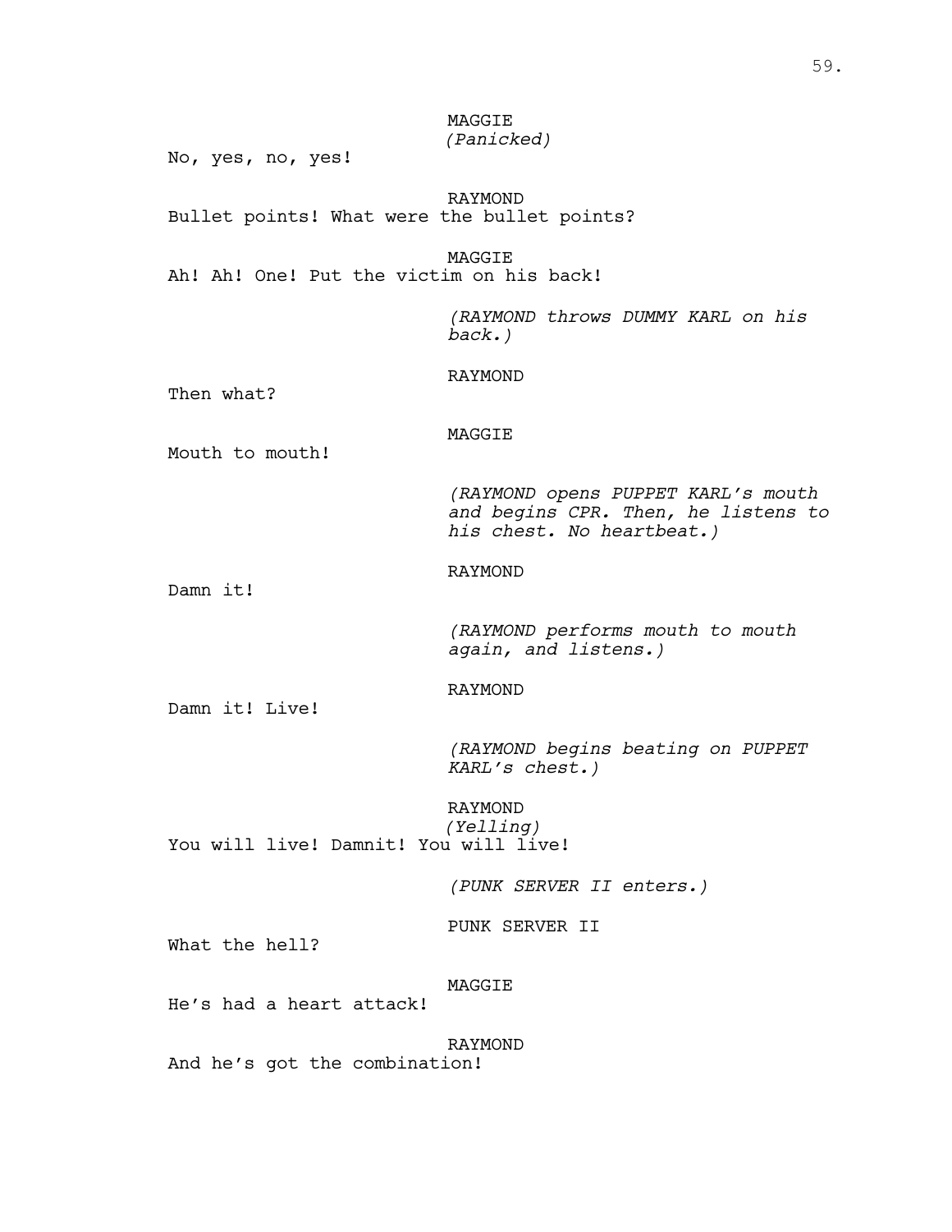MAGGIE
*(Panicked)*
No, yes, no, yes!

RAYMOND
Bullet points! What were the bullet points?

MAGGIE
Ah! Ah! One! Put the victim on his back!

*(RAYMOND throws DUMMY KARL on his back.)*

RAYMOND
Then what?

MAGGIE
Mouth to mouth!

*(RAYMOND opens PUPPET KARL's mouth and begins CPR. Then, he listens to his chest. No heartbeat.)*

RAYMOND
Damn it!

*(RAYMOND performs mouth to mouth again, and listens.)*

RAYMOND
Damn it! Live!

*(RAYMOND begins beating on PUPPET KARL's chest.)*

RAYMOND
*(Yelling)*
You will live! Damnit! You will live!

*(PUNK SERVER II enters.)*

PUNK SERVER II
What the hell?

MAGGIE
He's had a heart attack!

RAYMOND
And he's got the combination!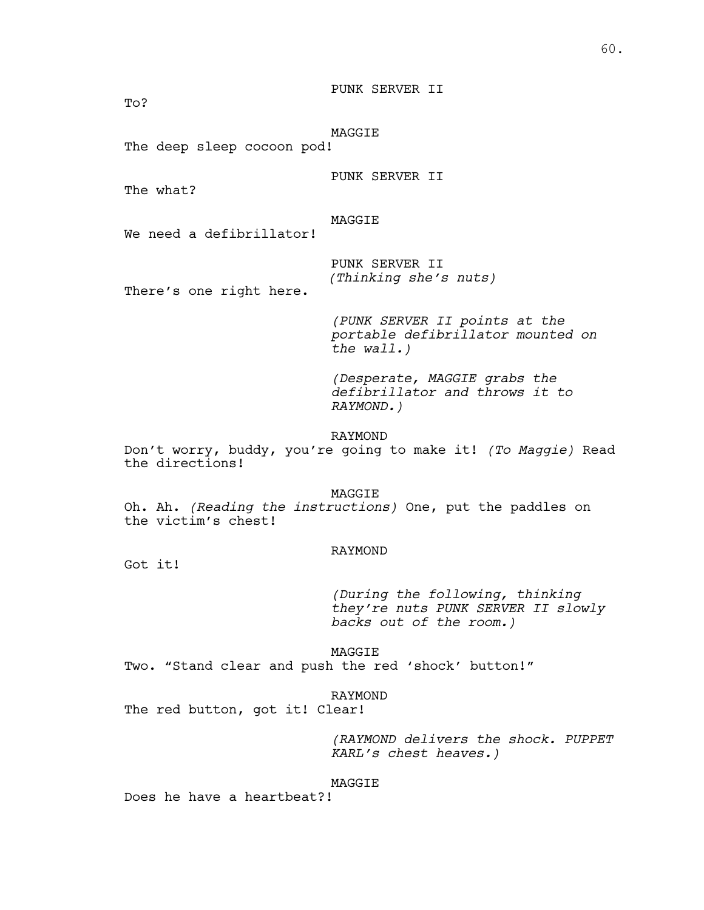PUNK SERVER II

To?

MAGGIE

The deep sleep cocoon pod!

PUNK SERVER II

The what?

MAGGIE

We need a defibrillator!

PUNK SERVER II
*(Thinking she's nuts)*

There's one right here.

*(PUNK SERVER II points at the portable defibrillator mounted on the wall.)*

*(Desperate, MAGGIE grabs the defibrillator and throws it to RAYMOND.)*

RAYMOND

Don't worry, buddy, you're going to make it! *(To Maggie)* Read the directions!

MAGGIE

Oh. Ah. *(Reading the instructions)* One, put the paddles on the victim's chest!

RAYMOND

Got it!

*(During the following, thinking they're nuts PUNK SERVER II slowly backs out of the room.)*

MAGGIE

Two. "Stand clear and push the red 'shock' button!"

RAYMOND

The red button, got it! Clear!

*(RAYMOND delivers the shock. PUPPET KARL's chest heaves.)*

MAGGIE

Does he have a heartbeat?!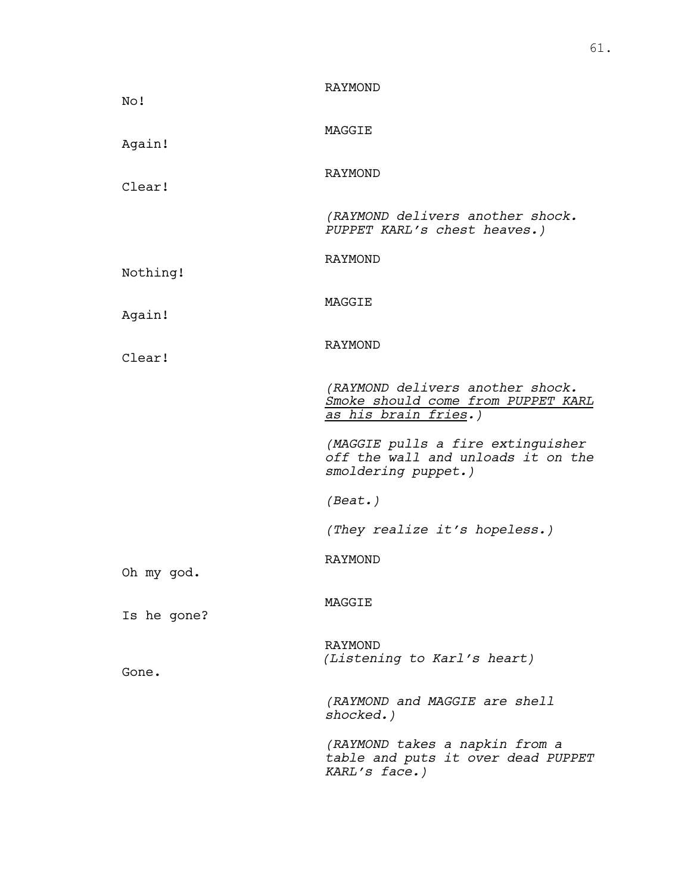RAYMOND

No!

MAGGIE

Again!

RAYMOND

Clear!

*(RAYMOND delivers another shock. PUPPET KARL's chest heaves.)*

RAYMOND

Nothing!

MAGGIE

Again!

RAYMOND

Clear!

*(RAYMOND delivers another shock. <u>Smoke should come from PUPPET KARL as his brain fries</u>.)*

*(MAGGIE pulls a fire extinguisher off the wall and unloads it on the smoldering puppet.)*

*(Beat.)*

*(They realize it's hopeless.)*

RAYMOND

Oh my god.

MAGGIE

Is he gone?

RAYMOND
*(Listening to Karl's heart)*

Gone.

*(RAYMOND and MAGGIE are shell shocked.)*

*(RAYMOND takes a napkin from a table and puts it over dead PUPPET KARL's face.)*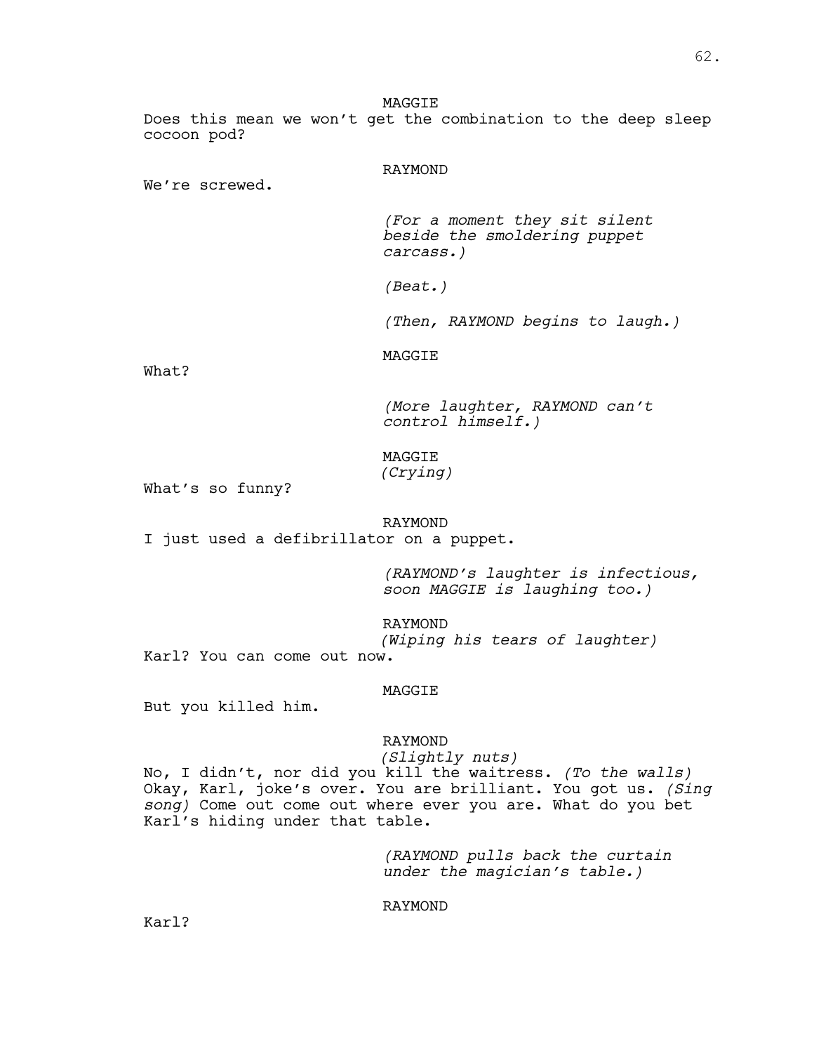MAGGIE

Does this mean we won't get the combination to the deep sleep cocoon pod?

RAYMOND

We're screwed.

*(For a moment they sit silent beside the smoldering puppet carcass.)*

*(Beat.)*

*(Then, RAYMOND begins to laugh.)*

MAGGIE

What?

*(More laughter, RAYMOND can't control himself.)*

MAGGIE
*(Crying)*

What's so funny?

RAYMOND

I just used a defibrillator on a puppet.

*(RAYMOND's laughter is infectious, soon MAGGIE is laughing too.)*

RAYMOND
*(Wiping his tears of laughter)*

Karl? You can come out now.

MAGGIE

But you killed him.

RAYMOND
*(Slightly nuts)*

No, I didn't, nor did you kill the waitress. *(To the walls)* Okay, Karl, joke's over. You are brilliant. You got us. *(Sing song)* Come out come out where ever you are. What do you bet Karl's hiding under that table.

*(RAYMOND pulls back the curtain under the magician's table.)*

RAYMOND

Karl?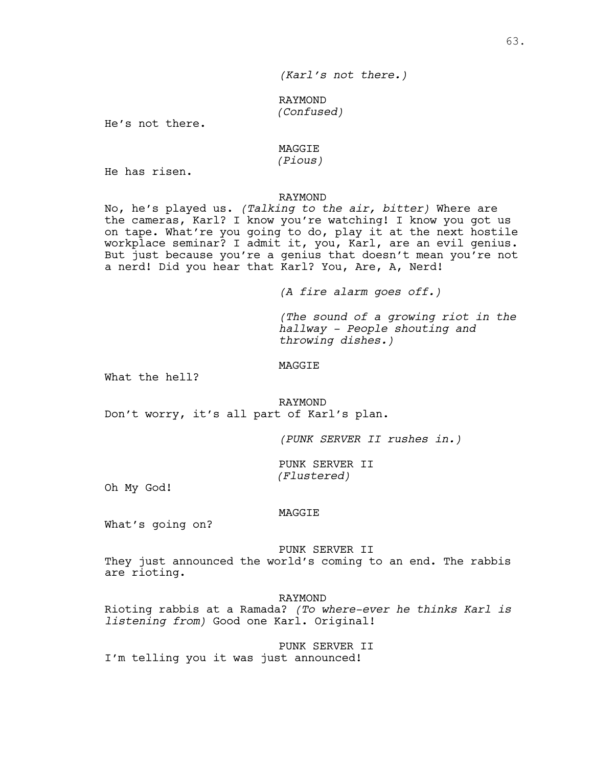*(Karl's not there.)*

RAYMOND
*(Confused)*

He's not there.

MAGGIE
*(Pious)*

He has risen.

RAYMOND

No, he's played us. *(Talking to the air, bitter)* Where are the cameras, Karl? I know you're watching! I know you got us on tape. What're you going to do, play it at the next hostile workplace seminar? I admit it, you, Karl, are an evil genius. But just because you're a genius that doesn't mean you're not a nerd! Did you hear that Karl? You, Are, A, Nerd!

*(A fire alarm goes off.)*

*(The sound of a growing riot in the hallway - People shouting and throwing dishes.)*

MAGGIE

What the hell?

RAYMOND

Don't worry, it's all part of Karl's plan.

*(PUNK SERVER II rushes in.)*

PUNK SERVER II
*(Flustered)*

Oh My God!

MAGGIE

What's going on?

PUNK SERVER II

They just announced the world's coming to an end. The rabbis are rioting.

RAYMOND

Rioting rabbis at a Ramada? *(To where-ever he thinks Karl is listening from)* Good one Karl. Original!

PUNK SERVER II

I'm telling you it was just announced!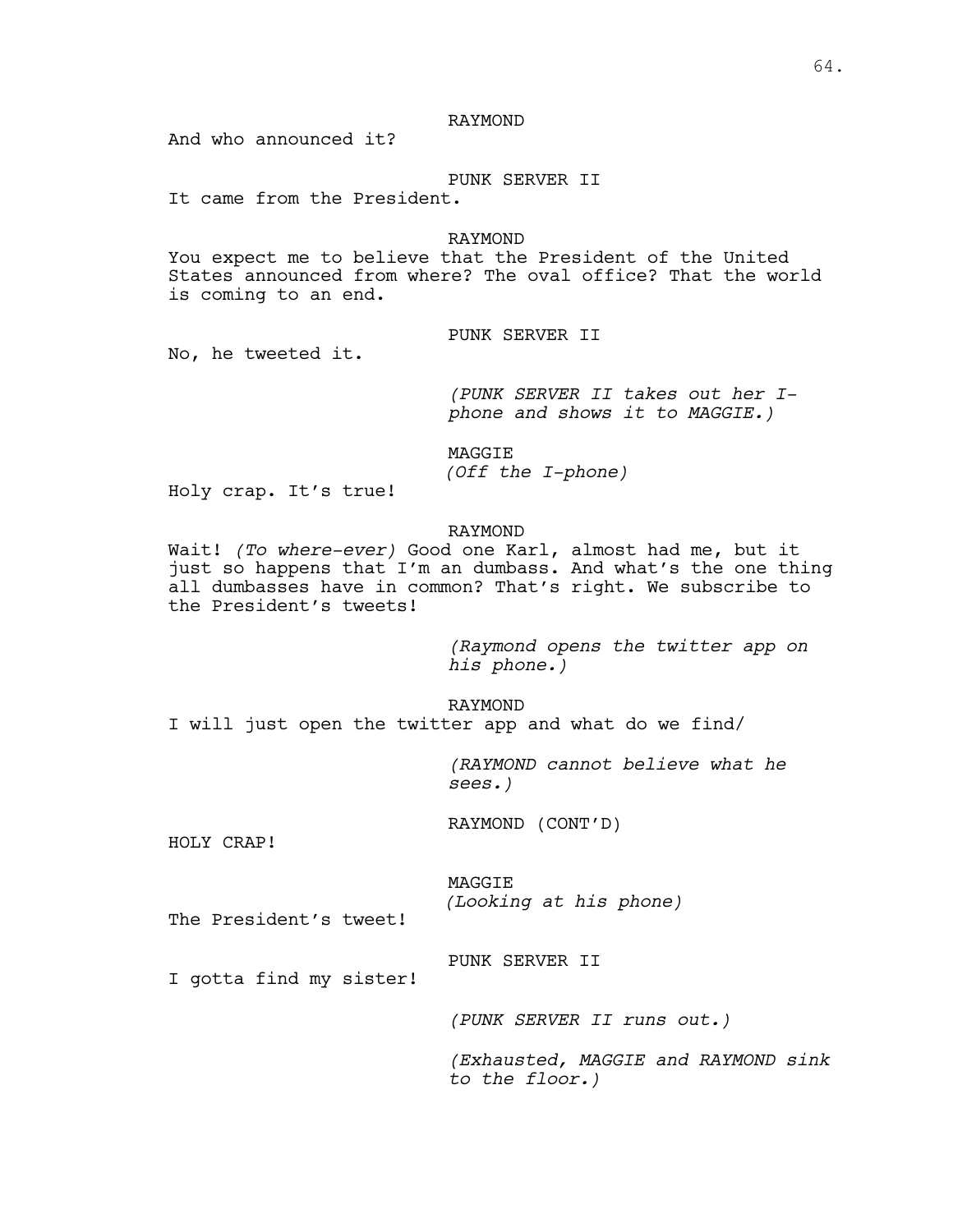RAYMOND

And who announced it?

PUNK SERVER II

It came from the President.

RAYMOND

You expect me to believe that the President of the United States announced from where? The oval office? That the world is coming to an end.

PUNK SERVER II

No, he tweeted it.

*(PUNK SERVER II takes out her I-phone and shows it to MAGGIE.)*

MAGGIE

*(Off the I-phone)*

Holy crap. It's true!

RAYMOND

Wait! *(To where-ever)* Good one Karl, almost had me, but it just so happens that I'm an dumbass. And what's the one thing all dumbasses have in common? That's right. We subscribe to the President's tweets!

*(Raymond opens the twitter app on his phone.)*

RAYMOND

I will just open the twitter app and what do we find/

*(RAYMOND cannot believe what he sees.)*

RAYMOND (CONT'D)

HOLY CRAP!

MAGGIE

*(Looking at his phone)*

The President's tweet!

PUNK SERVER II

I gotta find my sister!

*(PUNK SERVER II runs out.)*

*(Exhausted, MAGGIE and RAYMOND sink to the floor.)*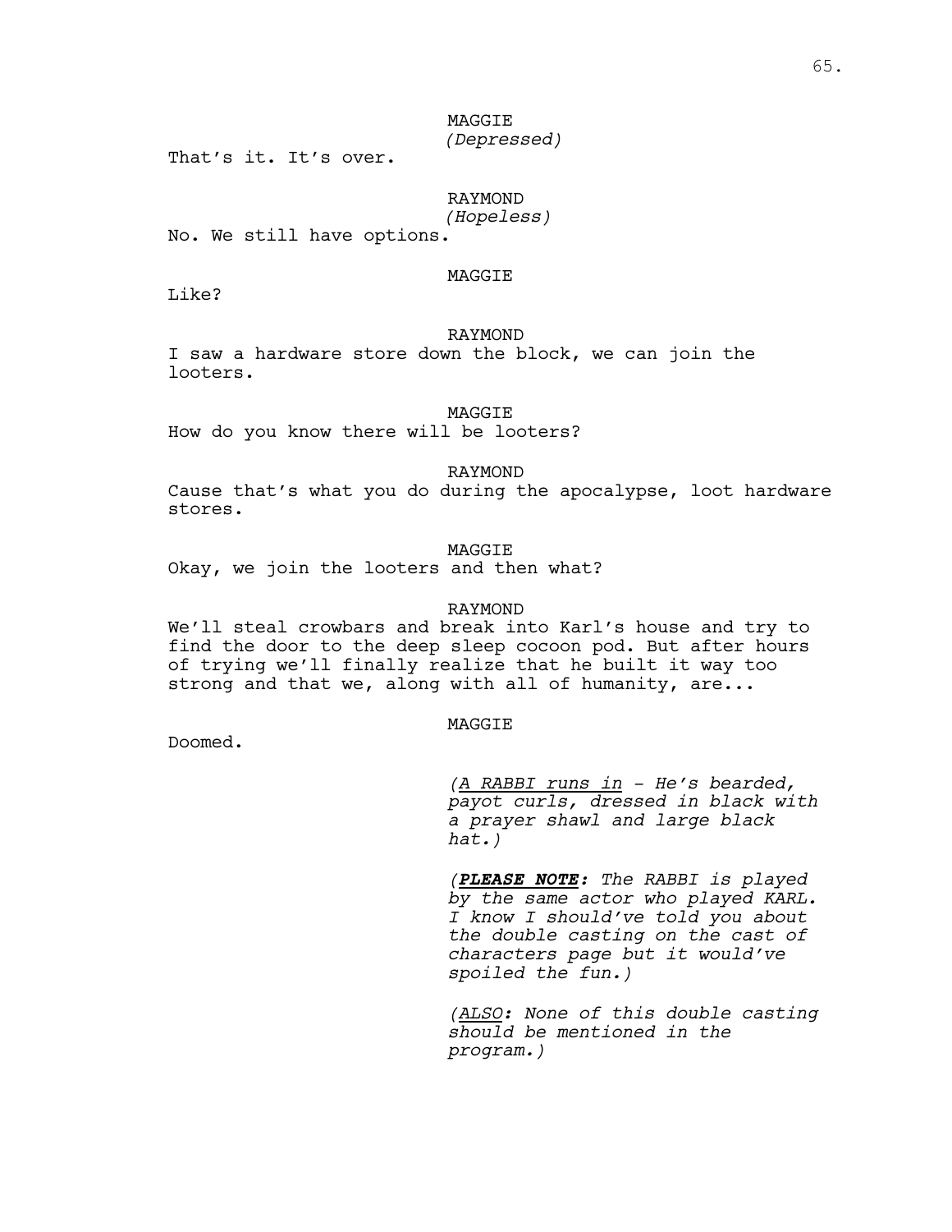MAGGIE
*(Depressed)*
That's it. It's over.

RAYMOND
*(Hopeless)*
No. We still have options.

MAGGIE
Like?

RAYMOND
I saw a hardware store down the block, we can join the looters.

MAGGIE
How do you know there will be looters?

RAYMOND
Cause that's what you do during the apocalypse, loot hardware stores.

MAGGIE
Okay, we join the looters and then what?

RAYMOND
We'll steal crowbars and break into Karl's house and try to find the door to the deep sleep cocoon pod. But after hours of trying we'll finally realize that he built it way too strong and that we, along with all of humanity, are...

MAGGIE
Doomed.

*(<u>A RABBI runs in</u> - He's bearded, payot curls, dressed in black with a prayer shawl and large black hat.)*

*(<u>**PLEASE NOTE**</u>: The RABBI is played by the same actor who played KARL. I know I should've told you about the double casting on the cast of characters page but it would've spoiled the fun.)*

*(<u>ALSO</u>: None of this double casting should be mentioned in the program.)*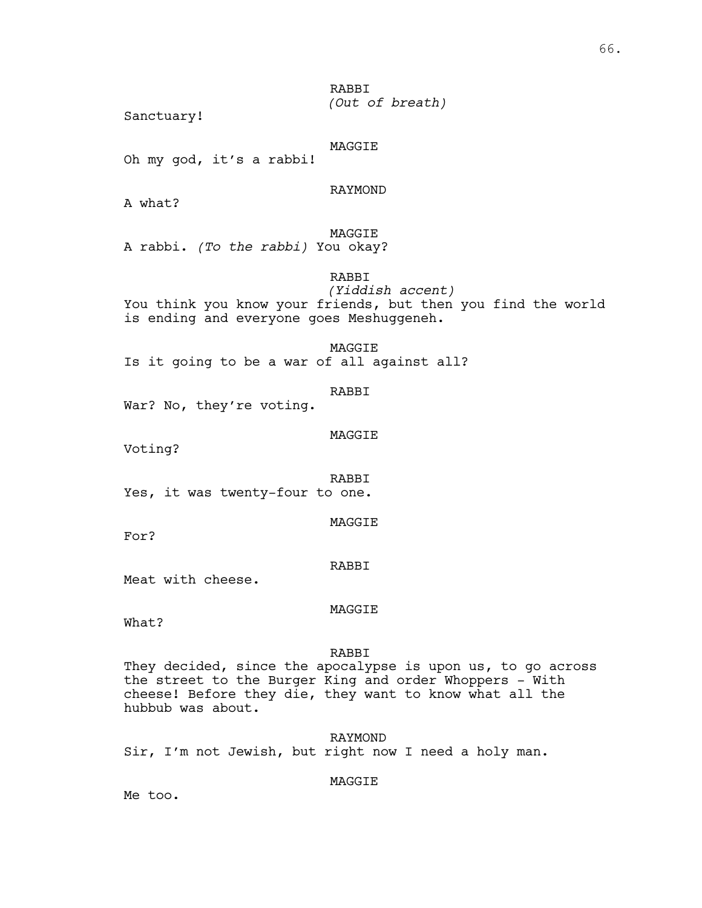RABBI
*(Out of breath)*

Sanctuary!

MAGGIE

Oh my god, it's a rabbi!

RAYMOND

A what?

MAGGIE

A rabbi. *(To the rabbi)* You okay?

RABBI
*(Yiddish accent)*

You think you know your friends, but then you find the world is ending and everyone goes Meshuggeneh.

MAGGIE

Is it going to be a war of all against all?

RABBI

War? No, they're voting.

MAGGIE

Voting?

RABBI

Yes, it was twenty-four to one.

MAGGIE

For?

RABBI

Meat with cheese.

MAGGIE

What?

RABBI

They decided, since the apocalypse is upon us, to go across the street to the Burger King and order Whoppers - With cheese! Before they die, they want to know what all the hubbub was about.

RAYMOND

Sir, I'm not Jewish, but right now I need a holy man.

MAGGIE

Me too.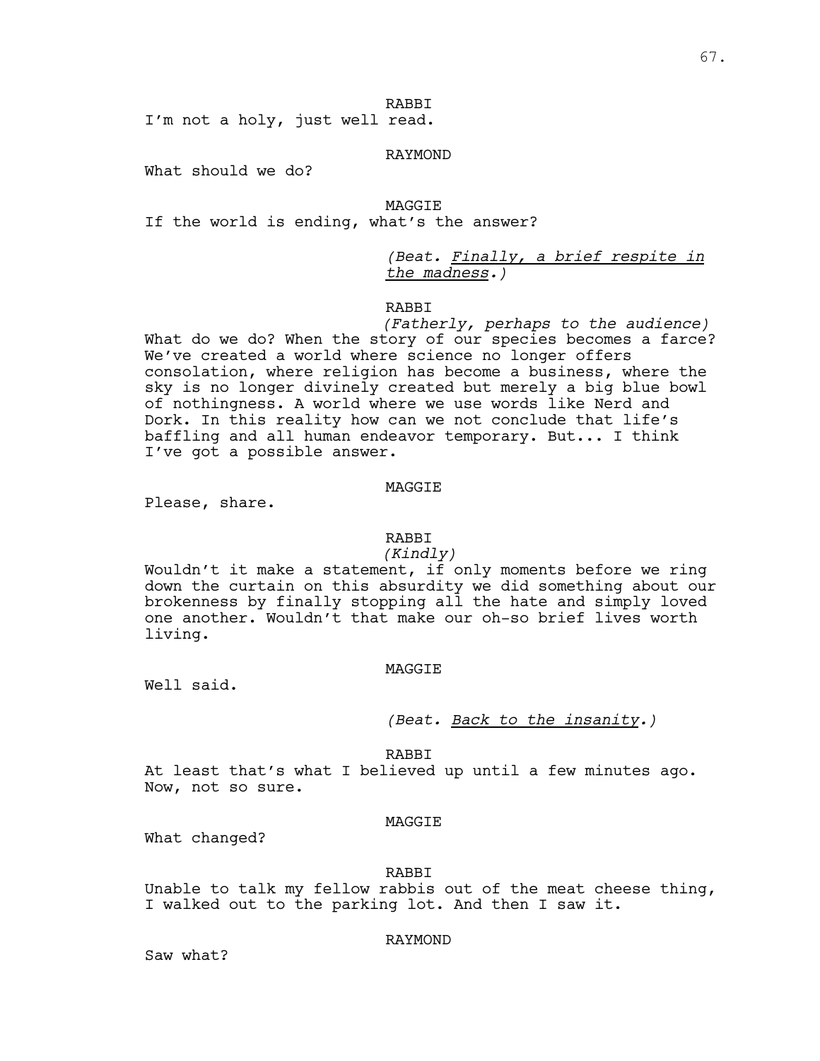RABBI

I'm not a holy, just well read.

RAYMOND

What should we do?

MAGGIE

If the world is ending, what's the answer?

*(Beat. <u>Finally, a brief respite in the madness</u>.)*

RABBI

*(Fatherly, perhaps to the audience)*

What do we do? When the story of our species becomes a farce? We've created a world where science no longer offers consolation, where religion has become a business, where the sky is no longer divinely created but merely a big blue bowl of nothingness. A world where we use words like Nerd and Dork. In this reality how can we not conclude that life's baffling and all human endeavor temporary. But... I think I've got a possible answer.

MAGGIE

Please, share.

RABBI

*(Kindly)*

Wouldn't it make a statement, if only moments before we ring down the curtain on this absurdity we did something about our brokenness by finally stopping all the hate and simply loved one another. Wouldn't that make our oh-so brief lives worth living.

MAGGIE

Well said.

*(Beat. <u>Back to the insanity</u>.)*

RABBI

At least that's what I believed up until a few minutes ago. Now, not so sure.

MAGGIE

What changed?

RABBI

Unable to talk my fellow rabbis out of the meat cheese thing, I walked out to the parking lot. And then I saw it.

RAYMOND

Saw what?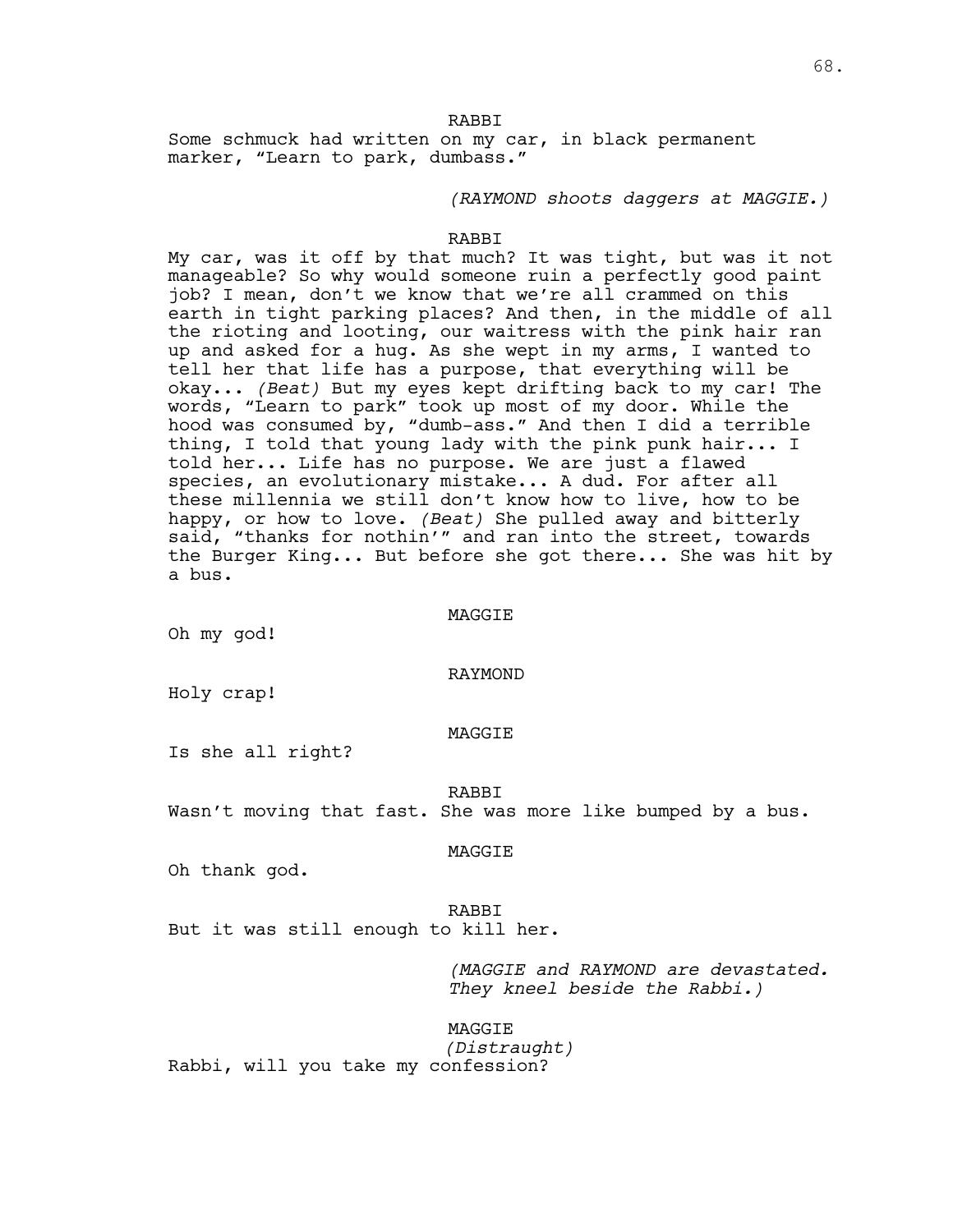RABBI

Some schmuck had written on my car, in black permanent marker, “Learn to park, dumbass.”

*(RAYMOND shoots daggers at MAGGIE.)*

RABBI

My car, was it off by that much? It was tight, but was it not manageable? So why would someone ruin a perfectly good paint job? I mean, don’t we know that we’re all crammed on this earth in tight parking places? And then, in the middle of all the rioting and looting, our waitress with the pink hair ran up and asked for a hug. As she wept in my arms, I wanted to tell her that life has a purpose, that everything will be okay... *(Beat)* But my eyes kept drifting back to my car! The words, “Learn to park” took up most of my door. While the hood was consumed by, “dumb-ass.” And then I did a terrible thing, I told that young lady with the pink punk hair... I told her... Life has no purpose. We are just a flawed species, an evolutionary mistake... A dud. For after all these millennia we still don’t know how to live, how to be happy, or how to love. *(Beat)* She pulled away and bitterly said, “thanks for nothin’” and ran into the street, towards the Burger King... But before she got there... She was hit by a bus.

MAGGIE

Oh my god!

RAYMOND

Holy crap!

MAGGIE

Is she all right?

RABBI

Wasn’t moving that fast. She was more like bumped by a bus.

MAGGIE

Oh thank god.

RABBI

But it was still enough to kill her.

*(MAGGIE and RAYMOND are devastated. They kneel beside the Rabbi.)*

MAGGIE
*(Distraught)*

Rabbi, will you take my confession?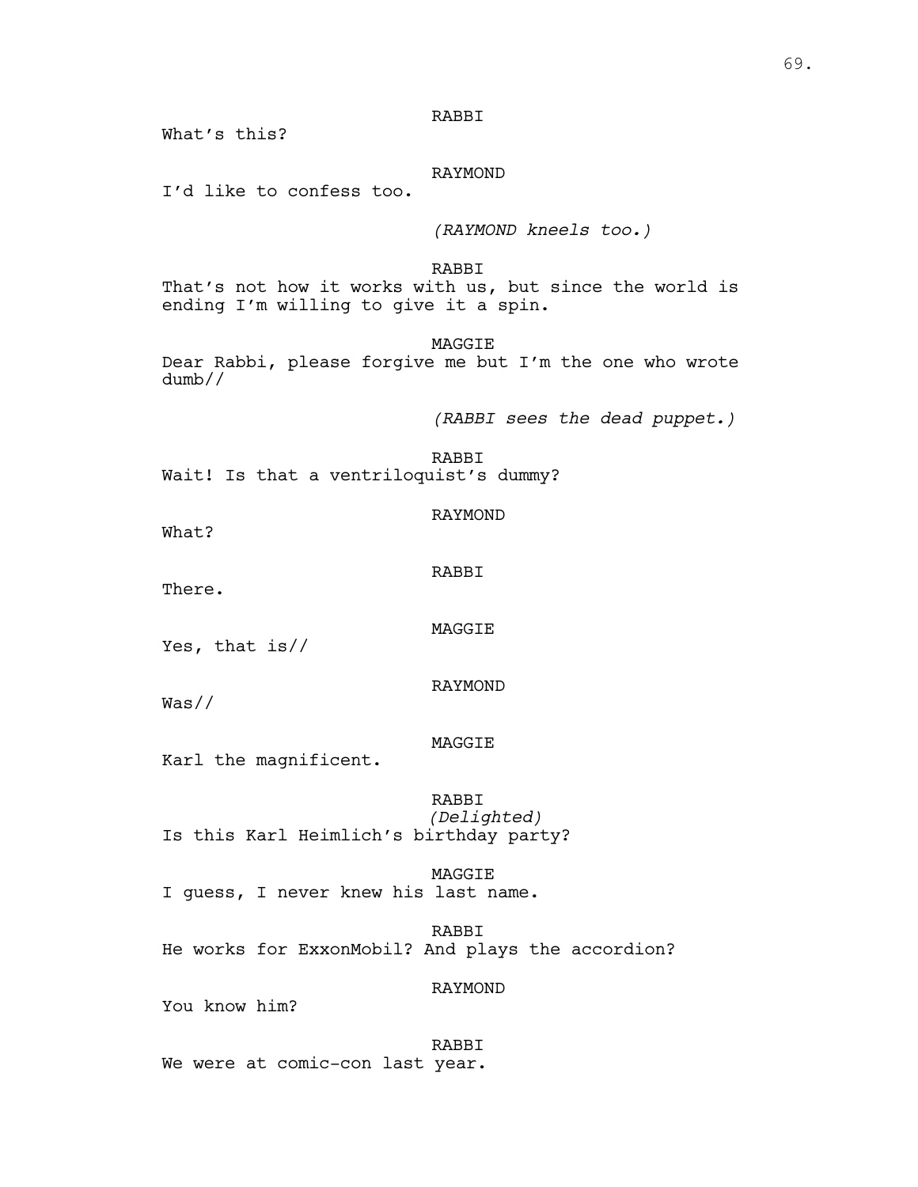RABBI

What's this?

RAYMOND

I'd like to confess too.

*(RAYMOND kneels too.)*

RABBI

That's not how it works with us, but since the world is ending I'm willing to give it a spin.

MAGGIE

Dear Rabbi, please forgive me but I'm the one who wrote dumb//

*(RABBI sees the dead puppet.)*

RABBI

Wait! Is that a ventriloquist's dummy?

RAYMOND

What?

RABBI

There.

MAGGIE

Yes, that is//

RAYMOND

Was//

MAGGIE

Karl the magnificent.

RABBI

*(Delighted)*

Is this Karl Heimlich's birthday party?

MAGGIE

I guess, I never knew his last name.

RABBI

He works for ExxonMobil? And plays the accordion?

RAYMOND

You know him?

RABBI

We were at comic-con last year.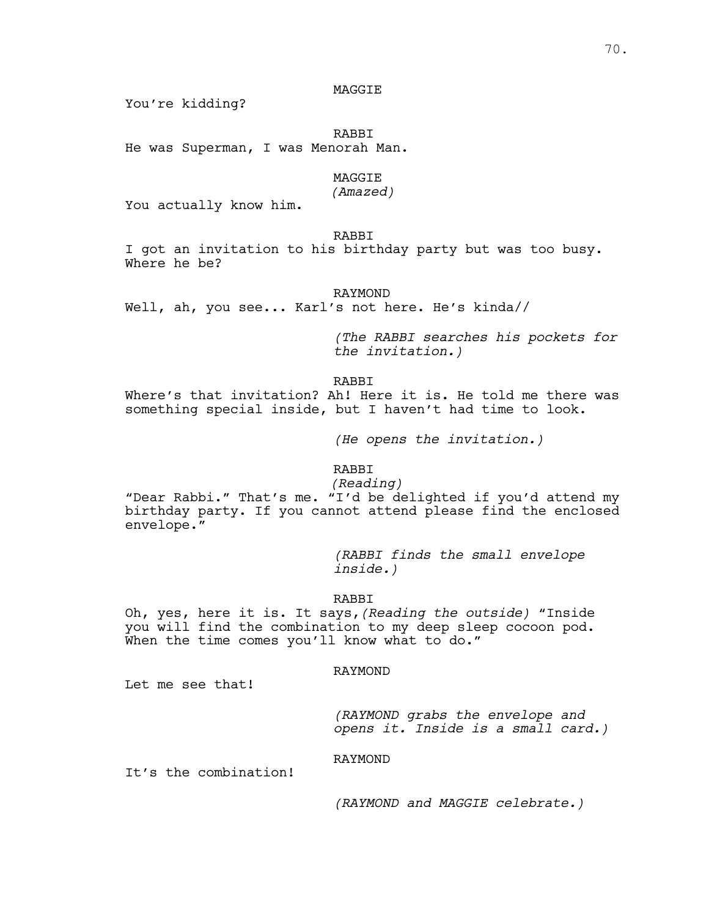MAGGIE

You're kidding?

RABBI

He was Superman, I was Menorah Man.

MAGGIE

*(Amazed)*

You actually know him.

RABBI

I got an invitation to his birthday party but was too busy. Where he be?

RAYMOND

Well, ah, you see... Karl's not here. He's kinda//

*(The RABBI searches his pockets for the invitation.)*

RABBI

Where's that invitation? Ah! Here it is. He told me there was something special inside, but I haven't had time to look.

*(He opens the invitation.)*

RABBI

*(Reading)*

"Dear Rabbi." That's me. "I'd be delighted if you'd attend my birthday party. If you cannot attend please find the enclosed envelope."

*(RABBI finds the small envelope inside.)*

RABBI

Oh, yes, here it is. It says,*(Reading the outside)* "Inside you will find the combination to my deep sleep cocoon pod. When the time comes you'll know what to do."

RAYMOND

Let me see that!

*(RAYMOND grabs the envelope and opens it. Inside is a small card.)*

RAYMOND

It's the combination!

*(RAYMOND and MAGGIE celebrate.)*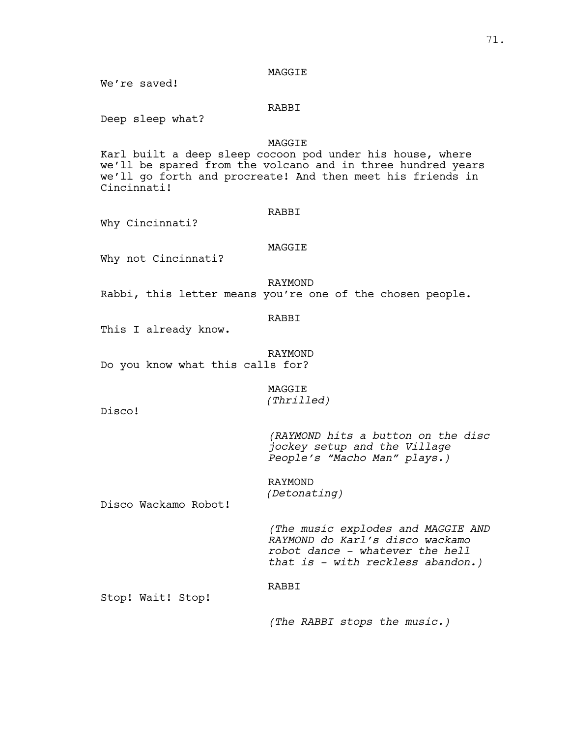MAGGIE

We're saved!

RABBI

Deep sleep what?

MAGGIE

Karl built a deep sleep cocoon pod under his house, where we'll be spared from the volcano and in three hundred years we'll go forth and procreate! And then meet his friends in Cincinnati!

RABBI

Why Cincinnati?

MAGGIE

Why not Cincinnati?

RAYMOND

Rabbi, this letter means you're one of the chosen people.

RABBI

This I already know.

RAYMOND

Do you know what this calls for?

MAGGIE
*(Thrilled)*

Disco!

*(RAYMOND hits a button on the disc jockey setup and the Village People's "Macho Man" plays.)*

RAYMOND
*(Detonating)*

Disco Wackamo Robot!

*(The music explodes and MAGGIE AND RAYMOND do Karl's disco wackamo robot dance - whatever the hell that is - with reckless abandon.)*

RABBI

Stop! Wait! Stop!

*(The RABBI stops the music.)*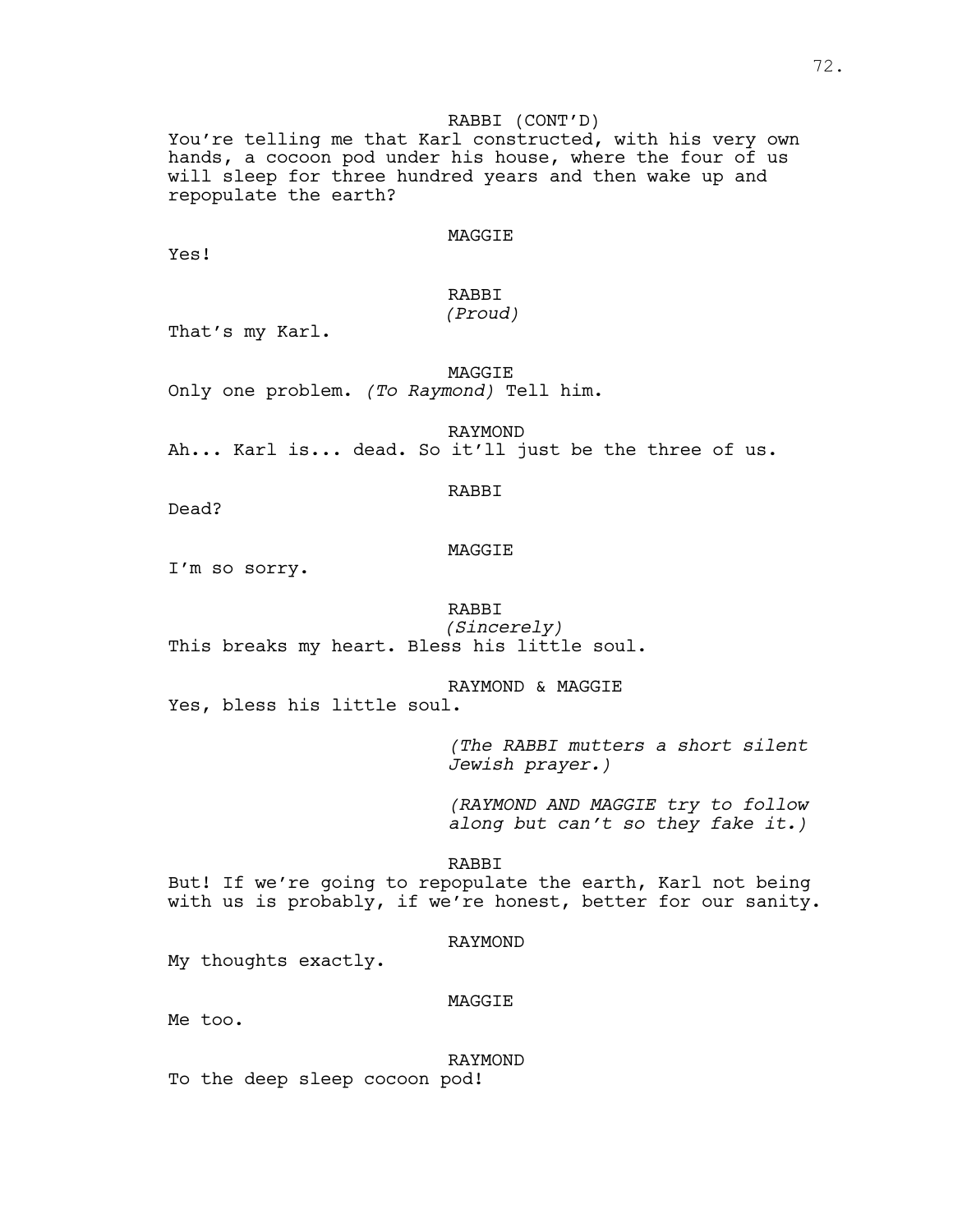RABBI (CONT'D)

You're telling me that Karl constructed, with his very own hands, a cocoon pod under his house, where the four of us will sleep for three hundred years and then wake up and repopulate the earth?

MAGGIE

Yes!

RABBI

*(Proud)*

That's my Karl.

MAGGIE

Only one problem. *(To Raymond)* Tell him.

RAYMOND

Ah... Karl is... dead. So it'll just be the three of us.

RABBI

Dead?

MAGGIE

I'm so sorry.

RABBI

*(Sincerely)*

This breaks my heart. Bless his little soul.

RAYMOND & MAGGIE

Yes, bless his little soul.

*(The RABBI mutters a short silent Jewish prayer.)*

*(RAYMOND AND MAGGIE try to follow along but can't so they fake it.)*

RABBI

But! If we're going to repopulate the earth, Karl not being with us is probably, if we're honest, better for our sanity.

RAYMOND

My thoughts exactly.

MAGGIE

Me too.

RAYMOND

To the deep sleep cocoon pod!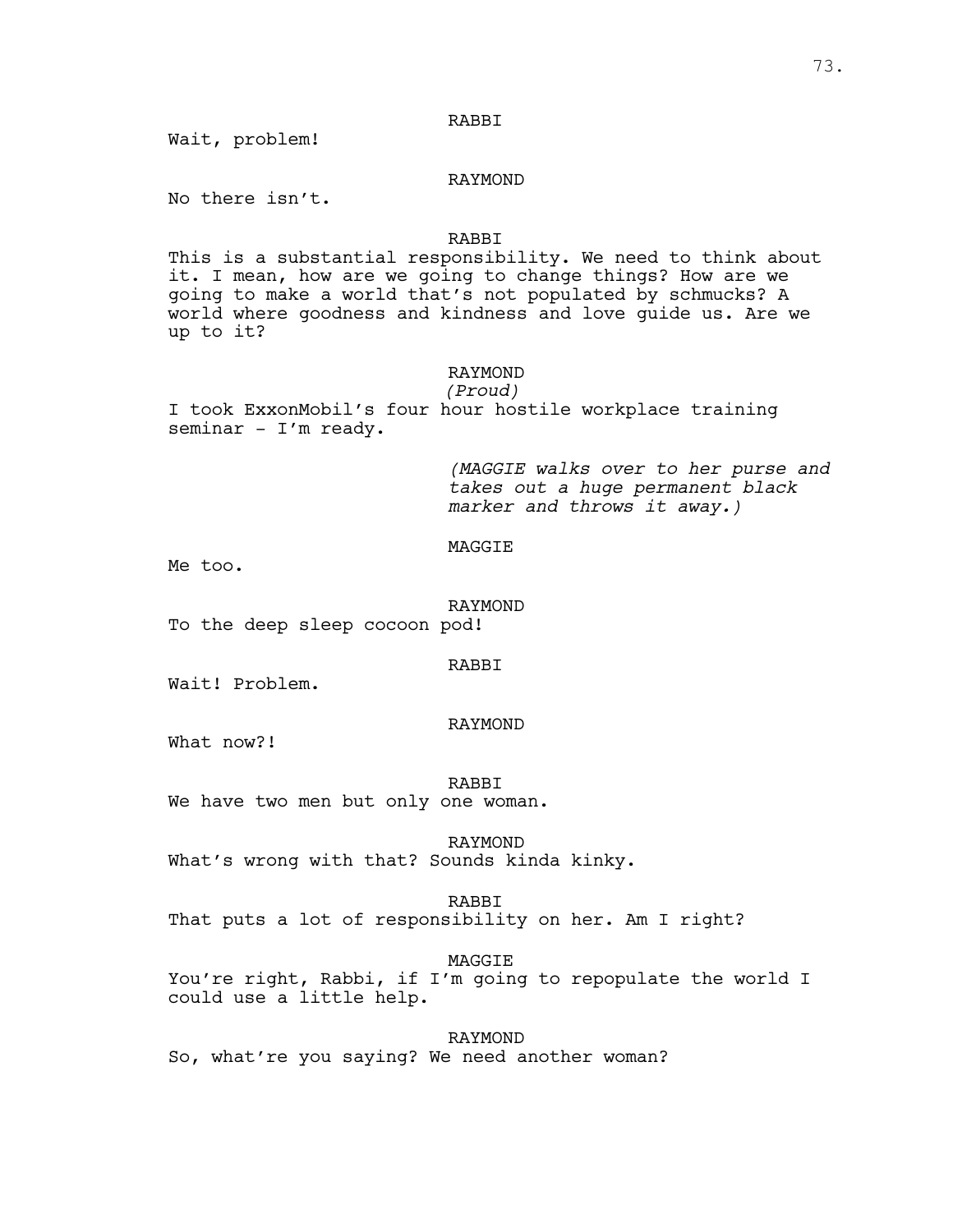RABBI

Wait, problem!

RAYMOND

No there isn't.

RABBI

This is a substantial responsibility. We need to think about it. I mean, how are we going to change things? How are we going to make a world that's not populated by schmucks? A world where goodness and kindness and love guide us. Are we up to it?

RAYMOND

*(Proud)*

I took ExxonMobil's four hour hostile workplace training seminar - I'm ready.

*(MAGGIE walks over to her purse and takes out a huge permanent black marker and throws it away.)*

MAGGIE

Me too.

RAYMOND

To the deep sleep cocoon pod!

RABBI

Wait! Problem.

RAYMOND

What now?!

RABBI

We have two men but only one woman.

RAYMOND

What's wrong with that? Sounds kinda kinky.

RABBI

That puts a lot of responsibility on her. Am I right?

MAGGIE

You're right, Rabbi, if I'm going to repopulate the world I could use a little help.

RAYMOND

So, what're you saying? We need another woman?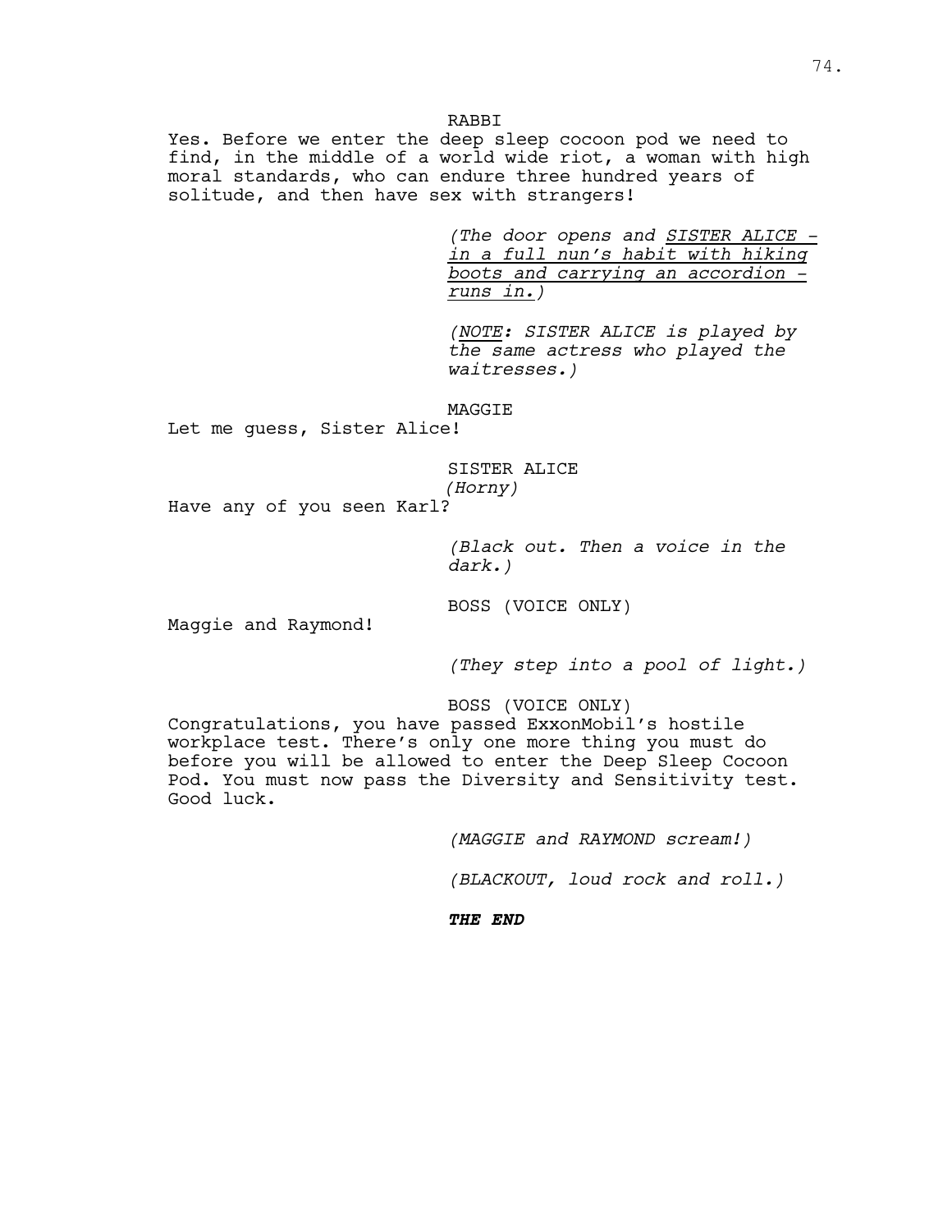RABBI

Yes. Before we enter the deep sleep cocoon pod we need to find, in the middle of a world wide riot, a woman with high moral standards, who can endure three hundred years of solitude, and then have sex with strangers!

*(The door opens and SISTER ALICE - in a full nun's habit with hiking boots and carrying an accordion - runs in.)*

*(NOTE: SISTER ALICE is played by the same actress who played the waitresses.)*

MAGGIE

Let me guess, Sister Alice!

SISTER ALICE

*(Horny)*

Have any of you seen Karl?

*(Black out. Then a voice in the dark.)*

BOSS (VOICE ONLY)

Maggie and Raymond!

*(They step into a pool of light.)*

BOSS (VOICE ONLY)

Congratulations, you have passed ExxonMobil's hostile workplace test. There's only one more thing you must do before you will be allowed to enter the Deep Sleep Cocoon Pod. You must now pass the Diversity and Sensitivity test. Good luck.

*(MAGGIE and RAYMOND scream!)*

*(BLACKOUT, loud rock and roll.)*

***THE END***